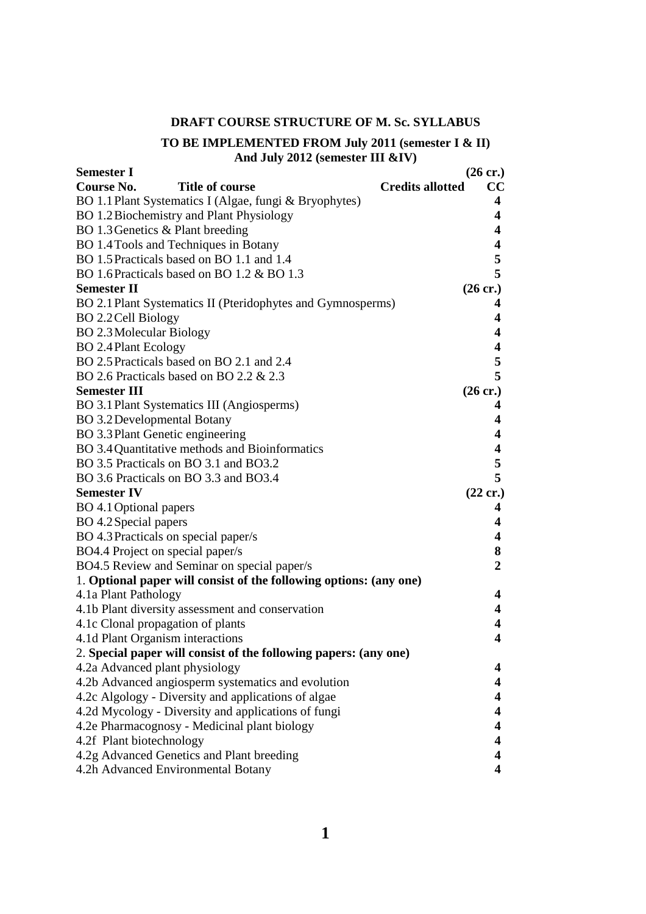**DRAFT COURSE STRUCTURE OF M. Sc. SYLLABUS**

**TO BE IMPLEMENTED FROM July 2011 (semester I & II)**
**And July 2012 (semester III &IV)**

| Course No. | Title of course | Credits allotted CC |
|---|---|---|
| **Semester I** | | **(26 cr.)** |
| BO 1.1 | Plant Systematics I (Algae, fungi & Bryophytes) | 4 |
| BO 1.2 | Biochemistry and Plant Physiology | 4 |
| BO 1.3 | Genetics & Plant breeding | 4 |
| BO 1.4 | Tools and Techniques in Botany | 4 |
| BO 1.5 | Practicals based on BO 1.1 and 1.4 | 5 |
| BO 1.6 | Practicals based on BO 1.2 & BO 1.3 | 5 |
| **Semester II** | | **(26 cr.)** |
| BO 2.1 | Plant Systematics II (Pteridophytes and Gymnosperms) | 4 |
| BO 2.2 | Cell Biology | 4 |
| BO 2.3 | Molecular Biology | 4 |
| BO 2.4 | Plant Ecology | 4 |
| BO 2.5 | Practicals based on BO 2.1 and 2.4 | 5 |
| BO 2.6 | Practicals based on BO 2.2 & 2.3 | 5 |
| **Semester III** | | **(26 cr.)** |
| BO 3.1 | Plant Systematics III (Angiosperms) | 4 |
| BO 3.2 | Developmental Botany | 4 |
| BO 3.3 | Plant Genetic engineering | 4 |
| BO 3.4 | Quantitative methods and Bioinformatics | 4 |
| BO 3.5 | Practicals on BO 3.1 and BO3.2 | 5 |
| BO 3.6 | Practicals on BO 3.3 and BO3.4 | 5 |
| **Semester IV** | | **(22 cr.)** |
| BO 4.1 | Optional papers | 4 |
| BO 4.2 | Special papers | 4 |
| BO 4.3 | Practicals on special paper/s | 4 |
| BO4.4 | Project on special paper/s | 8 |
| BO4.5 | Review and Seminar on special paper/s | 2 |

1. **Optional paper will consist of the following options: (any one)**

| Code | Title | Credits |
|---|---|---|
| 4.1a | Plant Pathology | 4 |
| 4.1b | Plant diversity assessment and conservation | 4 |
| 4.1c | Clonal propagation of plants | 4 |
| 4.1d | Plant Organism interactions | 4 |

2. **Special paper will consist of the following papers: (any one)**

| Code | Title | Credits |
|---|---|---|
| 4.2a | Advanced plant physiology | 4 |
| 4.2b | Advanced angiosperm systematics and evolution | 4 |
| 4.2c | Algology - Diversity and applications of algae | 4 |
| 4.2d | Mycology - Diversity and applications of fungi | 4 |
| 4.2e | Pharmacognosy - Medicinal plant biology | 4 |
| 4.2f | Plant biotechnology | 4 |
| 4.2g | Advanced Genetics and Plant breeding | 4 |
| 4.2h | Advanced Environmental Botany | 4 |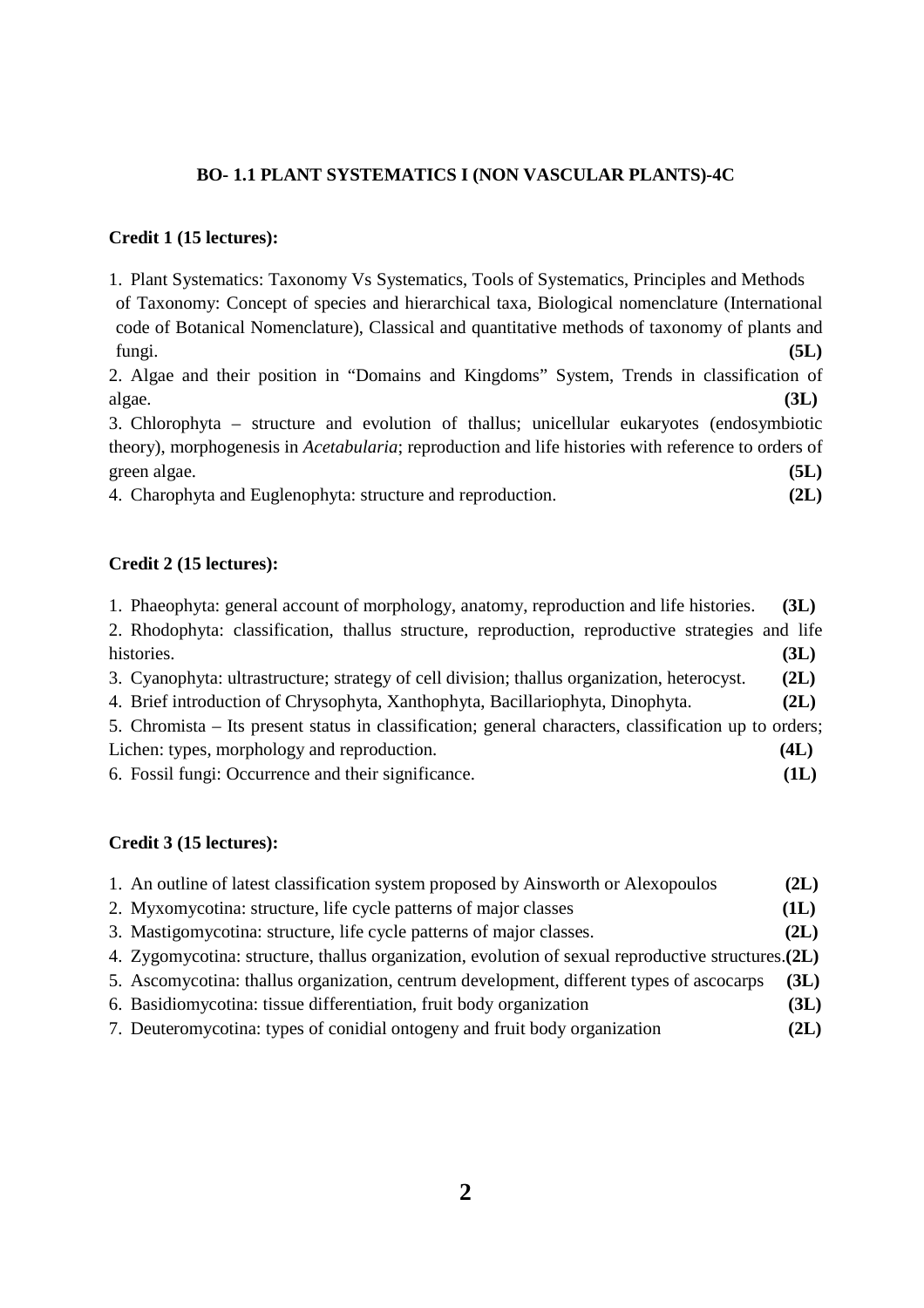## BO- 1.1 PLANT SYSTEMATICS I (NON VASCULAR PLANTS)-4C

**Credit 1 (15 lectures):**

1. Plant Systematics: Taxonomy Vs Systematics, Tools of Systematics, Principles and Methods of Taxonomy: Concept of species and hierarchical taxa, Biological nomenclature (International code of Botanical Nomenclature), Classical and quantitative methods of taxonomy of plants and fungi. **(5L)**
2. Algae and their position in "Domains and Kingdoms" System, Trends in classification of algae. **(3L)**
3. Chlorophyta – structure and evolution of thallus; unicellular eukaryotes (endosymbiotic theory), morphogenesis in *Acetabularia*; reproduction and life histories with reference to orders of green algae. **(5L)**
4. Charophyta and Euglenophyta: structure and reproduction. **(2L)**

**Credit 2 (15 lectures):**

1. Phaeophyta: general account of morphology, anatomy, reproduction and life histories. **(3L)**
2. Rhodophyta: classification, thallus structure, reproduction, reproductive strategies and life histories. **(3L)**
3. Cyanophyta: ultrastructure; strategy of cell division; thallus organization, heterocyst. **(2L)**
4. Brief introduction of Chrysophyta, Xanthophyta, Bacillariophyta, Dinophyta. **(2L)**
5. Chromista – Its present status in classification; general characters, classification up to orders; Lichen: types, morphology and reproduction. **(4L)**
6. Fossil fungi: Occurrence and their significance. **(1L)**

**Credit 3 (15 lectures):**

1. An outline of latest classification system proposed by Ainsworth or Alexopoulos **(2L)**
2. Myxomycotina: structure, life cycle patterns of major classes **(1L)**
3. Mastigomycotina: structure, life cycle patterns of major classes. **(2L)**
4. Zygomycotina: structure, thallus organization, evolution of sexual reproductive structures. **(2L)**
5. Ascomycotina: thallus organization, centrum development, different types of ascocarps **(3L)**
6. Basidiomycotina: tissue differentiation, fruit body organization **(3L)**
7. Deuteromycotina: types of conidial ontogeny and fruit body organization **(2L)**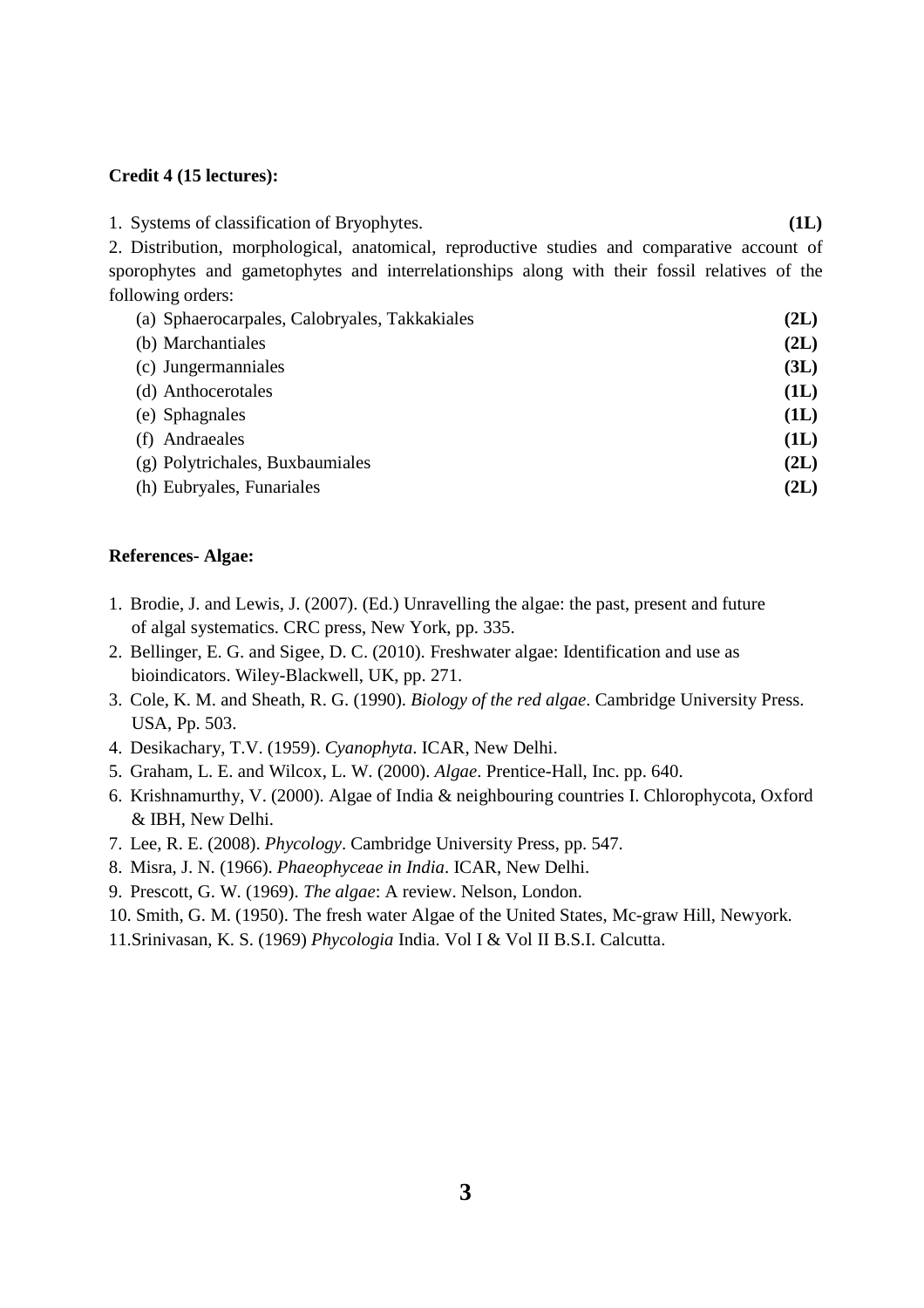**Credit 4 (15 lectures):**

1. Systems of classification of Bryophytes. **(1L)**

2. Distribution, morphological, anatomical, reproductive studies and comparative account of sporophytes and gametophytes and interrelationships along with their fossil relatives of the following orders:

   (a) Sphaerocarpales, Calobryales, Takkakiales **(2L)**
   (b) Marchantiales **(2L)**
   (c) Jungermanniales **(3L)**
   (d) Anthocerotales **(1L)**
   (e) Sphagnales **(1L)**
   (f) Andraeales **(1L)**
   (g) Polytrichales, Buxbaumiales **(2L)**
   (h) Eubryales, Funariales **(2L)**

**References- Algae:**

1. Brodie, J. and Lewis, J. (2007). (Ed.) Unravelling the algae: the past, present and future of algal systematics. CRC press, New York, pp. 335.
2. Bellinger, E. G. and Sigee, D. C. (2010). Freshwater algae: Identification and use as bioindicators. Wiley-Blackwell, UK, pp. 271.
3. Cole, K. M. and Sheath, R. G. (1990). *Biology of the red algae*. Cambridge University Press. USA, Pp. 503.
4. Desikachary, T.V. (1959). *Cyanophyta*. ICAR, New Delhi.
5. Graham, L. E. and Wilcox, L. W. (2000). *Algae*. Prentice-Hall, Inc. pp. 640.
6. Krishnamurthy, V. (2000). Algae of India & neighbouring countries I. Chlorophycota, Oxford & IBH, New Delhi.
7. Lee, R. E. (2008). *Phycology*. Cambridge University Press, pp. 547.
8. Misra, J. N. (1966). *Phaeophyceae in India*. ICAR, New Delhi.
9. Prescott, G. W. (1969). *The algae*: A review. Nelson, London.
10. Smith, G. M. (1950). The fresh water Algae of the United States, Mc-graw Hill, Newyork.
11. Srinivasan, K. S. (1969) *Phycologia* India. Vol I & Vol II B.S.I. Calcutta.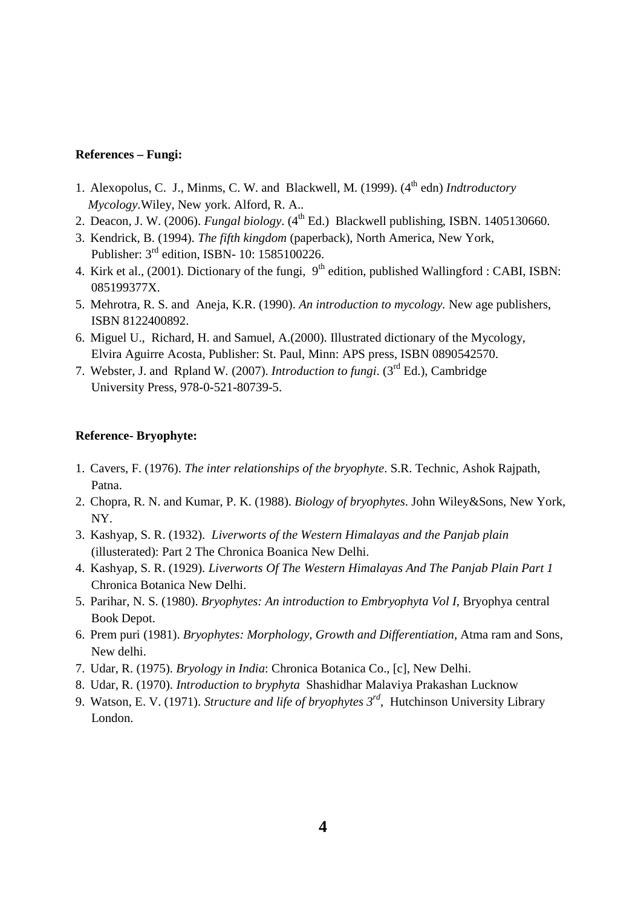**References – Fungi:**

1. Alexopolus, C. J., Minms, C. W. and Blackwell, M. (1999). (4th edn) *Indtroductory Mycology*.Wiley, New york. Alford, R. A..
2. Deacon, J. W. (2006). *Fungal biology*. (4th Ed.) Blackwell publishing, ISBN. 1405130660.
3. Kendrick, B. (1994). *The fifth kingdom* (paperback), North America, New York, Publisher: 3rd edition, ISBN- 10: 1585100226.
4. Kirk et al., (2001). Dictionary of the fungi, 9th edition, published Wallingford : CABI, ISBN: 085199377X.
5. Mehrotra, R. S. and Aneja, K.R. (1990). *An introduction to mycology.* New age publishers, ISBN 8122400892.
6. Miguel U., Richard, H. and Samuel, A.(2000). Illustrated dictionary of the Mycology, Elvira Aguirre Acosta, Publisher: St. Paul, Minn: APS press, ISBN 0890542570.
7. Webster, J. and Rpland W. (2007). *Introduction to fungi*. (3rd Ed.), Cambridge University Press, 978-0-521-80739-5.

**Reference- Bryophyte:**

1. Cavers, F. (1976). *The inter relationships of the bryophyte*. S.R. Technic, Ashok Rajpath, Patna.
2. Chopra, R. N. and Kumar, P. K. (1988). *Biology of bryophytes*. John Wiley&Sons, New York, NY.
3. Kashyap, S. R. (1932). *Liverworts of the Western Himalayas and the Panjab plain* (illusterated): Part 2 The Chronica Boanica New Delhi.
4. Kashyap, S. R. (1929). *Liverworts Of The Western Himalayas And The Panjab Plain Part 1* Chronica Botanica New Delhi.
5. Parihar, N. S. (1980). *Bryophytes: An introduction to Embryophyta Vol I*, Bryophya central Book Depot.
6. Prem puri (1981). *Bryophytes: Morphology, Growth and Differentiation*, Atma ram and Sons, New delhi.
7. Udar, R. (1975). *Bryology in India*: Chronica Botanica Co., [c], New Delhi.
8. Udar, R. (1970). *Introduction to bryphyta* Shashidhar Malaviya Prakashan Lucknow
9. Watson, E. V. (1971). *Structure and life of bryophytes 3rd*, Hutchinson University Library London.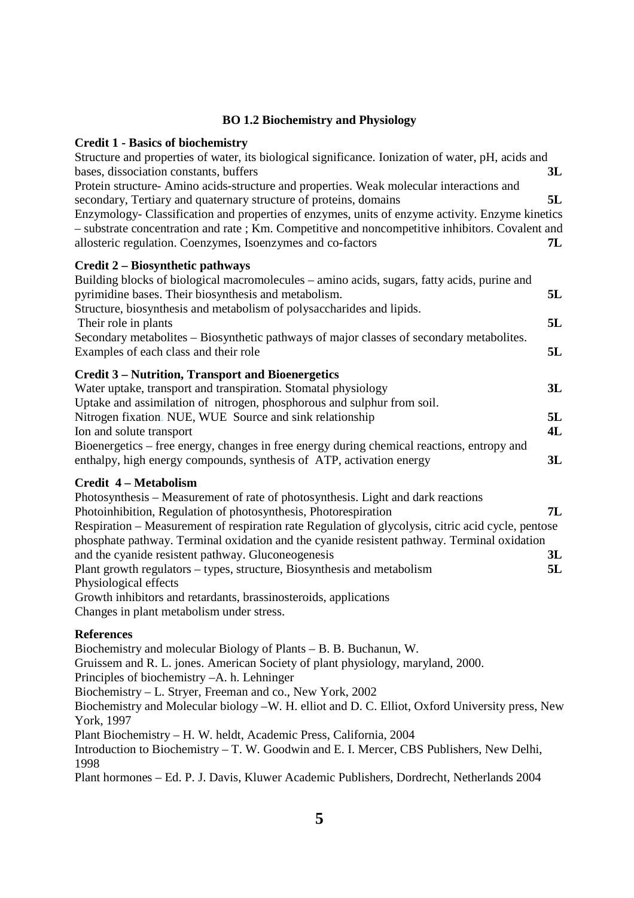## BO 1.2 Biochemistry and Physiology

**Credit 1 - Basics of biochemistry**

Structure and properties of water, its biological significance. Ionization of water, pH, acids and bases, dissociation constants, buffers **3L**

Protein structure- Amino acids-structure and properties. Weak molecular interactions and secondary, Tertiary and quaternary structure of proteins, domains **5L**

Enzymology- Classification and properties of enzymes, units of enzyme activity. Enzyme kinetics – substrate concentration and rate ; Km. Competitive and noncompetitive inhibitors. Covalent and allosteric regulation. Coenzymes, Isoenzymes and co-factors **7L**

**Credit 2 – Biosynthetic pathways**

Building blocks of biological macromolecules – amino acids, sugars, fatty acids, purine and pyrimidine bases. Their biosynthesis and metabolism. **5L**

Structure, biosynthesis and metabolism of polysaccharides and lipids.
Their role in plants **5L**

Secondary metabolites – Biosynthetic pathways of major classes of secondary metabolites.
Examples of each class and their role **5L**

**Credit 3 – Nutrition, Transport and Bioenergetics**

Water uptake, transport and transpiration. Stomatal physiology **3L**

Uptake and assimilation of nitrogen, phosphorous and sulphur from soil.
Nitrogen fixation. NUE, WUE Source and sink relationship **5L**

Ion and solute transport **4L**

Bioenergetics – free energy, changes in free energy during chemical reactions, entropy and enthalpy, high energy compounds, synthesis of ATP, activation energy **3L**

**Credit 4 – Metabolism**

Photosynthesis – Measurement of rate of photosynthesis. Light and dark reactions
Photoinhibition, Regulation of photosynthesis, Photorespiration **7L**

Respiration – Measurement of respiration rate Regulation of glycolysis, citric acid cycle, pentose phosphate pathway. Terminal oxidation and the cyanide resistent pathway. Terminal oxidation and the cyanide resistent pathway. Gluconeogenesis **3L**

Plant growth regulators – types, structure, Biosynthesis and metabolism **5L**
Physiological effects
Growth inhibitors and retardants, brassinosteroids, applications
Changes in plant metabolism under stress.

**References**

Biochemistry and molecular Biology of Plants – B. B. Buchanun, W.
Gruissem and R. L. jones. American Society of plant physiology, maryland, 2000.
Principles of biochemistry –A. h. Lehninger
Biochemistry – L. Stryer, Freeman and co., New York, 2002
Biochemistry and Molecular biology –W. H. elliot and D. C. Elliot, Oxford University press, New York, 1997
Plant Biochemistry – H. W. heldt, Academic Press, California, 2004
Introduction to Biochemistry – T. W. Goodwin and E. I. Mercer, CBS Publishers, New Delhi, 1998
Plant hormones – Ed. P. J. Davis, Kluwer Academic Publishers, Dordrecht, Netherlands 2004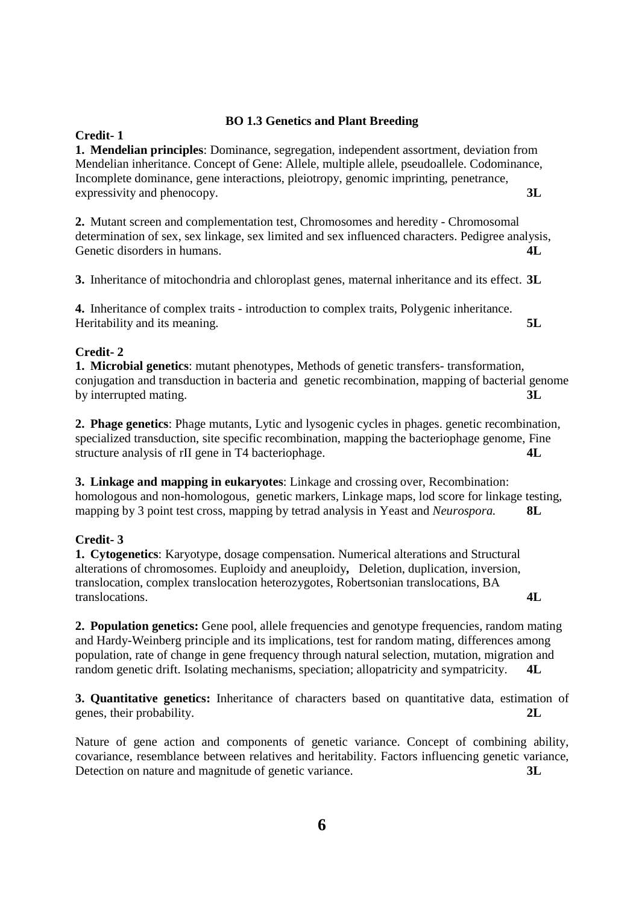## BO 1.3 Genetics and Plant Breeding

**Credit- 1**

**1. Mendelian principles**: Dominance, segregation, independent assortment, deviation from Mendelian inheritance. Concept of Gene: Allele, multiple allele, pseudoallele. Codominance, Incomplete dominance, gene interactions, pleiotropy, genomic imprinting, penetrance, expressivity and phenocopy. **3L**

**2.** Mutant screen and complementation test, Chromosomes and heredity - Chromosomal determination of sex, sex linkage, sex limited and sex influenced characters. Pedigree analysis, Genetic disorders in humans. **4L**

**3.** Inheritance of mitochondria and chloroplast genes, maternal inheritance and its effect. **3L**

**4.** Inheritance of complex traits - introduction to complex traits, Polygenic inheritance. Heritability and its meaning. **5L**

**Credit- 2**

**1. Microbial genetics**: mutant phenotypes, Methods of genetic transfers- transformation, conjugation and transduction in bacteria and genetic recombination, mapping of bacterial genome by interrupted mating. **3L**

**2. Phage genetics**: Phage mutants, Lytic and lysogenic cycles in phages. genetic recombination, specialized transduction, site specific recombination, mapping the bacteriophage genome, Fine structure analysis of rII gene in T4 bacteriophage. **4L**

**3. Linkage and mapping in eukaryotes**: Linkage and crossing over, Recombination: homologous and non-homologous, genetic markers, Linkage maps, lod score for linkage testing, mapping by 3 point test cross, mapping by tetrad analysis in Yeast and *Neurospora.* **8L**

**Credit- 3**

**1. Cytogenetics**: Karyotype, dosage compensation. Numerical alterations and Structural alterations of chromosomes. Euploidy and aneuploidy**,** Deletion, duplication, inversion, translocation, complex translocation heterozygotes, Robertsonian translocations, BA translocations. **4L**

**2. Population genetics:** Gene pool, allele frequencies and genotype frequencies, random mating and Hardy-Weinberg principle and its implications, test for random mating, differences among population, rate of change in gene frequency through natural selection, mutation, migration and random genetic drift. Isolating mechanisms, speciation; allopatricity and sympatricity. **4L**

**3. Quantitative genetics:** Inheritance of characters based on quantitative data, estimation of genes, their probability. **2L**

Nature of gene action and components of genetic variance. Concept of combining ability, covariance, resemblance between relatives and heritability. Factors influencing genetic variance, Detection on nature and magnitude of genetic variance. **3L**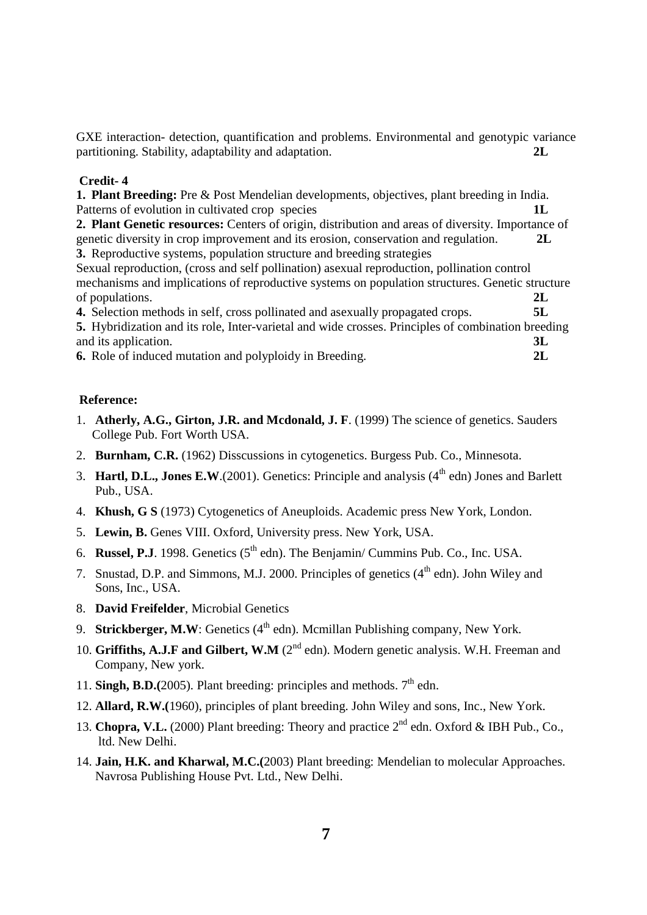GXE interaction- detection, quantification and problems. Environmental and genotypic variance partitioning. Stability, adaptability and adaptation. **2L**

**Credit- 4**

**1. Plant Breeding:** Pre & Post Mendelian developments, objectives, plant breeding in India. Patterns of evolution in cultivated crop species **1L**

**2. Plant Genetic resources:** Centers of origin, distribution and areas of diversity. Importance of genetic diversity in crop improvement and its erosion, conservation and regulation. **2L**

**3.** Reproductive systems, population structure and breeding strategies
Sexual reproduction, (cross and self pollination) asexual reproduction, pollination control mechanisms and implications of reproductive systems on population structures. Genetic structure of populations. **2L**

**4.** Selection methods in self, cross pollinated and asexually propagated crops. **5L**

**5.** Hybridization and its role, Inter-varietal and wide crosses. Principles of combination breeding and its application. **3L**

**6.** Role of induced mutation and polyploidy in Breeding. **2L**

**Reference:**

1. **Atherly, A.G., Girton, J.R. and Mcdonald, J. F**. (1999) The science of genetics. Sauders College Pub. Fort Worth USA.
2. **Burnham, C.R.** (1962) Disscussions in cytogenetics. Burgess Pub. Co., Minnesota.
3. **Hartl, D.L., Jones E.W**.(2001). Genetics: Principle and analysis (4th edn) Jones and Barlett Pub., USA.
4. **Khush, G S** (1973) Cytogenetics of Aneuploids. Academic press New York, London.
5. **Lewin, B.** Genes VIII. Oxford, University press. New York, USA.
6. **Russel, P.J**. 1998. Genetics (5th edn). The Benjamin/ Cummins Pub. Co., Inc. USA.
7. Snustad, D.P. and Simmons, M.J. 2000. Principles of genetics (4th edn). John Wiley and Sons, Inc., USA.
8. **David Freifelder**, Microbial Genetics
9. **Strickberger, M.W**: Genetics (4th edn). Mcmillan Publishing company, New York.
10. **Griffiths, A.J.F and Gilbert, W.M** (2nd edn). Modern genetic analysis. W.H. Freeman and Company, New york.
11. **Singh, B.D.(**2005). Plant breeding: principles and methods. 7th edn.
12. **Allard, R.W.(**1960), principles of plant breeding. John Wiley and sons, Inc., New York.
13. **Chopra, V.L.** (2000) Plant breeding: Theory and practice 2nd edn. Oxford & IBH Pub., Co., ltd. New Delhi.
14. **Jain, H.K. and Kharwal, M.C.(**2003) Plant breeding: Mendelian to molecular Approaches. Navrosa Publishing House Pvt. Ltd., New Delhi.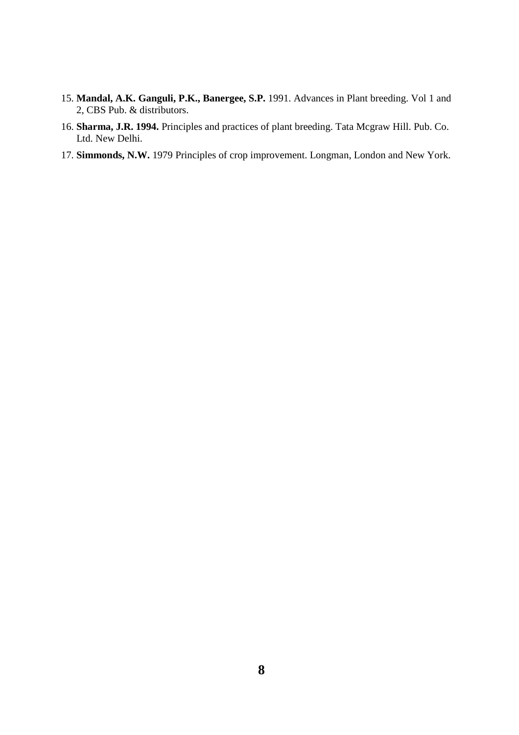15. **Mandal, A.K. Ganguli, P.K., Banergee, S.P.** 1991. Advances in Plant breeding. Vol 1 and 2, CBS Pub. & distributors.
16. **Sharma, J.R. 1994.** Principles and practices of plant breeding. Tata Mcgraw Hill. Pub. Co. Ltd. New Delhi.
17. **Simmonds, N.W.** 1979 Principles of crop improvement. Longman, London and New York.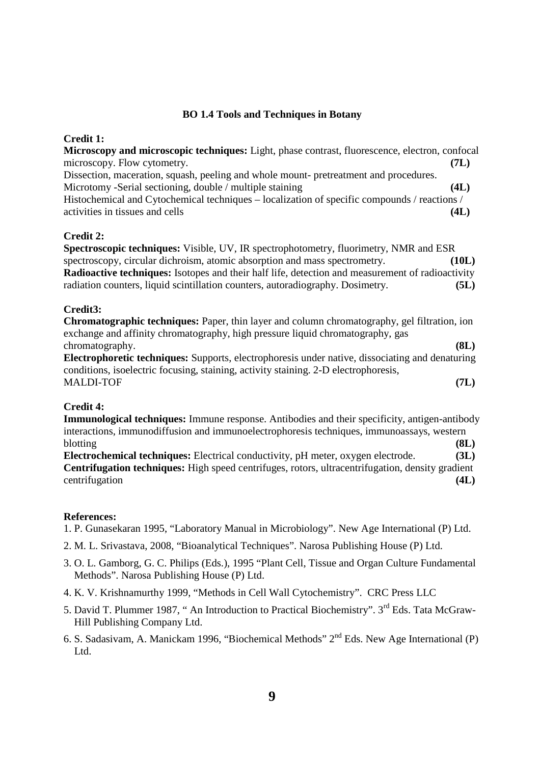## BO 1.4 Tools and Techniques in Botany

**Credit 1:**

**Microscopy and microscopic techniques:** Light, phase contrast, fluorescence, electron, confocal microscopy. Flow cytometry. **(7L)**

Dissection, maceration, squash, peeling and whole mount- pretreatment and procedures.

Microtomy -Serial sectioning, double / multiple staining **(4L)**

Histochemical and Cytochemical techniques – localization of specific compounds / reactions / activities in tissues and cells **(4L)**

**Credit 2:**

**Spectroscopic techniques:** Visible, UV, IR spectrophotometry, fluorimetry, NMR and ESR spectroscopy, circular dichroism, atomic absorption and mass spectrometry. **(10L)**

**Radioactive techniques:** Isotopes and their half life, detection and measurement of radioactivity radiation counters, liquid scintillation counters, autoradiography. Dosimetry. **(5L)**

**Credit3:**

**Chromatographic techniques:** Paper, thin layer and column chromatography, gel filtration, ion exchange and affinity chromatography, high pressure liquid chromatography, gas chromatography. **(8L)**

**Electrophoretic techniques:** Supports, electrophoresis under native, dissociating and denaturing conditions, isoelectric focusing, staining, activity staining. 2-D electrophoresis, MALDI-TOF **(7L)**

**Credit 4:**

**Immunological techniques:** Immune response. Antibodies and their specificity, antigen-antibody interactions, immunodiffusion and immunoelectrophoresis techniques, immunoassays, western blotting **(8L)**

**Electrochemical techniques:** Electrical conductivity, pH meter, oxygen electrode. **(3L)**

**Centrifugation techniques:** High speed centrifuges, rotors, ultracentrifugation, density gradient centrifugation **(4L)**

**References:**

1. P. Gunasekaran 1995, "Laboratory Manual in Microbiology". New Age International (P) Ltd.
2. M. L. Srivastava, 2008, "Bioanalytical Techniques". Narosa Publishing House (P) Ltd.
3. O. L. Gamborg, G. C. Philips (Eds.), 1995 "Plant Cell, Tissue and Organ Culture Fundamental Methods". Narosa Publishing House (P) Ltd.
4. K. V. Krishnamurthy 1999, "Methods in Cell Wall Cytochemistry". CRC Press LLC
5. David T. Plummer 1987, " An Introduction to Practical Biochemistry". 3rd Eds. Tata McGraw-Hill Publishing Company Ltd.
6. S. Sadasivam, A. Manickam 1996, "Biochemical Methods" 2nd Eds. New Age International (P) Ltd.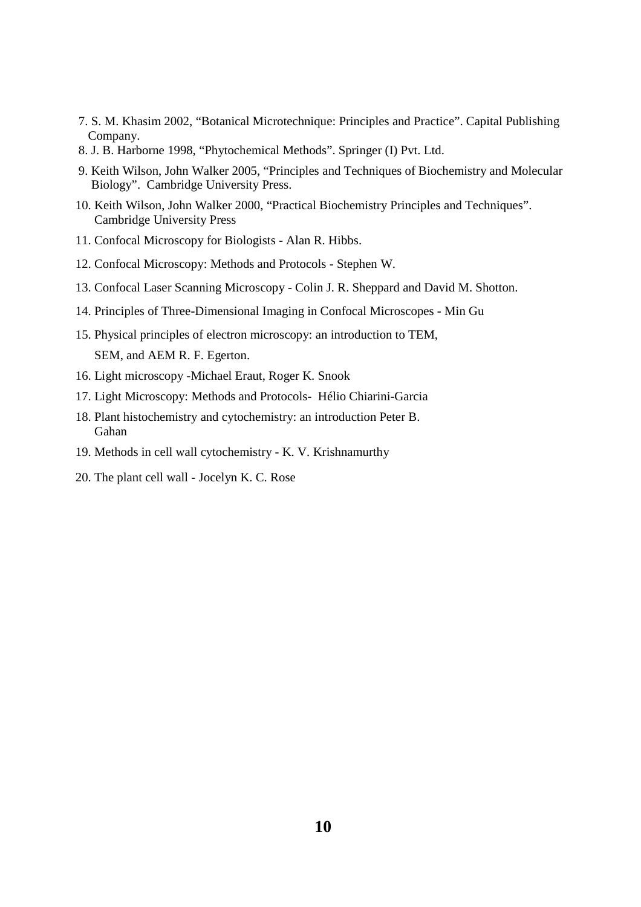7. S. M. Khasim 2002, "Botanical Microtechnique: Principles and Practice". Capital Publishing Company.
8. J. B. Harborne 1998, "Phytochemical Methods". Springer (I) Pvt. Ltd.
9. Keith Wilson, John Walker 2005, "Principles and Techniques of Biochemistry and Molecular Biology". Cambridge University Press.
10. Keith Wilson, John Walker 2000, "Practical Biochemistry Principles and Techniques". Cambridge University Press
11. Confocal Microscopy for Biologists - Alan R. Hibbs.
12. Confocal Microscopy: Methods and Protocols - Stephen W.
13. Confocal Laser Scanning Microscopy - Colin J. R. Sheppard and David M. Shotton.
14. Principles of Three-Dimensional Imaging in Confocal Microscopes - Min Gu
15. Physical principles of electron microscopy: an introduction to TEM, SEM, and AEM R. F. Egerton.
16. Light microscopy -Michael Eraut, Roger K. Snook
17. Light Microscopy: Methods and Protocols- Hélio Chiarini-Garcia
18. Plant histochemistry and cytochemistry: an introduction Peter B. Gahan
19. Methods in cell wall cytochemistry - K. V. Krishnamurthy
20. The plant cell wall - Jocelyn K. C. Rose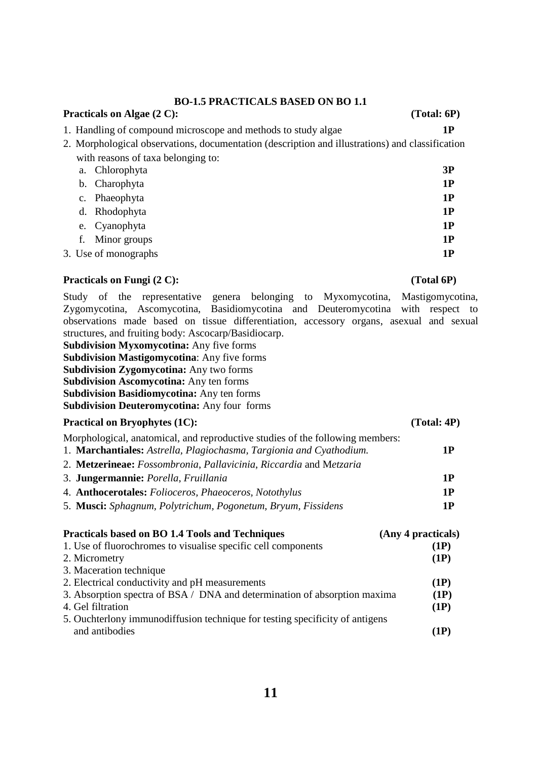## BO-1.5 PRACTICALS BASED ON BO 1.1

**Practicals on Algae (2 C):** **(Total: 6P)**

1. Handling of compound microscope and methods to study algae **1P**
2. Morphological observations, documentation (description and illustrations) and classification with reasons of taxa belonging to:
   a. Chlorophyta **3P**
   b. Charophyta **1P**
   c. Phaeophyta **1P**
   d. Rhodophyta **1P**
   e. Cyanophyta **1P**
   f. Minor groups **1P**
3. Use of monographs **1P**

**Practicals on Fungi (2 C):** **(Total 6P)**

Study of the representative genera belonging to Myxomycotina, Mastigomycotina, Zygomycotina, Ascomycotina, Basidiomycotina and Deuteromycotina with respect to observations made based on tissue differentiation, accessory organs, asexual and sexual structures, and fruiting body: Ascocarp/Basidiocarp.

**Subdivision Myxomycotina:** Any five forms
**Subdivision Mastigomycotina**: Any five forms
**Subdivision Zygomycotina:** Any two forms
**Subdivision Ascomycotina:** Any ten forms
**Subdivision Basidiomycotina:** Any ten forms
**Subdivision Deuteromycotina:** Any four forms

**Practical on Bryophytes (1C):** **(Total: 4P)**

Morphological, anatomical, and reproductive studies of the following members:

1. **Marchantiales:** *Astrella, Plagiochasma, Targionia and Cyathodium.* **1P**
2. **Metzerineae:** *Fossombronia, Pallavicinia, Riccardia* and M*etzaria*
3. **Jungermannie:** *Porella, Fruillania* **1P**
4. **Anthocerotales:** *Folioceros, Phaeoceros, Notothylus* **1P**
5. **Musci:** *Sphagnum, Polytrichum, Pogonetum, Bryum, Fissidens* **1P**

**Practicals based on BO 1.4 Tools and Techniques** **(Any 4 practicals)**

1. Use of fluorochromes to visualise specific cell components **(1P)**
2. Micrometry **(1P)**
3. Maceration technique
2. Electrical conductivity and pH measurements **(1P)**
3. Absorption spectra of BSA / DNA and determination of absorption maxima **(1P)**
4. Gel filtration **(1P)**
5. Ouchterlony immunodiffusion technique for testing specificity of antigens and antibodies **(1P)**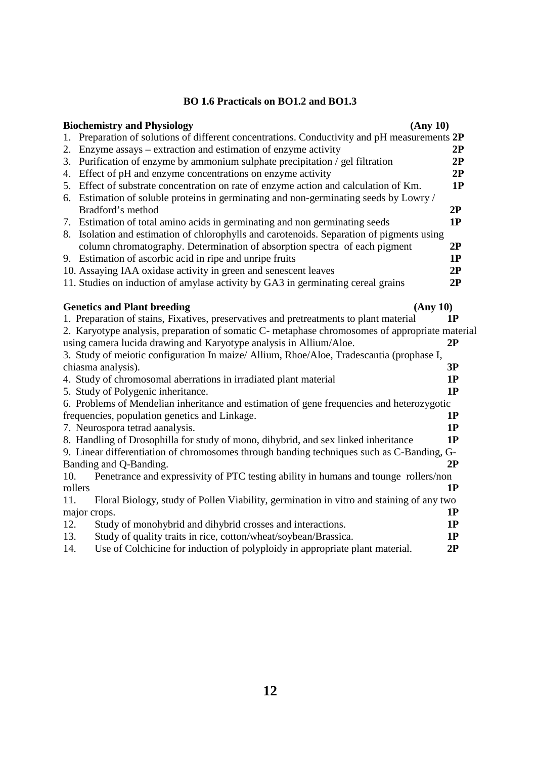**BO 1.6 Practicals on BO1.2 and BO1.3**

**Biochemistry and Physiology** **(Any 10)**

1. Preparation of solutions of different concentrations. Conductivity and pH measurements **2P**
2. Enzyme assays – extraction and estimation of enzyme activity **2P**
3. Purification of enzyme by ammonium sulphate precipitation / gel filtration **2P**
4. Effect of pH and enzyme concentrations on enzyme activity **2P**
5. Effect of substrate concentration on rate of enzyme action and calculation of Km. **1P**
6. Estimation of soluble proteins in germinating and non-germinating seeds by Lowry / Bradford's method **2P**
7. Estimation of total amino acids in germinating and non germinating seeds **1P**
8. Isolation and estimation of chlorophylls and carotenoids. Separation of pigments using column chromatography. Determination of absorption spectra of each pigment **2P**
9. Estimation of ascorbic acid in ripe and unripe fruits **1P**
10. Assaying IAA oxidase activity in green and senescent leaves **2P**
11. Studies on induction of amylase activity by GA3 in germinating cereal grains **2P**

**Genetics and Plant breeding** **(Any 10)**

1. Preparation of stains, Fixatives, preservatives and pretreatments to plant material **1P**
2. Karyotype analysis, preparation of somatic C- metaphase chromosomes of appropriate material using camera lucida drawing and Karyotype analysis in Allium/Aloe. **2P**
3. Study of meiotic configuration In maize/ Allium, Rhoe/Aloe, Tradescantia (prophase I, chiasma analysis). **3P**
4. Study of chromosomal aberrations in irradiated plant material **1P**
5. Study of Polygenic inheritance. **1P**
6. Problems of Mendelian inheritance and estimation of gene frequencies and heterozygotic frequencies, population genetics and Linkage. **1P**
7. Neurospora tetrad aanalysis. **1P**
8. Handling of Drosophilla for study of mono, dihybrid, and sex linked inheritance **1P**
9. Linear differentiation of chromosomes through banding techniques such as C-Banding, G-Banding and Q-Banding. **2P**
10. Penetrance and expressivity of PTC testing ability in humans and tounge rollers/non rollers **1P**
11. Floral Biology, study of Pollen Viability, germination in vitro and staining of any two major crops. **1P**
12. Study of monohybrid and dihybrid crosses and interactions. **1P**
13. Study of quality traits in rice, cotton/wheat/soybean/Brassica. **1P**
14. Use of Colchicine for induction of polyploidy in appropriate plant material. **2P**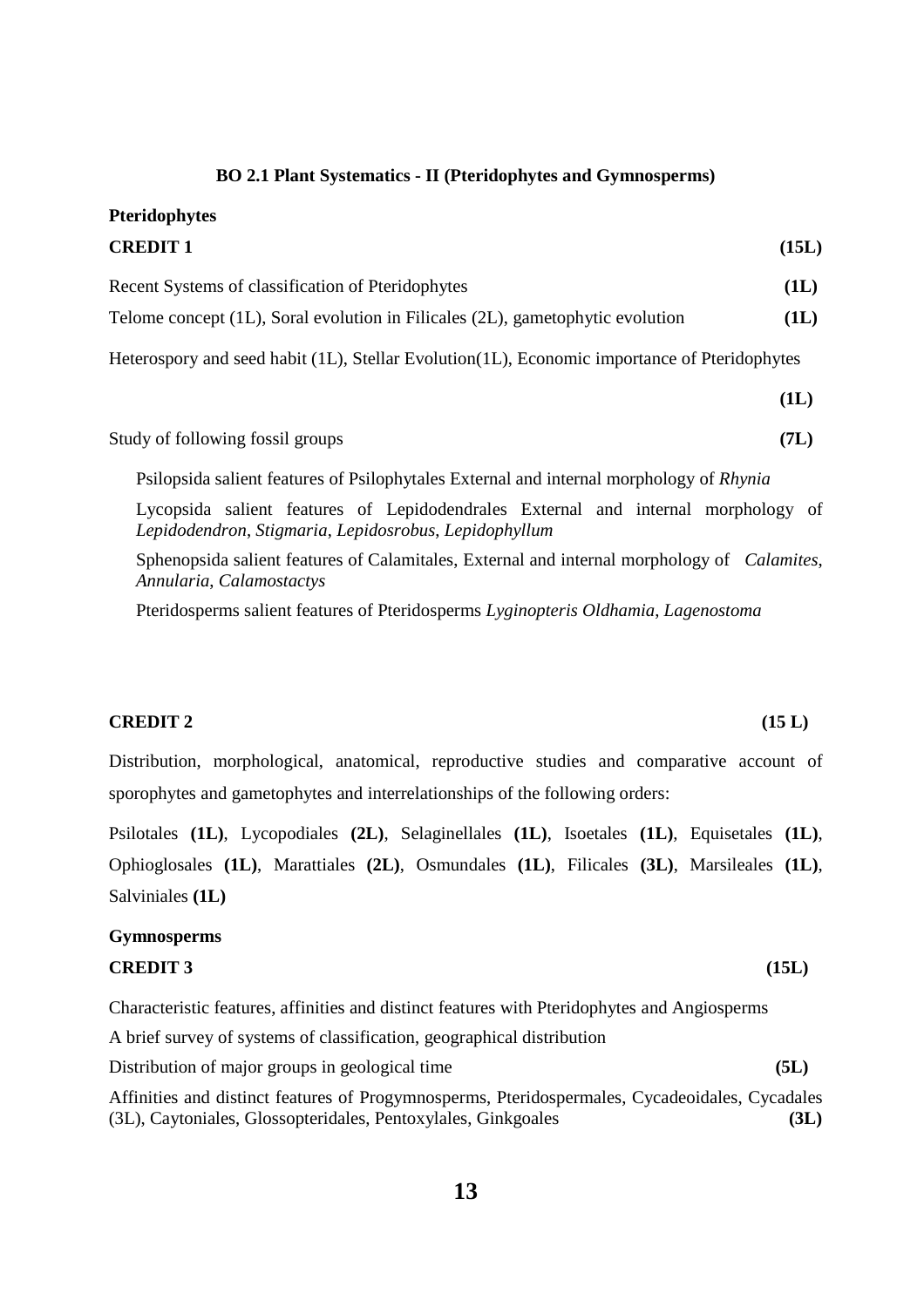### BO 2.1 Plant Systematics - II (Pteridophytes and Gymnosperms)

**Pteridophytes**

**CREDIT 1** **(15L)**

Recent Systems of classification of Pteridophytes **(1L)**

Telome concept (1L), Soral evolution in Filicales (2L), gametophytic evolution **(1L)**

Heterospory and seed habit (1L), Stellar Evolution(1L), Economic importance of Pteridophytes **(1L)**

Study of following fossil groups **(7L)**

Psilopsida salient features of Psilophytales External and internal morphology of *Rhynia*

Lycopsida salient features of Lepidodendrales External and internal morphology of *Lepidodendron*, *Stigmaria*, *Lepidosrobus*, *Lepidophyllum*

Sphenopsida salient features of Calamitales, External and internal morphology of *Calamites*, *Annularia*, *Calamostactys*

Pteridosperms salient features of Pteridosperms *Lyginopteris Oldhamia*, *Lagenostoma*

**CREDIT 2** **(15 L)**

Distribution, morphological, anatomical, reproductive studies and comparative account of sporophytes and gametophytes and interrelationships of the following orders:

Psilotales **(1L)**, Lycopodiales **(2L)**, Selaginellales **(1L)**, Isoetales **(1L)**, Equisetales **(1L)**, Ophioglosales **(1L)**, Marattiales **(2L)**, Osmundales **(1L)**, Filicales **(3L)**, Marsileales **(1L)**, Salviniales **(1L)**

**Gymnosperms**

**CREDIT 3** **(15L)**

Characteristic features, affinities and distinct features with Pteridophytes and Angiosperms

A brief survey of systems of classification, geographical distribution

Distribution of major groups in geological time **(5L)**

Affinities and distinct features of Progymnosperms, Pteridospermales, Cycadeoidales, Cycadales (3L), Caytoniales, Glossopteridales, Pentoxylales, Ginkgoales **(3L)**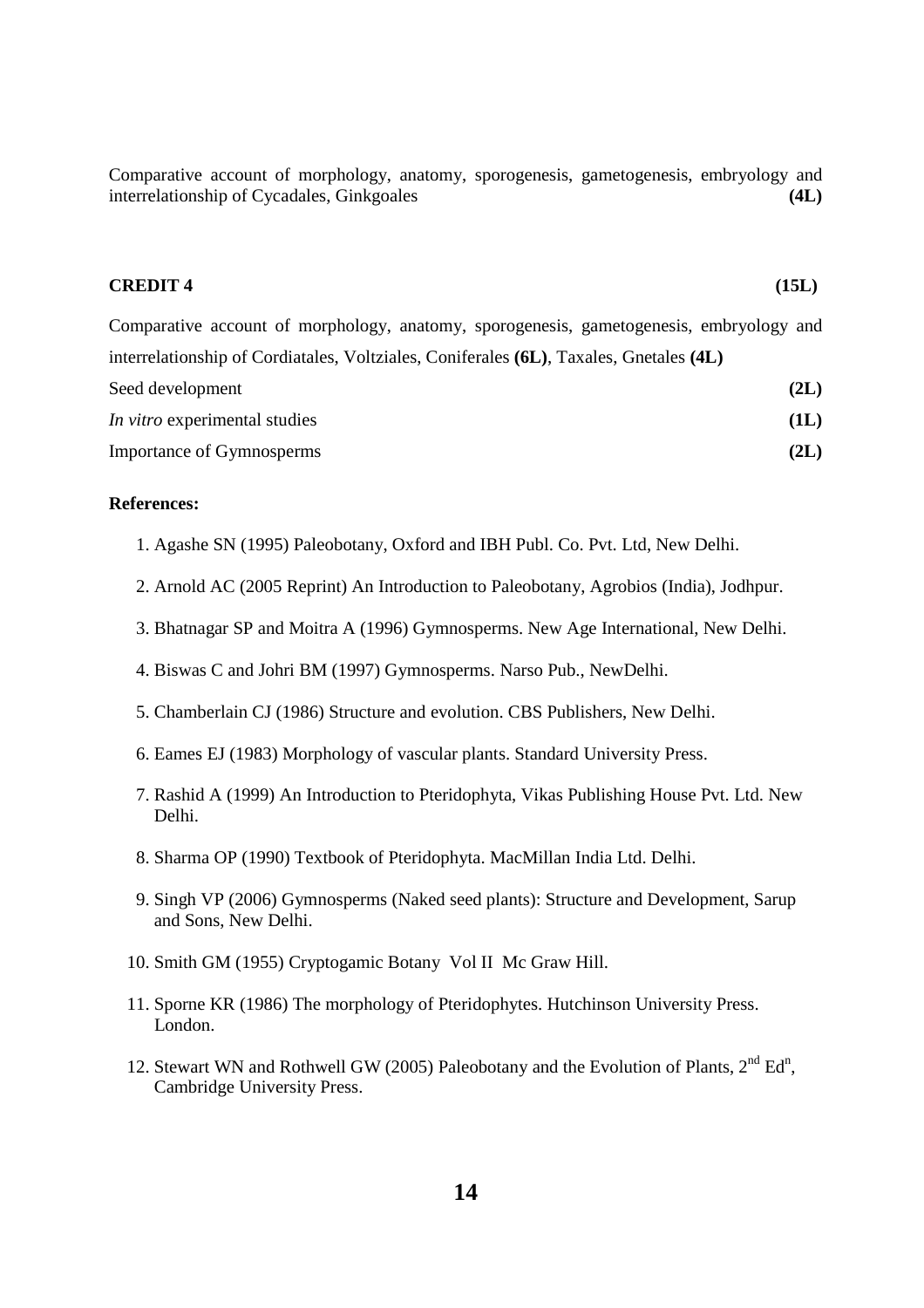Comparative account of morphology, anatomy, sporogenesis, gametogenesis, embryology and interrelationship of Cycadales, Ginkgoales **(4L)**

**CREDIT 4** **(15L)**

Comparative account of morphology, anatomy, sporogenesis, gametogenesis, embryology and interrelationship of Cordiatales, Voltziales, Coniferales **(6L)**, Taxales, Gnetales **(4L)**

Seed development **(2L)**

*In vitro* experimental studies **(1L)**

Importance of Gymnosperms **(2L)**

**References:**

1. Agashe SN (1995) Paleobotany, Oxford and IBH Publ. Co. Pvt. Ltd, New Delhi.
2. Arnold AC (2005 Reprint) An Introduction to Paleobotany, Agrobios (India), Jodhpur.
3. Bhatnagar SP and Moitra A (1996) Gymnosperms. New Age International, New Delhi.
4. Biswas C and Johri BM (1997) Gymnosperms. Narso Pub., NewDelhi.
5. Chamberlain CJ (1986) Structure and evolution. CBS Publishers, New Delhi.
6. Eames EJ (1983) Morphology of vascular plants. Standard University Press.
7. Rashid A (1999) An Introduction to Pteridophyta, Vikas Publishing House Pvt. Ltd. New Delhi.
8. Sharma OP (1990) Textbook of Pteridophyta. MacMillan India Ltd. Delhi.
9. Singh VP (2006) Gymnosperms (Naked seed plants): Structure and Development, Sarup and Sons, New Delhi.
10. Smith GM (1955) Cryptogamic Botany Vol II Mc Graw Hill.
11. Sporne KR (1986) The morphology of Pteridophytes. Hutchinson University Press. London.
12. Stewart WN and Rothwell GW (2005) Paleobotany and the Evolution of Plants, 2nd Edn, Cambridge University Press.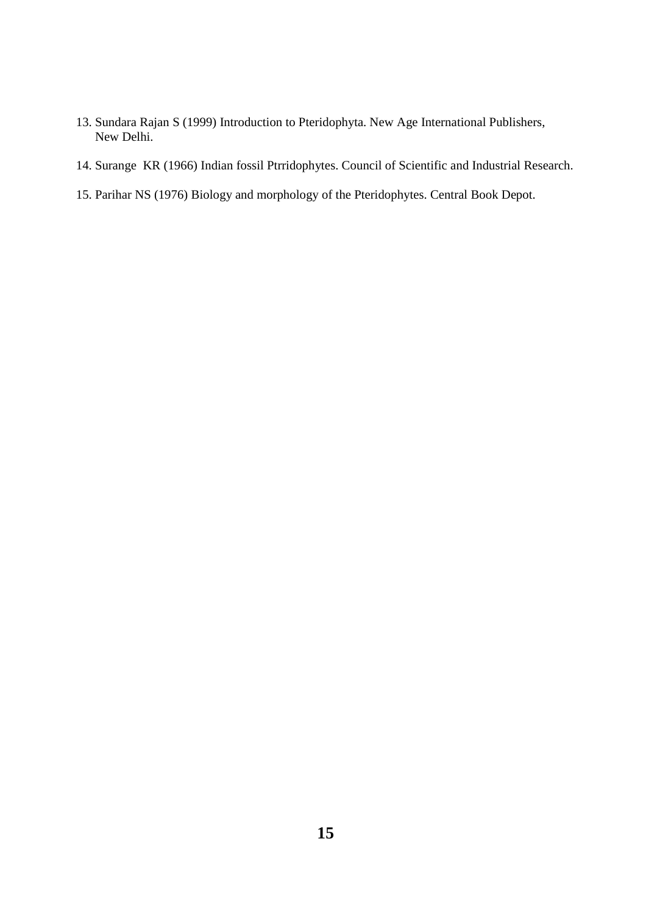13. Sundara Rajan S (1999) Introduction to Pteridophyta. New Age International Publishers, New Delhi.

14. Surange KR (1966) Indian fossil Ptrridophytes. Council of Scientific and Industrial Research.

15. Parihar NS (1976) Biology and morphology of the Pteridophytes. Central Book Depot.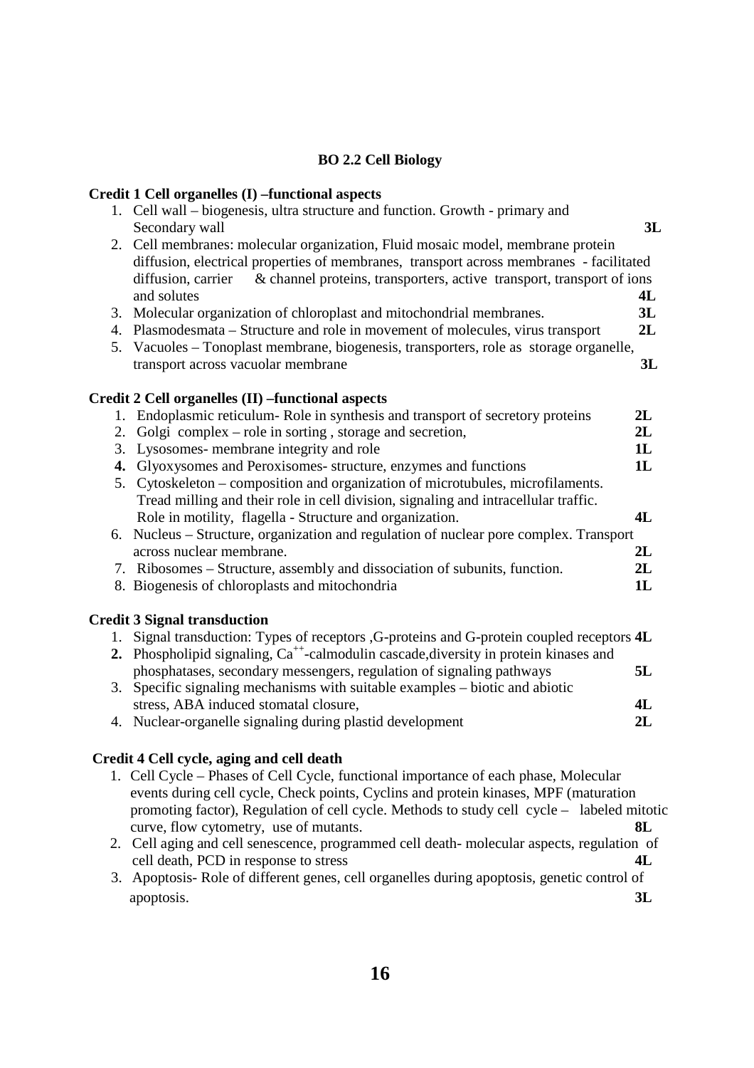## BO 2.2 Cell Biology

**Credit 1 Cell organelles (I) –functional aspects**

1. Cell wall – biogenesis, ultra structure and function. Growth - primary and Secondary wall **3L**
2. Cell membranes: molecular organization, Fluid mosaic model, membrane protein diffusion, electrical properties of membranes, transport across membranes - facilitated diffusion, carrier & channel proteins, transporters, active transport, transport of ions and solutes **4L**
3. Molecular organization of chloroplast and mitochondrial membranes. **3L**
4. Plasmodesmata – Structure and role in movement of molecules, virus transport **2L**
5. Vacuoles – Tonoplast membrane, biogenesis, transporters, role as storage organelle, transport across vacuolar membrane **3L**

**Credit 2 Cell organelles (II) –functional aspects**

1. Endoplasmic reticulum- Role in synthesis and transport of secretory proteins **2L**
2. Golgi complex – role in sorting , storage and secretion, **2L**
3. Lysosomes- membrane integrity and role **1L**
4. Glyoxysomes and Peroxisomes- structure, enzymes and functions **1L**
5. Cytoskeleton – composition and organization of microtubules, microfilaments. Tread milling and their role in cell division, signaling and intracellular traffic. Role in motility, flagella - Structure and organization. **4L**
6. Nucleus – Structure, organization and regulation of nuclear pore complex. Transport across nuclear membrane. **2L**
7. Ribosomes – Structure, assembly and dissociation of subunits, function. **2L**
8. Biogenesis of chloroplasts and mitochondria **1L**

**Credit 3 Signal transduction**

1. Signal transduction: Types of receptors ,G-proteins and G-protein coupled receptors **4L**
2. Phospholipid signaling, $Ca^{++}$-calmodulin cascade,diversity in protein kinases and phosphatases, secondary messengers, regulation of signaling pathways **5L**
3. Specific signaling mechanisms with suitable examples – biotic and abiotic stress, ABA induced stomatal closure, **4L**
4. Nuclear-organelle signaling during plastid development **2L**

**Credit 4 Cell cycle, aging and cell death**

1. Cell Cycle – Phases of Cell Cycle, functional importance of each phase, Molecular events during cell cycle, Check points, Cyclins and protein kinases, MPF (maturation promoting factor), Regulation of cell cycle. Methods to study cell cycle – labeled mitotic curve, flow cytometry, use of mutants. **8L**
2. Cell aging and cell senescence, programmed cell death- molecular aspects, regulation of cell death, PCD in response to stress **4L**
3. Apoptosis- Role of different genes, cell organelles during apoptosis, genetic control of apoptosis. **3L**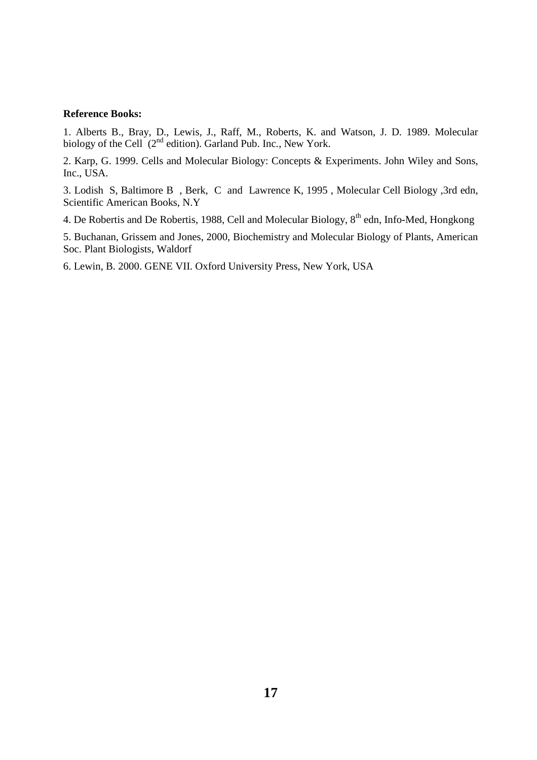**Reference Books:**

1. Alberts B., Bray, D., Lewis, J., Raff, M., Roberts, K. and Watson, J. D. 1989. Molecular biology of the Cell (2nd edition). Garland Pub. Inc., New York.

2. Karp, G. 1999. Cells and Molecular Biology: Concepts & Experiments. John Wiley and Sons, Inc., USA.

3. Lodish S, Baltimore B , Berk, C and Lawrence K, 1995 , Molecular Cell Biology ,3rd edn, Scientific American Books, N.Y

4. De Robertis and De Robertis, 1988, Cell and Molecular Biology, 8th edn, Info-Med, Hongkong

5. Buchanan, Grissem and Jones, 2000, Biochemistry and Molecular Biology of Plants, American Soc. Plant Biologists, Waldorf

6. Lewin, B. 2000. GENE VII. Oxford University Press, New York, USA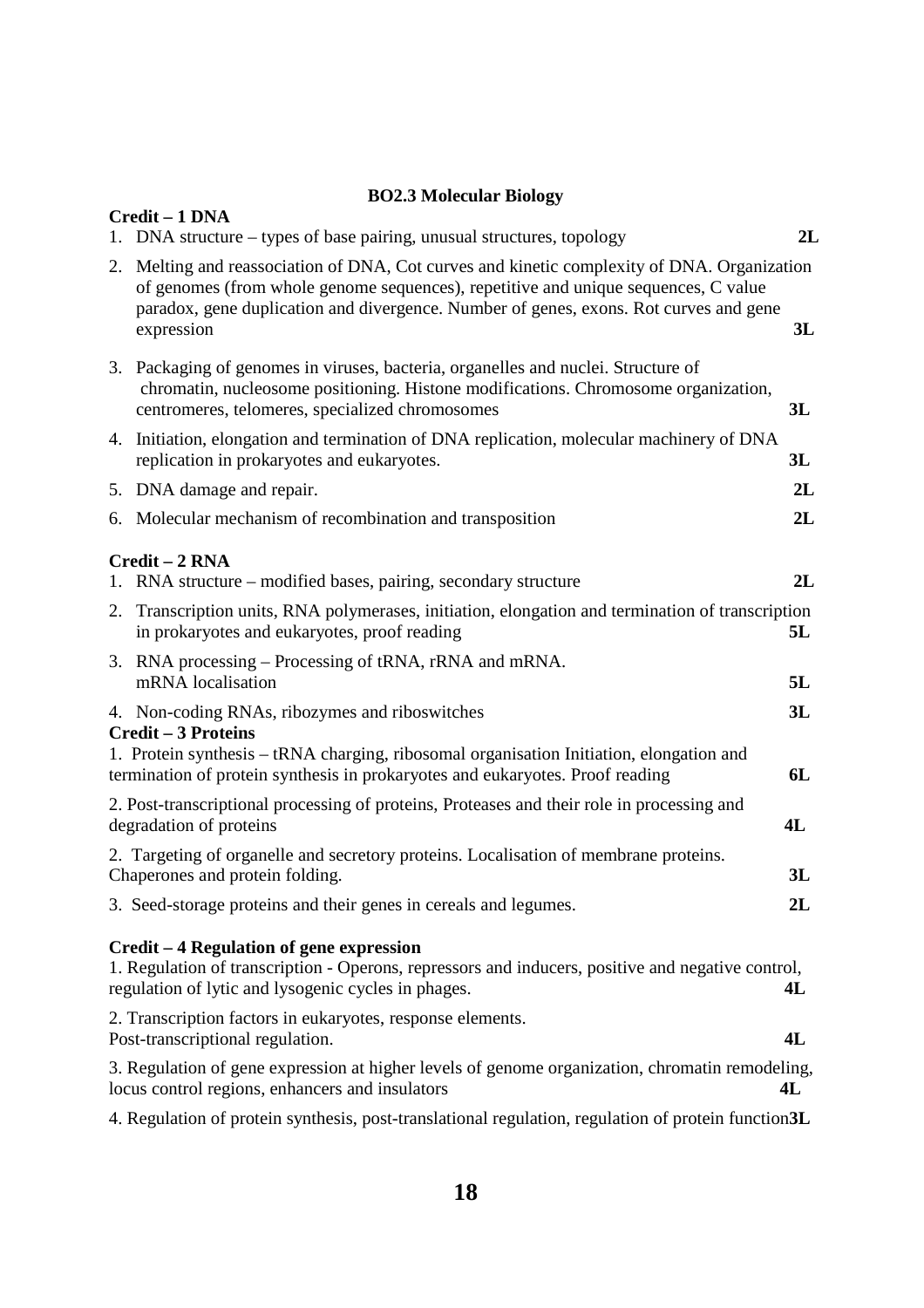## BO2.3 Molecular Biology

**Credit – 1 DNA**

1. DNA structure – types of base pairing, unusual structures, topology **2L**
2. Melting and reassociation of DNA, Cot curves and kinetic complexity of DNA. Organization of genomes (from whole genome sequences), repetitive and unique sequences, C value paradox, gene duplication and divergence. Number of genes, exons. Rot curves and gene expression **3L**
3. Packaging of genomes in viruses, bacteria, organelles and nuclei. Structure of chromatin, nucleosome positioning. Histone modifications. Chromosome organization, centromeres, telomeres, specialized chromosomes **3L**
4. Initiation, elongation and termination of DNA replication, molecular machinery of DNA replication in prokaryotes and eukaryotes. **3L**
5. DNA damage and repair. **2L**
6. Molecular mechanism of recombination and transposition **2L**

**Credit – 2 RNA**

1. RNA structure – modified bases, pairing, secondary structure **2L**
2. Transcription units, RNA polymerases, initiation, elongation and termination of transcription in prokaryotes and eukaryotes, proof reading **5L**
3. RNA processing – Processing of tRNA, rRNA and mRNA. mRNA localisation **5L**
4. Non-coding RNAs, ribozymes and riboswitches **3L**

**Credit – 3 Proteins**

1. Protein synthesis – tRNA charging, ribosomal organisation Initiation, elongation and termination of protein synthesis in prokaryotes and eukaryotes. Proof reading **6L**

2. Post-transcriptional processing of proteins, Proteases and their role in processing and degradation of proteins **4L**

2. Targeting of organelle and secretory proteins. Localisation of membrane proteins. Chaperones and protein folding. **3L**

3. Seed-storage proteins and their genes in cereals and legumes. **2L**

**Credit – 4 Regulation of gene expression**

1. Regulation of transcription - Operons, repressors and inducers, positive and negative control, regulation of lytic and lysogenic cycles in phages. **4L**

2. Transcription factors in eukaryotes, response elements. Post-transcriptional regulation. **4L**

3. Regulation of gene expression at higher levels of genome organization, chromatin remodeling, locus control regions, enhancers and insulators **4L**

4. Regulation of protein synthesis, post-translational regulation, regulation of protein function **3L**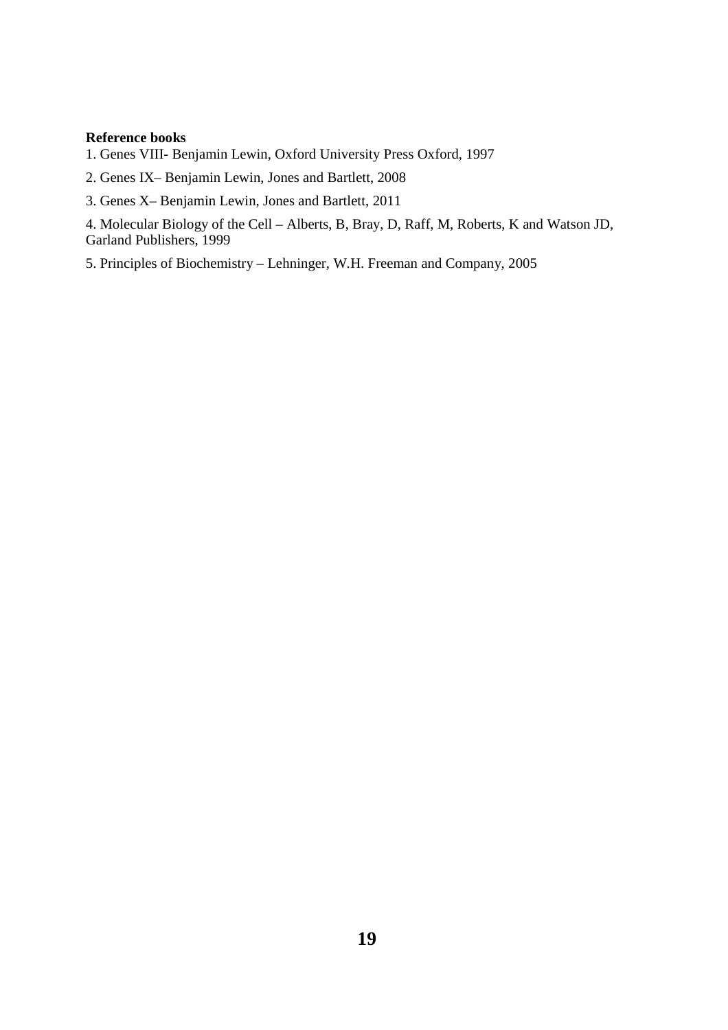**Reference books**

1. Genes VIII- Benjamin Lewin, Oxford University Press Oxford, 1997

2. Genes IX– Benjamin Lewin, Jones and Bartlett, 2008

3. Genes X– Benjamin Lewin, Jones and Bartlett, 2011

4. Molecular Biology of the Cell – Alberts, B, Bray, D, Raff, M, Roberts, K and Watson JD, Garland Publishers, 1999

5. Principles of Biochemistry – Lehninger, W.H. Freeman and Company, 2005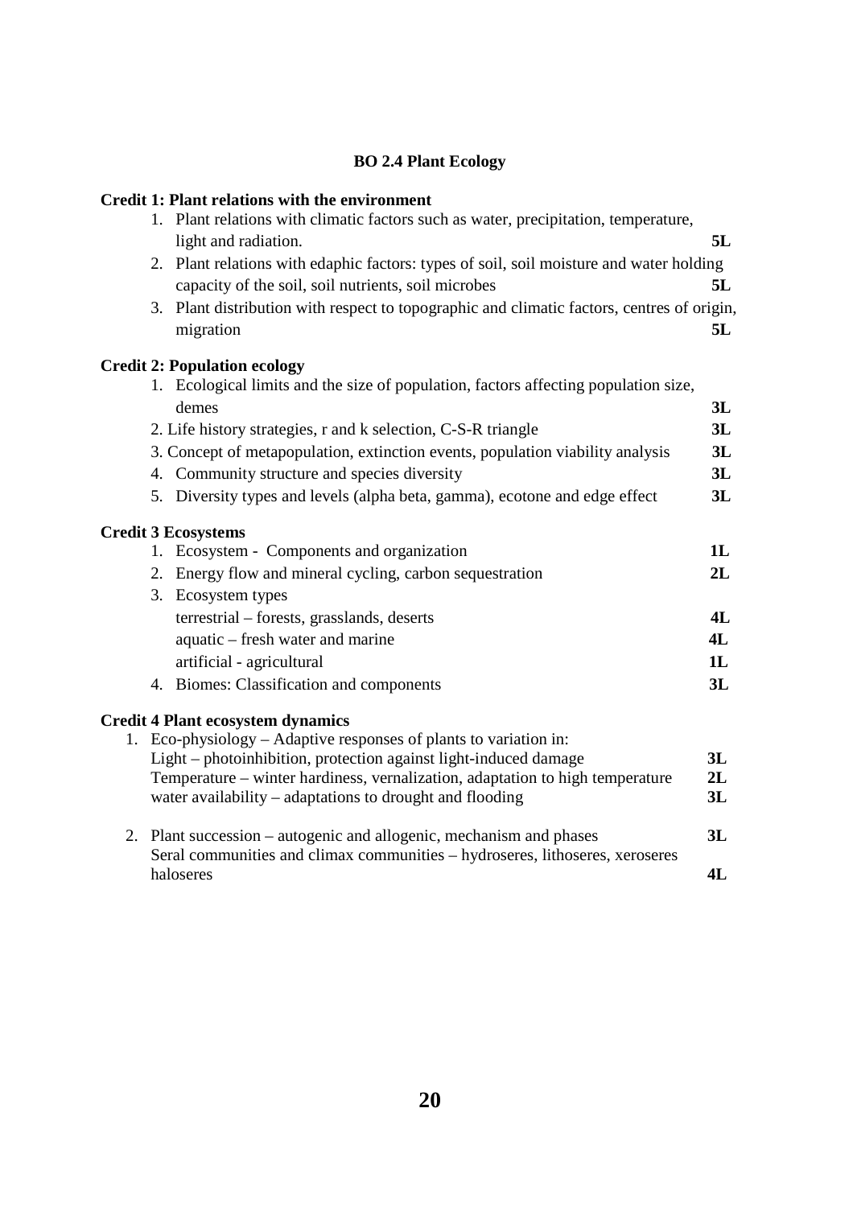## BO 2.4 Plant Ecology

**Credit 1: Plant relations with the environment**

1. Plant relations with climatic factors such as water, precipitation, temperature, light and radiation. **5L**
2. Plant relations with edaphic factors: types of soil, soil moisture and water holding capacity of the soil, soil nutrients, soil microbes **5L**
3. Plant distribution with respect to topographic and climatic factors, centres of origin, migration **5L**

**Credit 2: Population ecology**

1. Ecological limits and the size of population, factors affecting population size, demes **3L**
2. Life history strategies, r and k selection, C-S-R triangle **3L**
3. Concept of metapopulation, extinction events, population viability analysis **3L**
4. Community structure and species diversity **3L**
5. Diversity types and levels (alpha beta, gamma), ecotone and edge effect **3L**

**Credit 3 Ecosystems**

1. Ecosystem - Components and organization **1L**
2. Energy flow and mineral cycling, carbon sequestration **2L**
3. Ecosystem types
   terrestrial – forests, grasslands, deserts **4L**
   aquatic – fresh water and marine **4L**
   artificial - agricultural **1L**
4. Biomes: Classification and components **3L**

**Credit 4 Plant ecosystem dynamics**

1. Eco-physiology – Adaptive responses of plants to variation in:
   Light – photoinhibition, protection against light-induced damage **3L**
   Temperature – winter hardiness, vernalization, adaptation to high temperature **2L**
   water availability – adaptations to drought and flooding **3L**

2. Plant succession – autogenic and allogenic, mechanism and phases **3L**
   Seral communities and climax communities – hydroseres, lithoseres, xeroseres haloseres **4L**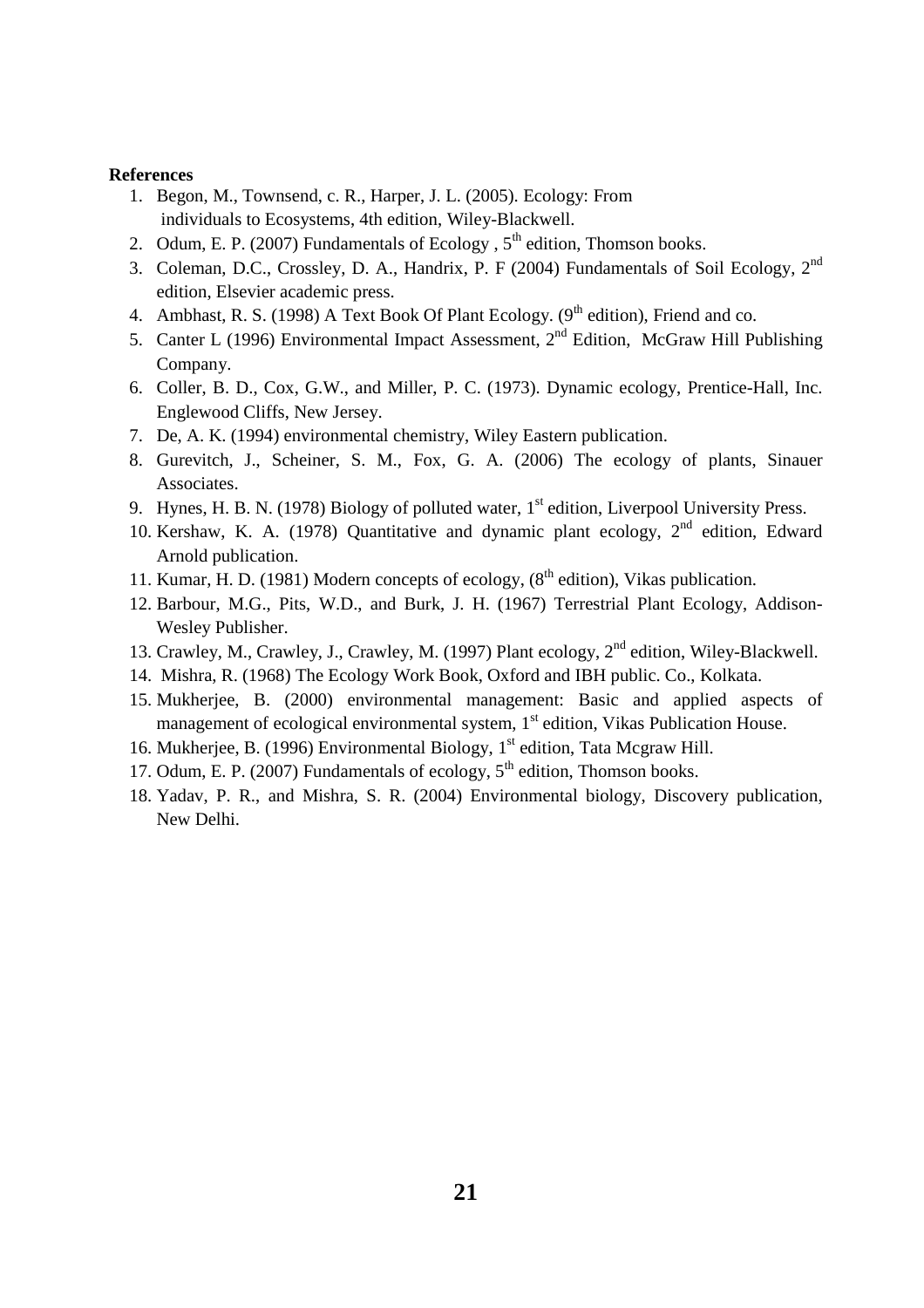**References**

1. Begon, M., Townsend, c. R., Harper, J. L. (2005). Ecology: From individuals to Ecosystems, 4th edition, Wiley-Blackwell.
2. Odum, E. P. (2007) Fundamentals of Ecology , 5th edition, Thomson books.
3. Coleman, D.C., Crossley, D. A., Handrix, P. F (2004) Fundamentals of Soil Ecology, 2nd edition, Elsevier academic press.
4. Ambhast, R. S. (1998) A Text Book Of Plant Ecology. (9th edition), Friend and co.
5. Canter L (1996) Environmental Impact Assessment, 2nd Edition, McGraw Hill Publishing Company.
6. Coller, B. D., Cox, G.W., and Miller, P. C. (1973). Dynamic ecology, Prentice-Hall, Inc. Englewood Cliffs, New Jersey.
7. De, A. K. (1994) environmental chemistry, Wiley Eastern publication.
8. Gurevitch, J., Scheiner, S. M., Fox, G. A. (2006) The ecology of plants, Sinauer Associates.
9. Hynes, H. B. N. (1978) Biology of polluted water, 1st edition, Liverpool University Press.
10. Kershaw, K. A. (1978) Quantitative and dynamic plant ecology, 2nd edition, Edward Arnold publication.
11. Kumar, H. D. (1981) Modern concepts of ecology, (8th edition), Vikas publication.
12. Barbour, M.G., Pits, W.D., and Burk, J. H. (1967) Terrestrial Plant Ecology, Addison-Wesley Publisher.
13. Crawley, M., Crawley, J., Crawley, M. (1997) Plant ecology, 2nd edition, Wiley-Blackwell.
14. Mishra, R. (1968) The Ecology Work Book, Oxford and IBH public. Co., Kolkata.
15. Mukherjee, B. (2000) environmental management: Basic and applied aspects of management of ecological environmental system, 1st edition, Vikas Publication House.
16. Mukherjee, B. (1996) Environmental Biology, 1st edition, Tata Mcgraw Hill.
17. Odum, E. P. (2007) Fundamentals of ecology, 5th edition, Thomson books.
18. Yadav, P. R., and Mishra, S. R. (2004) Environmental biology, Discovery publication, New Delhi.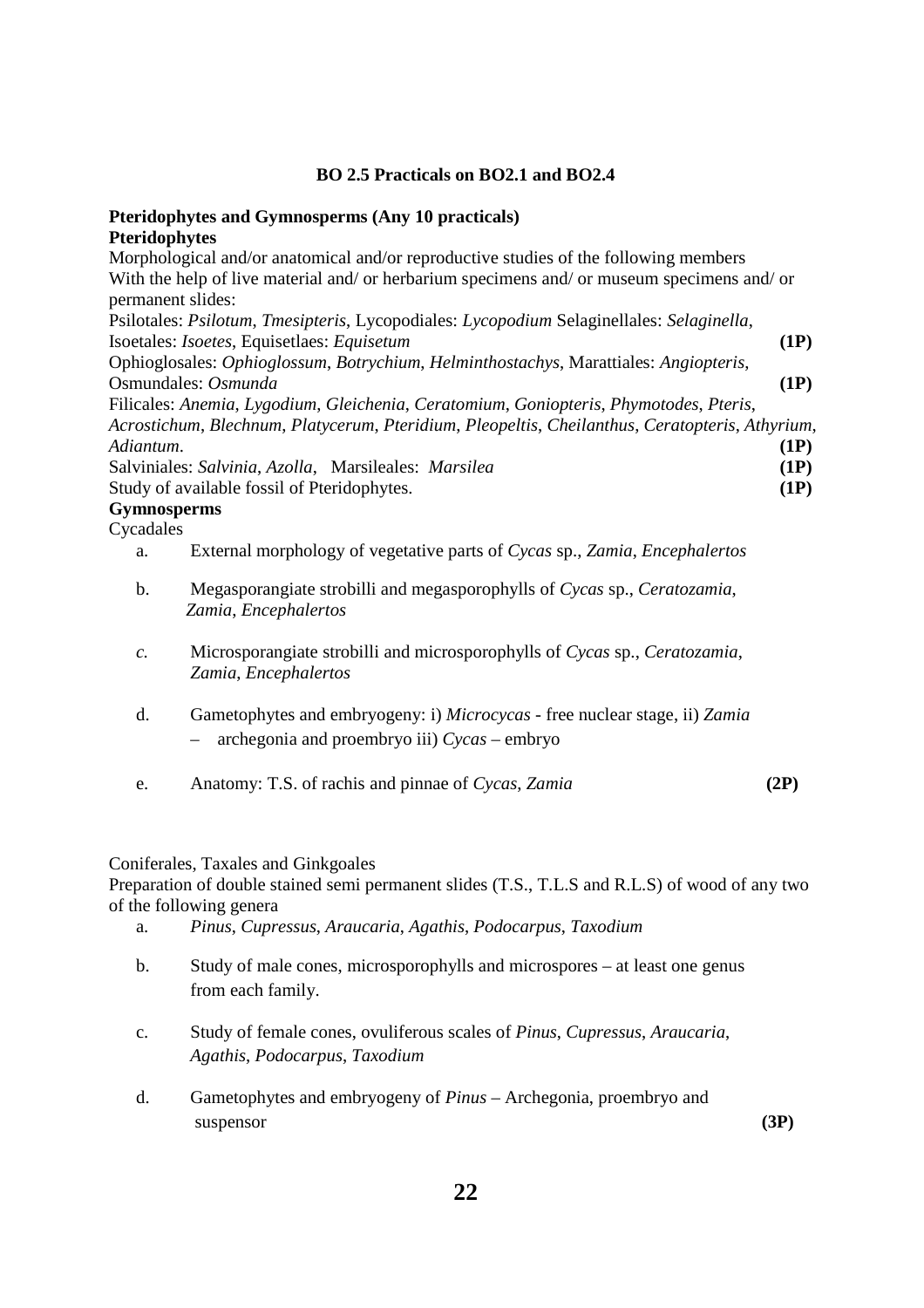### BO 2.5 Practicals on BO2.1 and BO2.4

**Pteridophytes and Gymnosperms (Any 10 practicals)**

**Pteridophytes**

Morphological and/or anatomical and/or reproductive studies of the following members With the help of live material and/ or herbarium specimens and/ or museum specimens and/ or permanent slides:

Psilotales: *Psilotum*, *Tmesipteris*, Lycopodiales: *Lycopodium* Selaginellales: *Selaginella*, Isoetales: *Isoetes*, Equisetlaes: *Equisetum* **(1P)**

Ophioglosales: *Ophioglossum*, *Botrychium*, *Helminthostachys*, Marattiales: *Angiopteris*, Osmundales: *Osmunda* **(1P)**

Filicales: *Anemia*, *Lygodium*, *Gleichenia*, *Ceratomium*, *Goniopteris*, *Phymotodes*, *Pteris*, *Acrostichum*, *Blechnum*, *Platycerum*, *Pteridium*, *Pleopeltis*, *Cheilanthus*, *Ceratopteris*, *Athyrium*, *Adiantum*. **(1P)**

Salviniales: *Salvinia*, *Azolla*, Marsileales: *Marsilea* **(1P)**

Study of available fossil of Pteridophytes. **(1P)**

**Gymnosperms**

Cycadales

a. External morphology of vegetative parts of *Cycas* sp., *Zamia*, *Encephalertos*

b. Megasporangiate strobilli and megasporophylls of *Cycas* sp., *Ceratozamia*, *Zamia*, *Encephalertos*

*c.* Microsporangiate strobilli and microsporophylls of *Cycas* sp., *Ceratozamia*, *Zamia*, *Encephalertos*

d. Gametophytes and embryogeny: i) *Microcycas* - free nuclear stage, ii) *Zamia* – archegonia and proembryo iii) *Cycas* – embryo

e. Anatomy: T.S. of rachis and pinnae of *Cycas*, *Zamia* **(2P)**

Coniferales, Taxales and Ginkgoales

Preparation of double stained semi permanent slides (T.S., T.L.S and R.L.S) of wood of any two of the following genera

a. *Pinus*, *Cupressus*, *Araucaria*, *Agathis*, *Podocarpus*, *Taxodium*

b. Study of male cones, microsporophylls and microspores – at least one genus from each family.

c. Study of female cones, ovuliferous scales of *Pinus*, *Cupressus*, *Araucaria*, *Agathis*, *Podocarpus*, *Taxodium*

d. Gametophytes and embryogeny of *Pinus* – Archegonia, proembryo and suspensor **(3P)**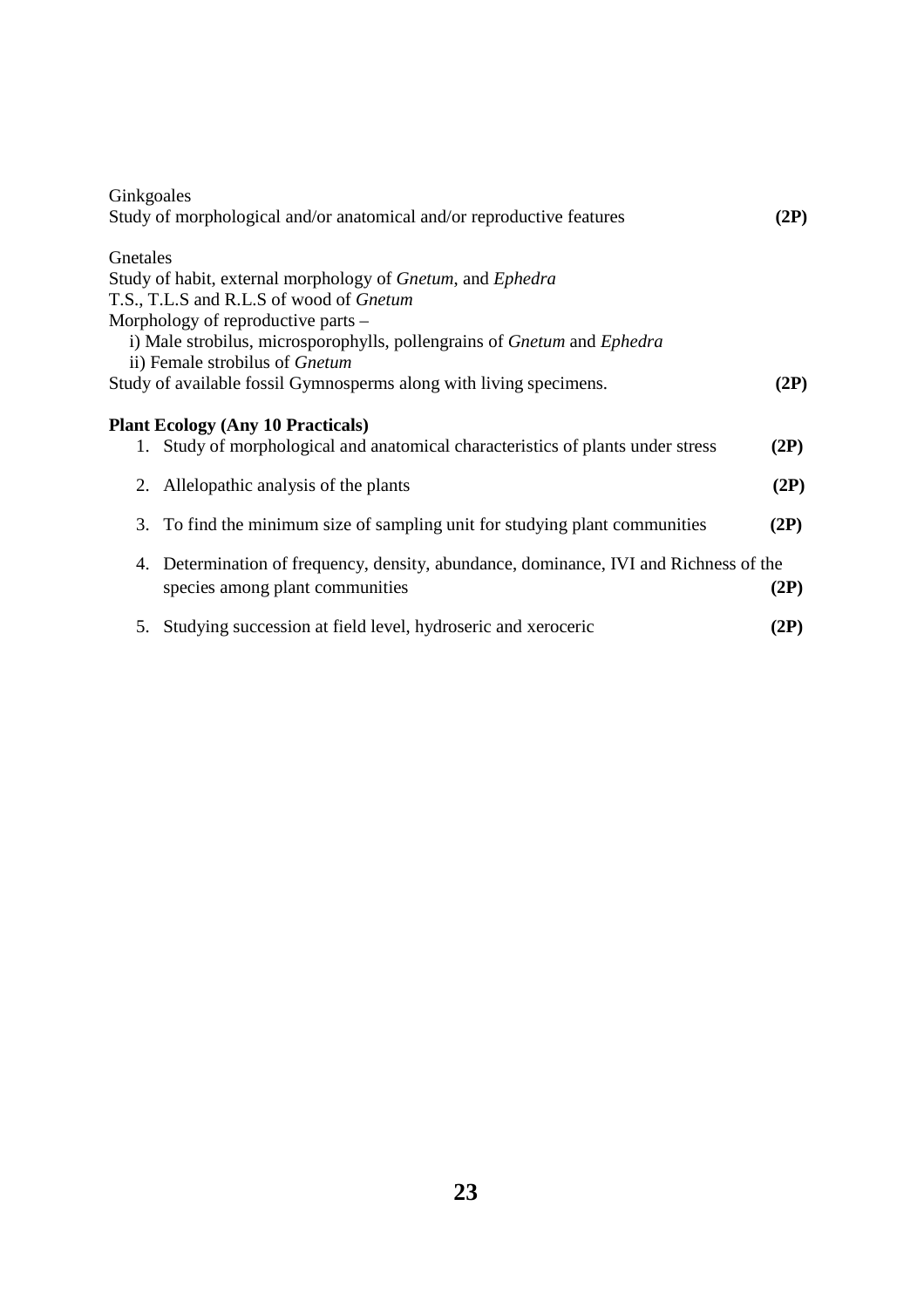Ginkgoales
Study of morphological and/or anatomical and/or reproductive features **(2P)**

Gnetales
Study of habit, external morphology of *Gnetum*, and *Ephedra*
T.S., T.L.S and R.L.S of wood of *Gnetum*
Morphology of reproductive parts –
i) Male strobilus, microsporophylls, pollengrains of *Gnetum* and *Ephedra*
ii) Female strobilus of *Gnetum*
Study of available fossil Gymnosperms along with living specimens. **(2P)**

**Plant Ecology (Any 10 Practicals)**

1. Study of morphological and anatomical characteristics of plants under stress **(2P)**
2. Allelopathic analysis of the plants **(2P)**
3. To find the minimum size of sampling unit for studying plant communities **(2P)**
4. Determination of frequency, density, abundance, dominance, IVI and Richness of the species among plant communities **(2P)**
5. Studying succession at field level, hydroseric and xeroceric **(2P)**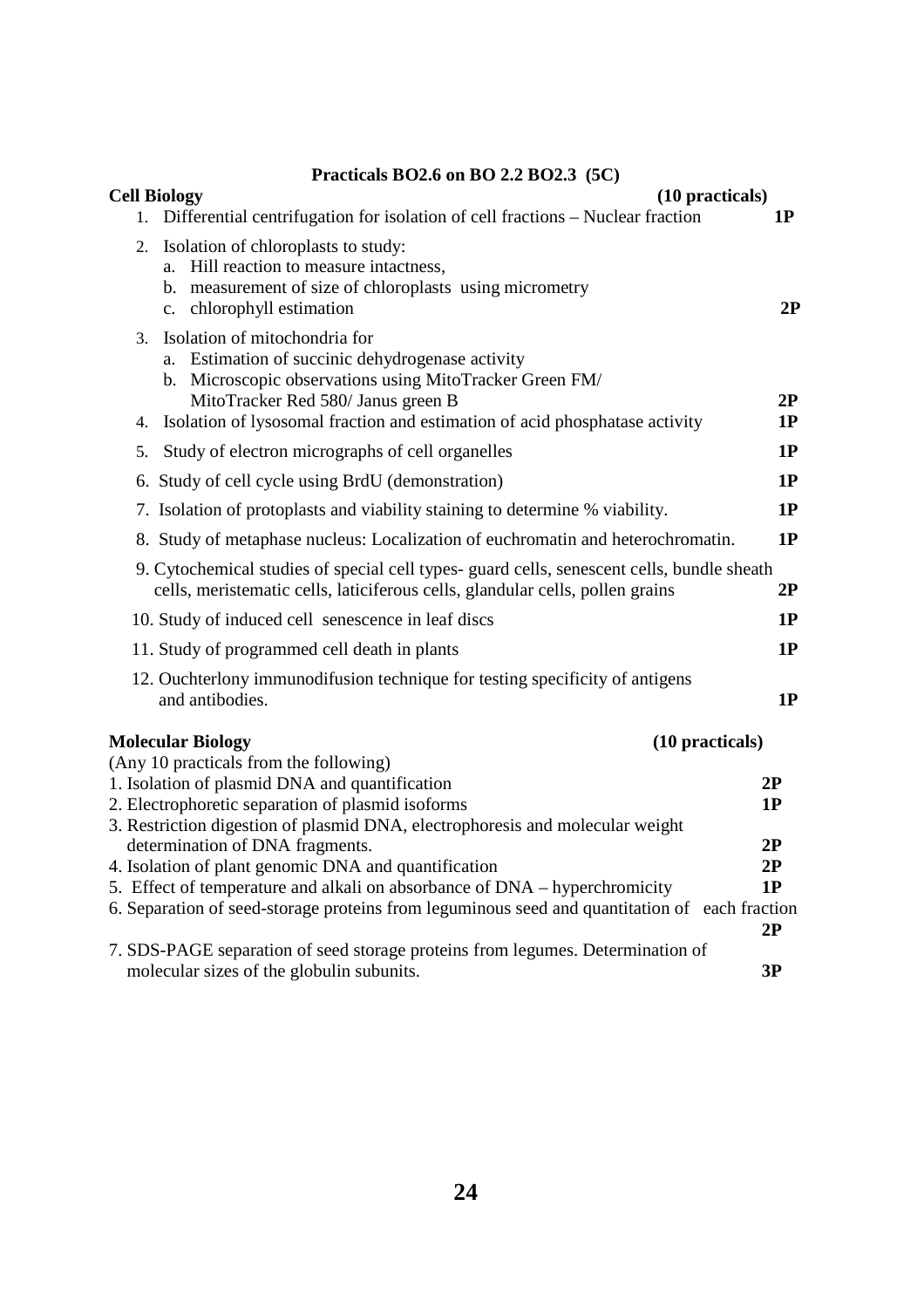## Practicals BO2.6 on BO 2.2 BO2.3 (5C)

**Cell Biology** **(10 practicals)**

1. Differential centrifugation for isolation of cell fractions – Nuclear fraction **1P**
2. Isolation of chloroplasts to study:
   a. Hill reaction to measure intactness,
   b. measurement of size of chloroplasts using micrometry
   c. chlorophyll estimation **2P**
3. Isolation of mitochondria for
   a. Estimation of succinic dehydrogenase activity
   b. Microscopic observations using MitoTracker Green FM/ MitoTracker Red 580/ Janus green B **2P**
4. Isolation of lysosomal fraction and estimation of acid phosphatase activity **1P**
5. Study of electron micrographs of cell organelles **1P**
6. Study of cell cycle using BrdU (demonstration) **1P**
7. Isolation of protoplasts and viability staining to determine % viability. **1P**
8. Study of metaphase nucleus: Localization of euchromatin and heterochromatin. **1P**
9. Cytochemical studies of special cell types- guard cells, senescent cells, bundle sheath cells, meristematic cells, laticiferous cells, glandular cells, pollen grains **2P**
10. Study of induced cell senescence in leaf discs **1P**
11. Study of programmed cell death in plants **1P**
12. Ouchterlony immunodifusion technique for testing specificity of antigens and antibodies. **1P**

**Molecular Biology** **(10 practicals)**

(Any 10 practicals from the following)

1. Isolation of plasmid DNA and quantification **2P**
2. Electrophoretic separation of plasmid isoforms **1P**
3. Restriction digestion of plasmid DNA, electrophoresis and molecular weight determination of DNA fragments. **2P**
4. Isolation of plant genomic DNA and quantification **2P**
5. Effect of temperature and alkali on absorbance of DNA – hyperchromicity **1P**
6. Separation of seed-storage proteins from leguminous seed and quantitation of each fraction **2P**
7. SDS-PAGE separation of seed storage proteins from legumes. Determination of molecular sizes of the globulin subunits. **3P**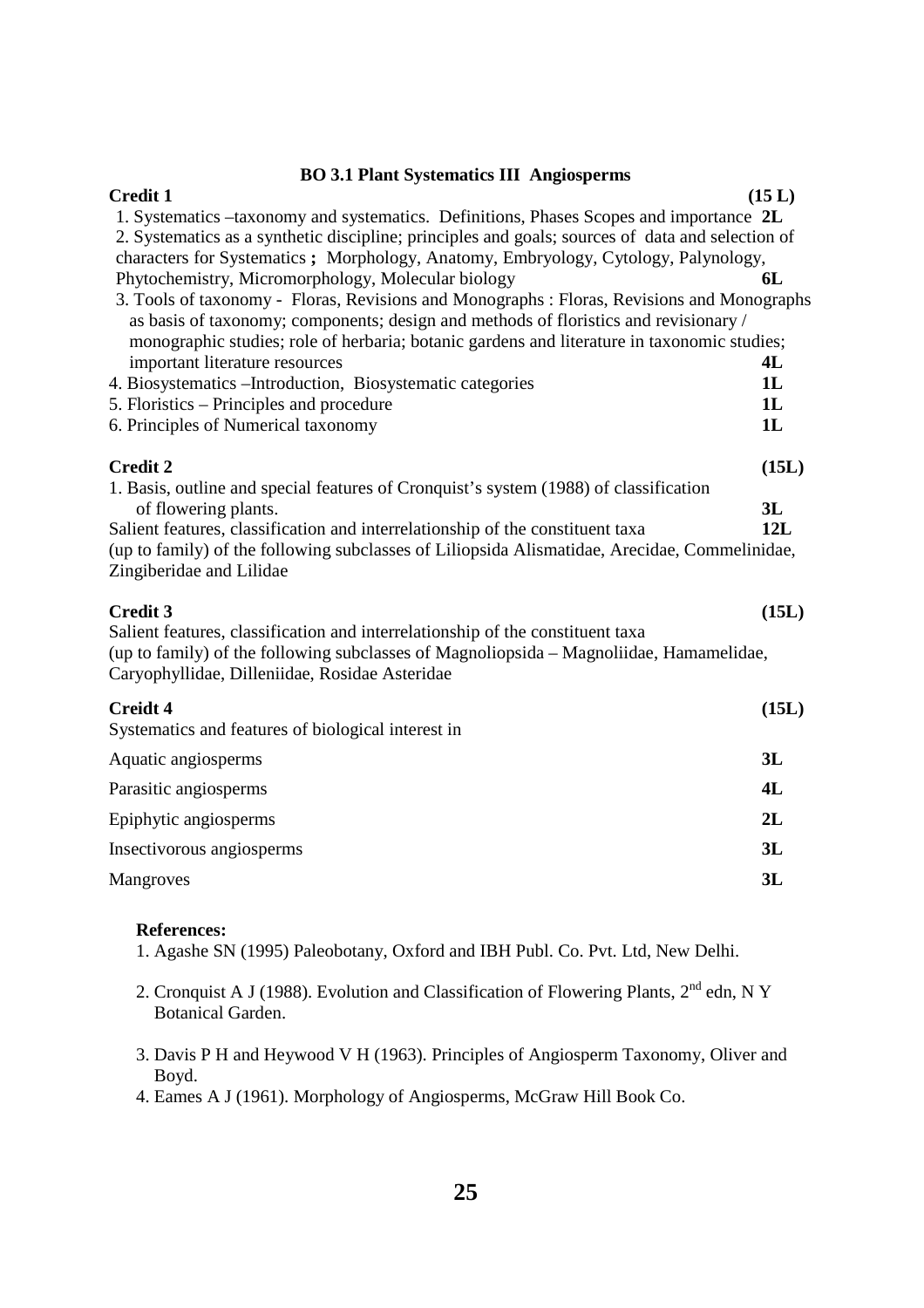## BO 3.1 Plant Systematics III Angiosperms

**Credit 1** **(15 L)**

1. Systematics –taxonomy and systematics. Definitions, Phases Scopes and importance **2L**
2. Systematics as a synthetic discipline; principles and goals; sources of data and selection of characters for Systematics **;** Morphology, Anatomy, Embryology, Cytology, Palynology, Phytochemistry, Micromorphology, Molecular biology **6L**
3. Tools of taxonomy - Floras, Revisions and Monographs : Floras, Revisions and Monographs as basis of taxonomy; components; design and methods of floristics and revisionary / monographic studies; role of herbaria; botanic gardens and literature in taxonomic studies; important literature resources **4L**
4. Biosystematics –Introduction, Biosystematic categories **1L**
5. Floristics – Principles and procedure **1L**
6. Principles of Numerical taxonomy **1L**

**Credit 2** **(15L)**

1. Basis, outline and special features of Cronquist's system (1988) of classification of flowering plants. **3L**

Salient features, classification and interrelationship of the constituent taxa **12L**
(up to family) of the following subclasses of Liliopsida Alismatidae, Arecidae, Commelinidae, Zingiberidae and Lilidae

**Credit 3** **(15L)**

Salient features, classification and interrelationship of the constituent taxa
(up to family) of the following subclasses of Magnoliopsida – Magnoliidae, Hamamelidae, Caryophyllidae, Dilleniidae, Rosidae Asteridae

**Creidt 4** **(15L)**

Systematics and features of biological interest in

Aquatic angiosperms **3L**

Parasitic angiosperms **4L**

Epiphytic angiosperms **2L**

Insectivorous angiosperms **3L**

Mangroves **3L**

**References:**

1. Agashe SN (1995) Paleobotany, Oxford and IBH Publ. Co. Pvt. Ltd, New Delhi.
2. Cronquist A J (1988). Evolution and Classification of Flowering Plants, 2nd edn, N Y Botanical Garden.
3. Davis P H and Heywood V H (1963). Principles of Angiosperm Taxonomy, Oliver and Boyd.
4. Eames A J (1961). Morphology of Angiosperms, McGraw Hill Book Co.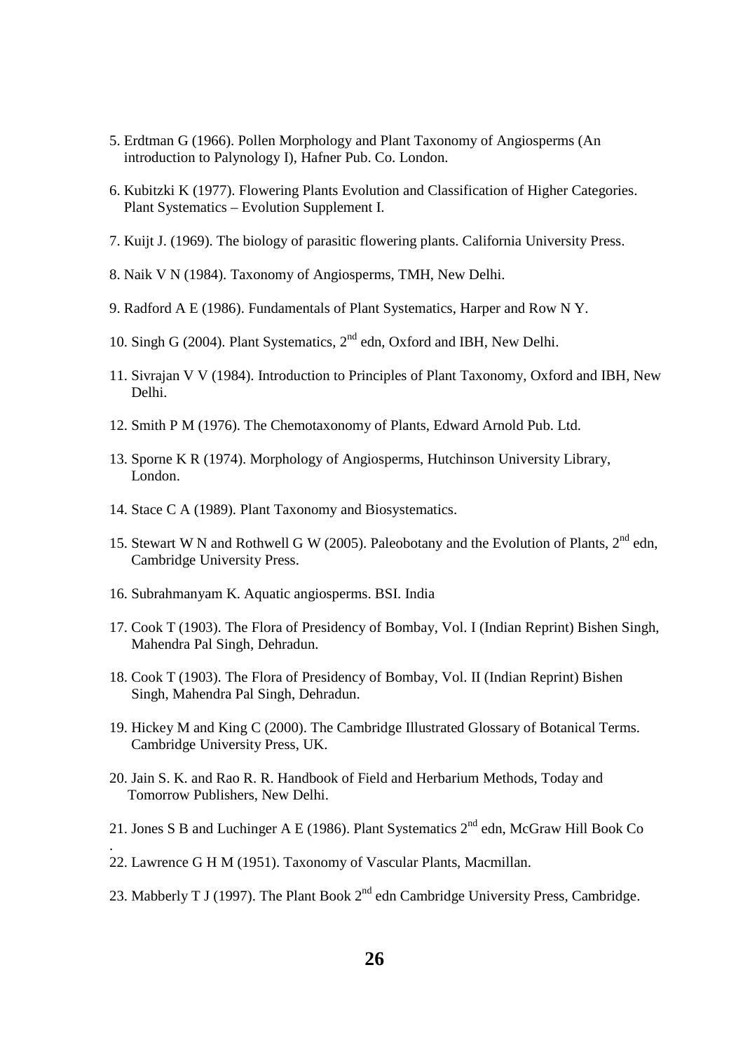5. Erdtman G (1966). Pollen Morphology and Plant Taxonomy of Angiosperms (An introduction to Palynology I), Hafner Pub. Co. London.

6. Kubitzki K (1977). Flowering Plants Evolution and Classification of Higher Categories. Plant Systematics – Evolution Supplement I.

7. Kuijt J. (1969). The biology of parasitic flowering plants. California University Press.

8. Naik V N (1984). Taxonomy of Angiosperms, TMH, New Delhi.

9. Radford A E (1986). Fundamentals of Plant Systematics, Harper and Row N Y.

10. Singh G (2004). Plant Systematics, 2nd edn, Oxford and IBH, New Delhi.

11. Sivrajan V V (1984). Introduction to Principles of Plant Taxonomy, Oxford and IBH, New Delhi.

12. Smith P M (1976). The Chemotaxonomy of Plants, Edward Arnold Pub. Ltd.

13. Sporne K R (1974). Morphology of Angiosperms, Hutchinson University Library, London.

14. Stace C A (1989). Plant Taxonomy and Biosystematics.

15. Stewart W N and Rothwell G W (2005). Paleobotany and the Evolution of Plants, 2nd edn, Cambridge University Press.

16. Subrahmanyam K. Aquatic angiosperms. BSI. India

17. Cook T (1903). The Flora of Presidency of Bombay, Vol. I (Indian Reprint) Bishen Singh, Mahendra Pal Singh, Dehradun.

18. Cook T (1903). The Flora of Presidency of Bombay, Vol. II (Indian Reprint) Bishen Singh, Mahendra Pal Singh, Dehradun.

19. Hickey M and King C (2000). The Cambridge Illustrated Glossary of Botanical Terms. Cambridge University Press, UK.

20. Jain S. K. and Rao R. R. Handbook of Field and Herbarium Methods, Today and Tomorrow Publishers, New Delhi.

21. Jones S B and Luchinger A E (1986). Plant Systematics 2nd edn, McGraw Hill Book Co .

22. Lawrence G H M (1951). Taxonomy of Vascular Plants, Macmillan.

23. Mabberly T J (1997). The Plant Book 2nd edn Cambridge University Press, Cambridge.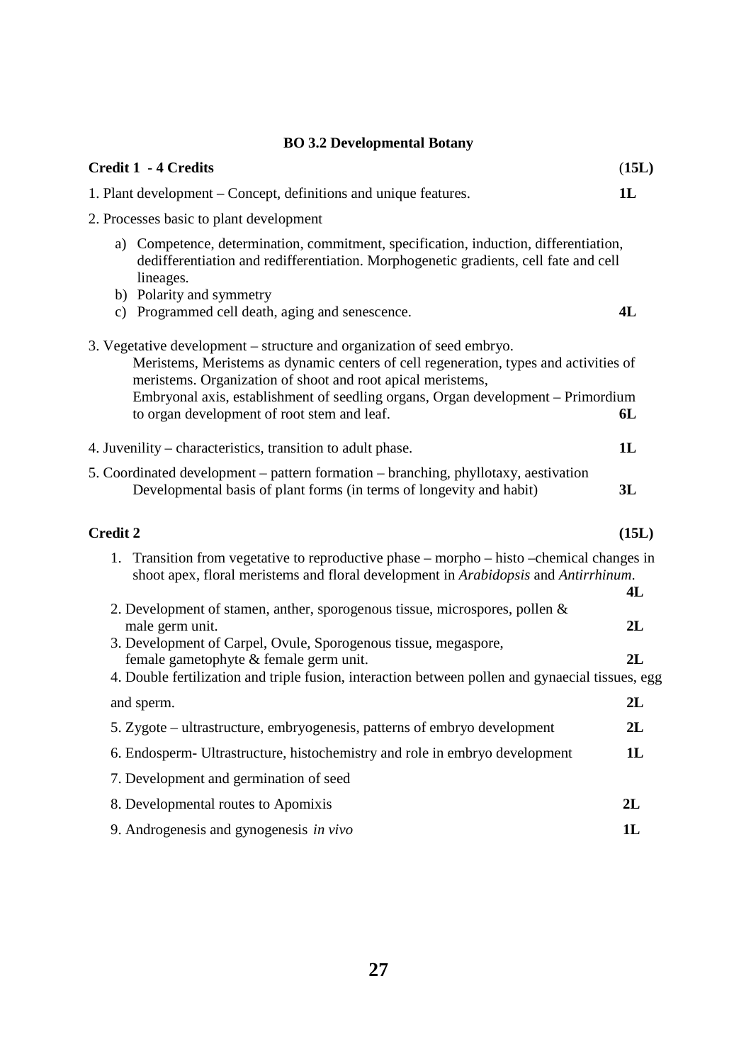## BO 3.2 Developmental Botany

**Credit 1 - 4 Credits** **(15L)**

1. Plant development – Concept, definitions and unique features. **1L**

2. Processes basic to plant development

   a) Competence, determination, commitment, specification, induction, differentiation, dedifferentiation and redifferentiation. Morphogenetic gradients, cell fate and cell lineages.

   b) Polarity and symmetry

   c) Programmed cell death, aging and senescence. **4L**

3. Vegetative development – structure and organization of seed embryo.
   Meristems, Meristems as dynamic centers of cell regeneration, types and activities of meristems. Organization of shoot and root apical meristems,
   Embryonal axis, establishment of seedling organs, Organ development – Primordium to organ development of root stem and leaf. **6L**

4. Juvenility – characteristics, transition to adult phase. **1L**

5. Coordinated development – pattern formation – branching, phyllotaxy, aestivation
   Developmental basis of plant forms (in terms of longevity and habit) **3L**

**Credit 2** **(15L)**

1. Transition from vegetative to reproductive phase – morpho – histo –chemical changes in shoot apex, floral meristems and floral development in *Arabidopsis* and *Antirrhinum*. **4L**
2. Development of stamen, anther, sporogenous tissue, microspores, pollen & male germ unit. **2L**
3. Development of Carpel, Ovule, Sporogenous tissue, megaspore, female gametophyte & female germ unit. **2L**
4. Double fertilization and triple fusion, interaction between pollen and gynaecial tissues, egg and sperm. **2L**
5. Zygote – ultrastructure, embryogenesis, patterns of embryo development **2L**
6. Endosperm- Ultrastructure, histochemistry and role in embryo development **1L**
7. Development and germination of seed
8. Developmental routes to Apomixis **2L**
9. Androgenesis and gynogenesis *in vivo* **1L**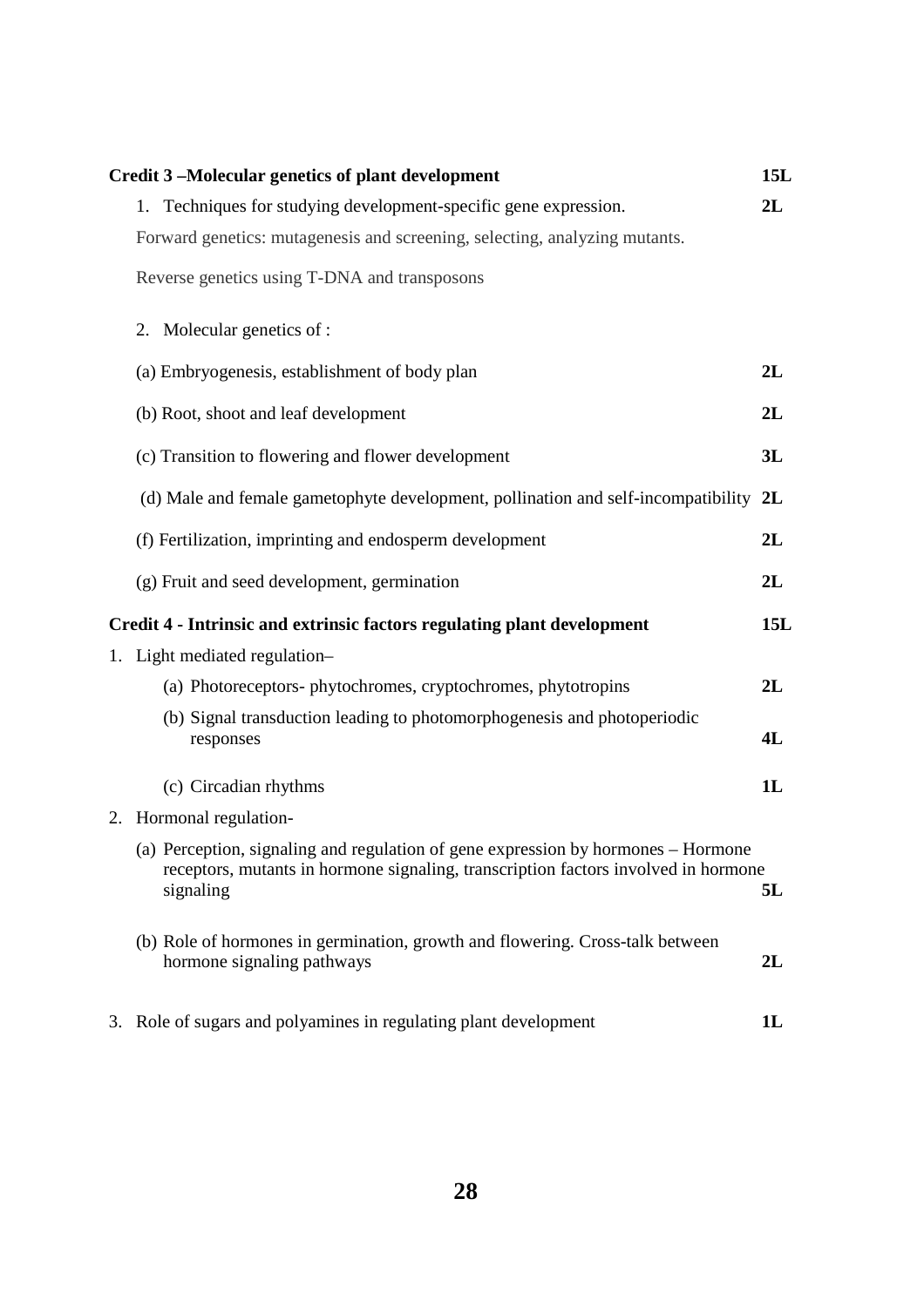**Credit 3 –Molecular genetics of plant development** **15L**

1. Techniques for studying development-specific gene expression. **2L**

Forward genetics: mutagenesis and screening, selecting, analyzing mutants.

Reverse genetics using T-DNA and transposons

2. Molecular genetics of :

(a) Embryogenesis, establishment of body plan **2L**

(b) Root, shoot and leaf development **2L**

(c) Transition to flowering and flower development **3L**

(d) Male and female gametophyte development, pollination and self-incompatibility **2L**

(f) Fertilization, imprinting and endosperm development **2L**

(g) Fruit and seed development, germination **2L**

**Credit 4 - Intrinsic and extrinsic factors regulating plant development** **15L**

1. Light mediated regulation–
   (a) Photoreceptors- phytochromes, cryptochromes, phytotropins **2L**
   (b) Signal transduction leading to photomorphogenesis and photoperiodic responses **4L**
   (c) Circadian rhythms **1L**
2. Hormonal regulation-
   (a) Perception, signaling and regulation of gene expression by hormones – Hormone receptors, mutants in hormone signaling, transcription factors involved in hormone signaling **5L**
   (b) Role of hormones in germination, growth and flowering. Cross-talk between hormone signaling pathways **2L**
3. Role of sugars and polyamines in regulating plant development **1L**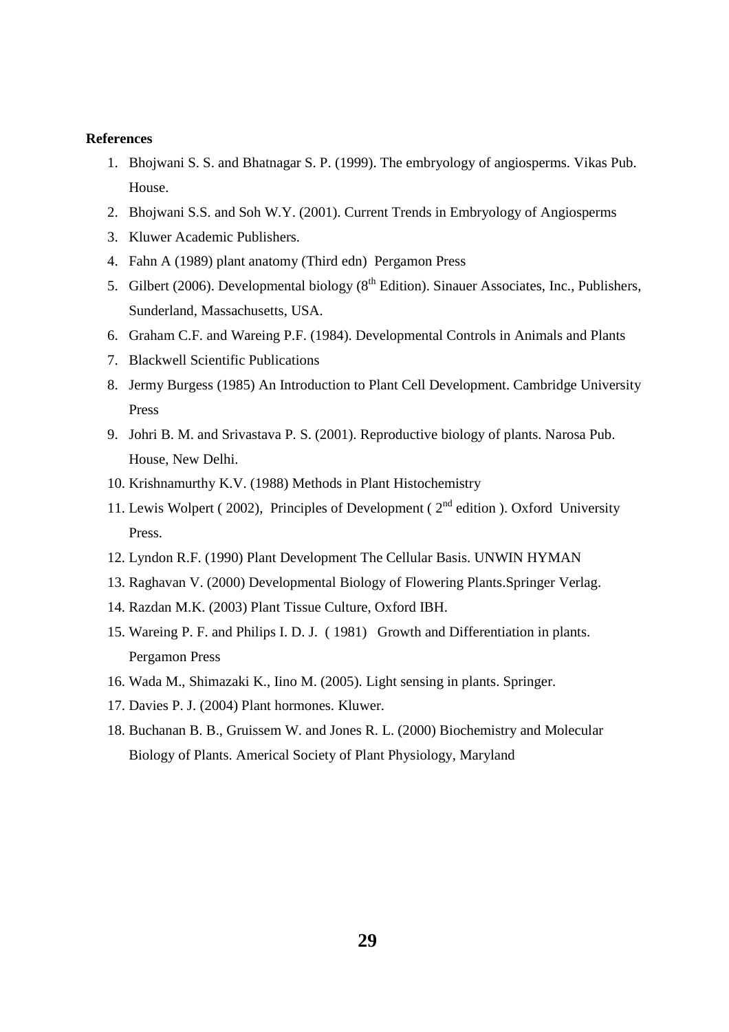**References**

1. Bhojwani S. S. and Bhatnagar S. P. (1999). The embryology of angiosperms. Vikas Pub. House.
2. Bhojwani S.S. and Soh W.Y. (2001). Current Trends in Embryology of Angiosperms
3. Kluwer Academic Publishers.
4. Fahn A (1989) plant anatomy (Third edn) Pergamon Press
5. Gilbert (2006). Developmental biology (8th Edition). Sinauer Associates, Inc., Publishers, Sunderland, Massachusetts, USA.
6. Graham C.F. and Wareing P.F. (1984). Developmental Controls in Animals and Plants
7. Blackwell Scientific Publications
8. Jermy Burgess (1985) An Introduction to Plant Cell Development. Cambridge University Press
9. Johri B. M. and Srivastava P. S. (2001). Reproductive biology of plants. Narosa Pub. House, New Delhi.
10. Krishnamurthy K.V. (1988) Methods in Plant Histochemistry
11. Lewis Wolpert ( 2002), Principles of Development ( 2nd edition ). Oxford University Press.
12. Lyndon R.F. (1990) Plant Development The Cellular Basis. UNWIN HYMAN
13. Raghavan V. (2000) Developmental Biology of Flowering Plants.Springer Verlag.
14. Razdan M.K. (2003) Plant Tissue Culture, Oxford IBH.
15. Wareing P. F. and Philips I. D. J. ( 1981) Growth and Differentiation in plants. Pergamon Press
16. Wada M., Shimazaki K., Iino M. (2005). Light sensing in plants. Springer.
17. Davies P. J. (2004) Plant hormones. Kluwer.
18. Buchanan B. B., Gruissem W. and Jones R. L. (2000) Biochemistry and Molecular Biology of Plants. Americal Society of Plant Physiology, Maryland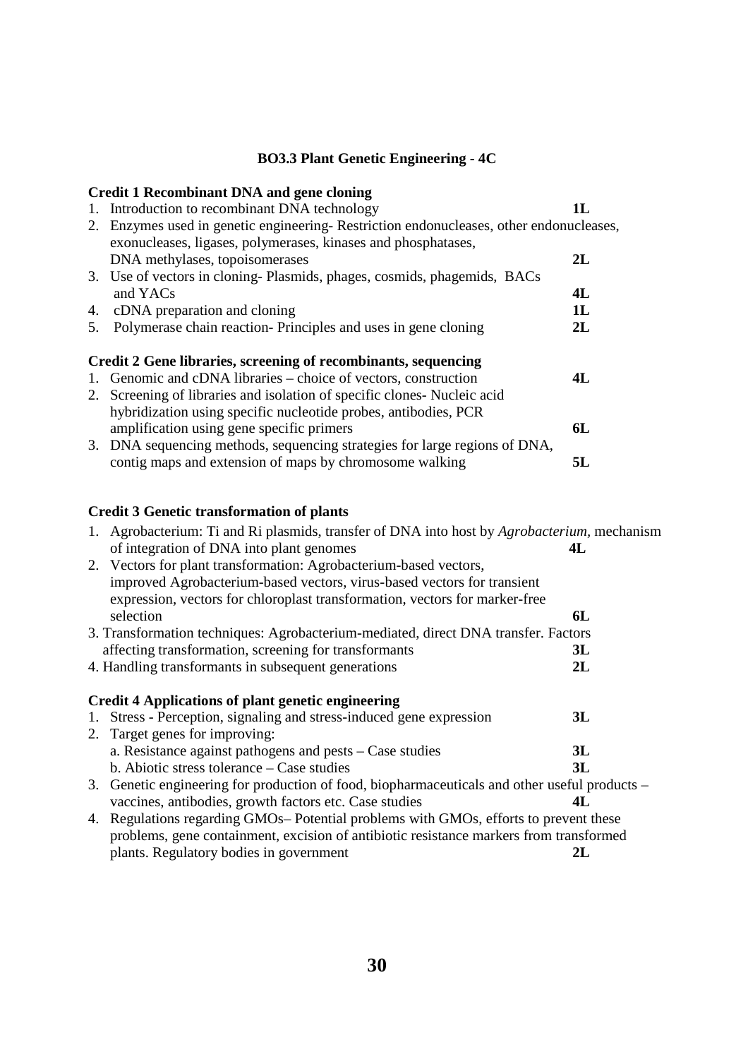## BO3.3 Plant Genetic Engineering - 4C

### Credit 1 Recombinant DNA and gene cloning

1. Introduction to recombinant DNA technology **1L**
2. Enzymes used in genetic engineering- Restriction endonucleases, other endonucleases, exonucleases, ligases, polymerases, kinases and phosphatases, DNA methylases, topoisomerases **2L**
3. Use of vectors in cloning- Plasmids, phages, cosmids, phagemids, BACs and YACs **4L**
4. cDNA preparation and cloning **1L**
5. Polymerase chain reaction- Principles and uses in gene cloning **2L**

### Credit 2 Gene libraries, screening of recombinants, sequencing

1. Genomic and cDNA libraries – choice of vectors, construction **4L**
2. Screening of libraries and isolation of specific clones- Nucleic acid hybridization using specific nucleotide probes, antibodies, PCR amplification using gene specific primers **6L**
3. DNA sequencing methods, sequencing strategies for large regions of DNA, contig maps and extension of maps by chromosome walking **5L**

### Credit 3 Genetic transformation of plants

1. Agrobacterium: Ti and Ri plasmids, transfer of DNA into host by *Agrobacterium*, mechanism of integration of DNA into plant genomes **4L**
2. Vectors for plant transformation: Agrobacterium-based vectors, improved Agrobacterium-based vectors, virus-based vectors for transient expression, vectors for chloroplast transformation, vectors for marker-free selection **6L**
3. Transformation techniques: Agrobacterium-mediated, direct DNA transfer. Factors affecting transformation, screening for transformants **3L**
4. Handling transformants in subsequent generations **2L**

### Credit 4 Applications of plant genetic engineering

1. Stress - Perception, signaling and stress-induced gene expression **3L**
2. Target genes for improving:
   a. Resistance against pathogens and pests – Case studies **3L**
   b. Abiotic stress tolerance – Case studies **3L**
3. Genetic engineering for production of food, biopharmaceuticals and other useful products – vaccines, antibodies, growth factors etc. Case studies **4L**
4. Regulations regarding GMOs– Potential problems with GMOs, efforts to prevent these problems, gene containment, excision of antibiotic resistance markers from transformed plants. Regulatory bodies in government **2L**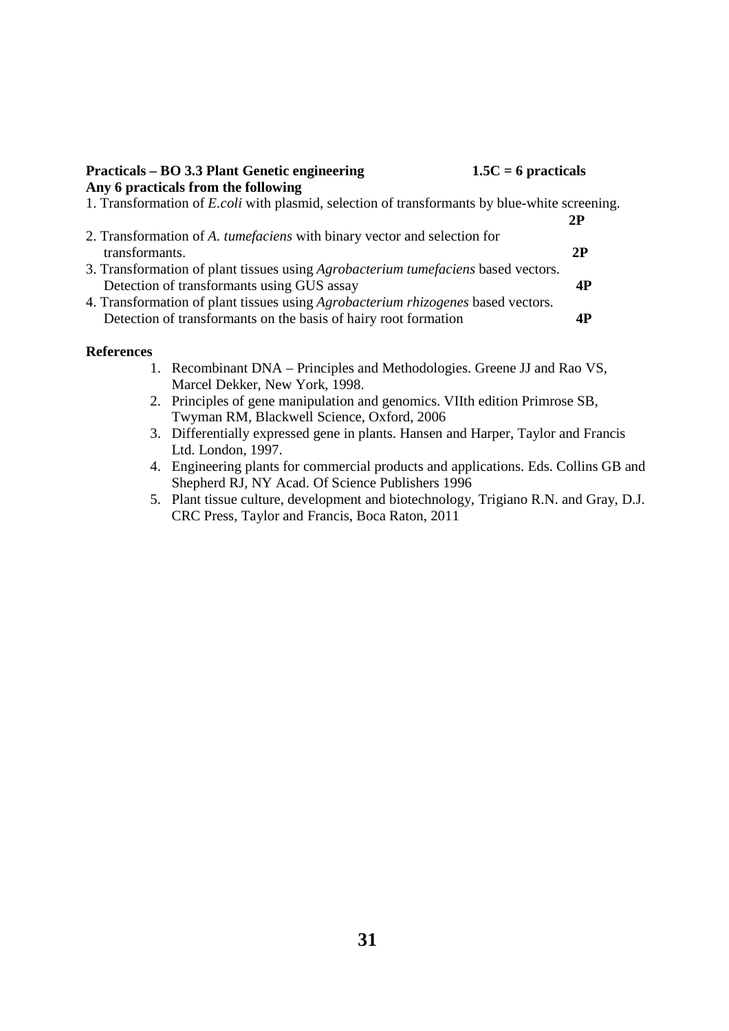**Practicals – BO 3.3 Plant Genetic engineering 1.5C = 6 practicals**
**Any 6 practicals from the following**

1. Transformation of *E.coli* with plasmid, selection of transformants by blue-white screening. **2P**
2. Transformation of *A. tumefaciens* with binary vector and selection for transformants. **2P**
3. Transformation of plant tissues using *Agrobacterium tumefaciens* based vectors. Detection of transformants using GUS assay **4P**
4. Transformation of plant tissues using *Agrobacterium rhizogenes* based vectors. Detection of transformants on the basis of hairy root formation **4P**

**References**

1. Recombinant DNA – Principles and Methodologies. Greene JJ and Rao VS, Marcel Dekker, New York, 1998.
2. Principles of gene manipulation and genomics. VIIth edition Primrose SB, Twyman RM, Blackwell Science, Oxford, 2006
3. Differentially expressed gene in plants. Hansen and Harper, Taylor and Francis Ltd. London, 1997.
4. Engineering plants for commercial products and applications. Eds. Collins GB and Shepherd RJ, NY Acad. Of Science Publishers 1996
5. Plant tissue culture, development and biotechnology, Trigiano R.N. and Gray, D.J. CRC Press, Taylor and Francis, Boca Raton, 2011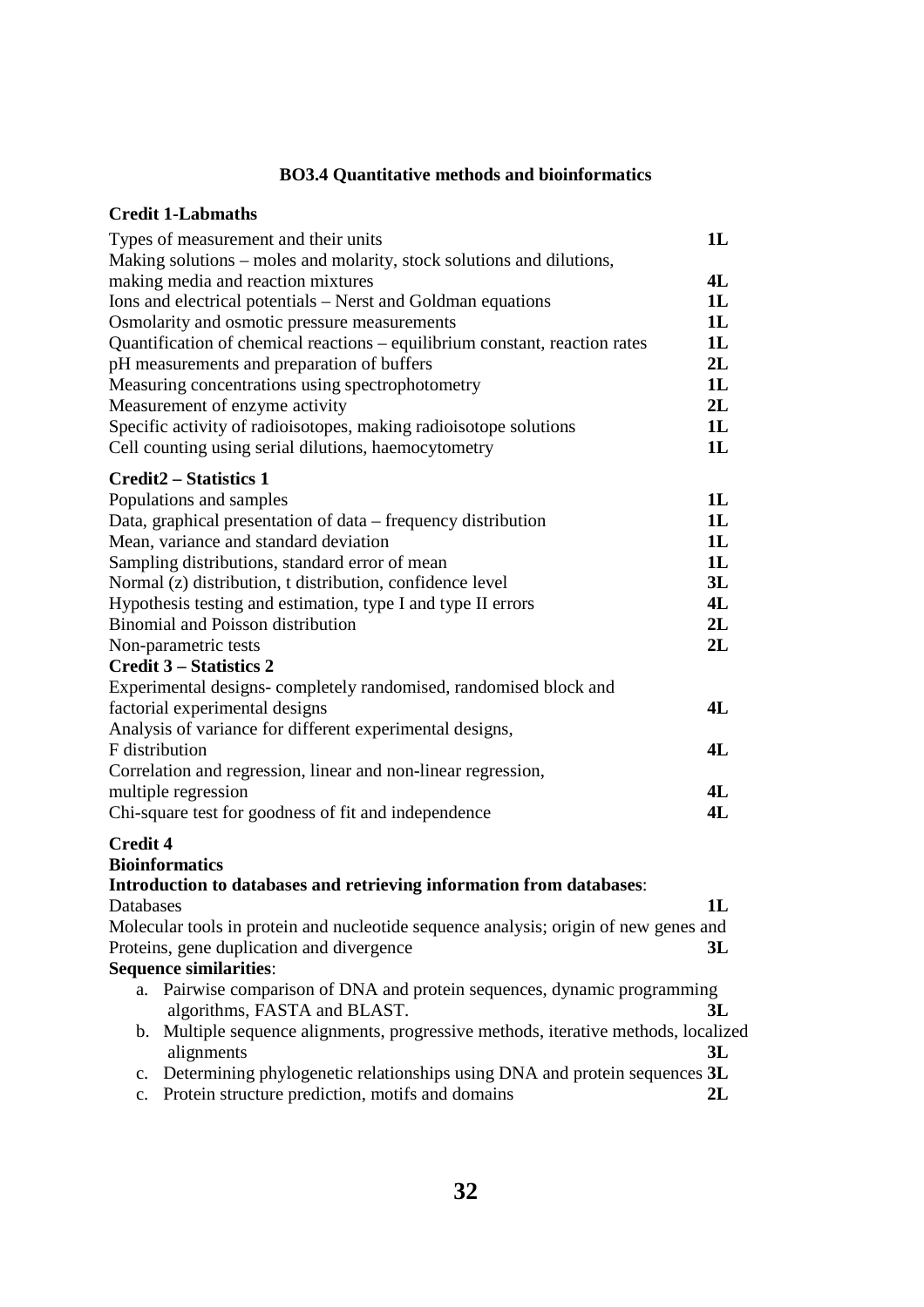## BO3.4 Quantitative methods and bioinformatics

### Credit 1-Labmaths

| Topic | Lectures |
|---|---|
| Types of measurement and their units | 1L |
| Making solutions – moles and molarity, stock solutions and dilutions, making media and reaction mixtures | 4L |
| Ions and electrical potentials – Nerst and Goldman equations | 1L |
| Osmolarity and osmotic pressure measurements | 1L |
| Quantification of chemical reactions – equilibrium constant, reaction rates | 1L |
| pH measurements and preparation of buffers | 2L |
| Measuring concentrations using spectrophotometry | 1L |
| Measurement of enzyme activity | 2L |
| Specific activity of radioisotopes, making radioisotope solutions | 1L |
| Cell counting using serial dilutions, haemocytometry | 1L |

### Credit2 – Statistics 1

| Topic | Lectures |
|---|---|
| Populations and samples | 1L |
| Data, graphical presentation of data – frequency distribution | 1L |
| Mean, variance and standard deviation | 1L |
| Sampling distributions, standard error of mean | 1L |
| Normal (z) distribution, t distribution, confidence level | 3L |
| Hypothesis testing and estimation, type I and type II errors | 4L |
| Binomial and Poisson distribution | 2L |
| Non-parametric tests | 2L |

### Credit 3 – Statistics 2

| Topic | Lectures |
|---|---|
| Experimental designs- completely randomised, randomised block and factorial experimental designs | 4L |
| Analysis of variance for different experimental designs, F distribution | 4L |
| Correlation and regression, linear and non-linear regression, multiple regression | 4L |
| Chi-square test for goodness of fit and independence | 4L |

### Credit 4

**Bioinformatics**

**Introduction to databases and retrieving information from databases**:

Databases — 1L

Molecular tools in protein and nucleotide sequence analysis; origin of new genes and Proteins, gene duplication and divergence — 3L

**Sequence similarities**:

a. Pairwise comparison of DNA and protein sequences, dynamic programming algorithms, FASTA and BLAST. — 3L
b. Multiple sequence alignments, progressive methods, iterative methods, localized alignments — 3L
c. Determining phylogenetic relationships using DNA and protein sequences — 3L
c. Protein structure prediction, motifs and domains — 2L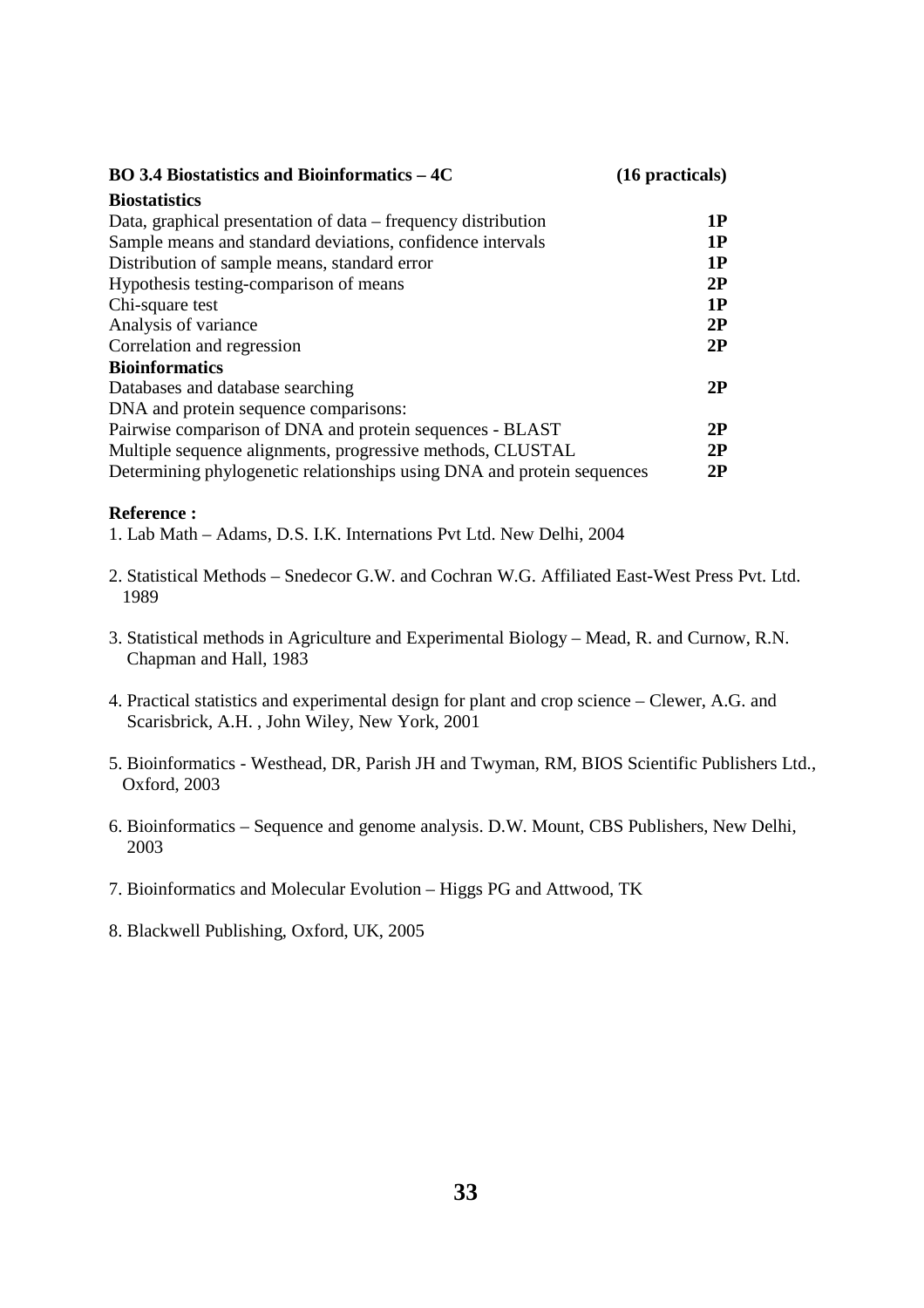**BO 3.4 Biostatistics and Bioinformatics – 4C** **(16 practicals)**

| | |
|---|---|
| **Biostatistics** | |
| Data, graphical presentation of data – frequency distribution | **1P** |
| Sample means and standard deviations, confidence intervals | **1P** |
| Distribution of sample means, standard error | **1P** |
| Hypothesis testing-comparison of means | **2P** |
| Chi-square test | **1P** |
| Analysis of variance | **2P** |
| Correlation and regression | **2P** |
| **Bioinformatics** | |
| Databases and database searching | **2P** |
| DNA and protein sequence comparisons: | |
| Pairwise comparison of DNA and protein sequences - BLAST | **2P** |
| Multiple sequence alignments, progressive methods, CLUSTAL | **2P** |
| Determining phylogenetic relationships using DNA and protein sequences | **2P** |

**Reference :**

1. Lab Math – Adams, D.S. I.K. Internations Pvt Ltd. New Delhi, 2004

2. Statistical Methods – Snedecor G.W. and Cochran W.G. Affiliated East-West Press Pvt. Ltd. 1989

3. Statistical methods in Agriculture and Experimental Biology – Mead, R. and Curnow, R.N. Chapman and Hall, 1983

4. Practical statistics and experimental design for plant and crop science – Clewer, A.G. and Scarisbrick, A.H. , John Wiley, New York, 2001

5. Bioinformatics - Westhead, DR, Parish JH and Twyman, RM, BIOS Scientific Publishers Ltd., Oxford, 2003

6. Bioinformatics – Sequence and genome analysis. D.W. Mount, CBS Publishers, New Delhi, 2003

7. Bioinformatics and Molecular Evolution – Higgs PG and Attwood, TK

8. Blackwell Publishing, Oxford, UK, 2005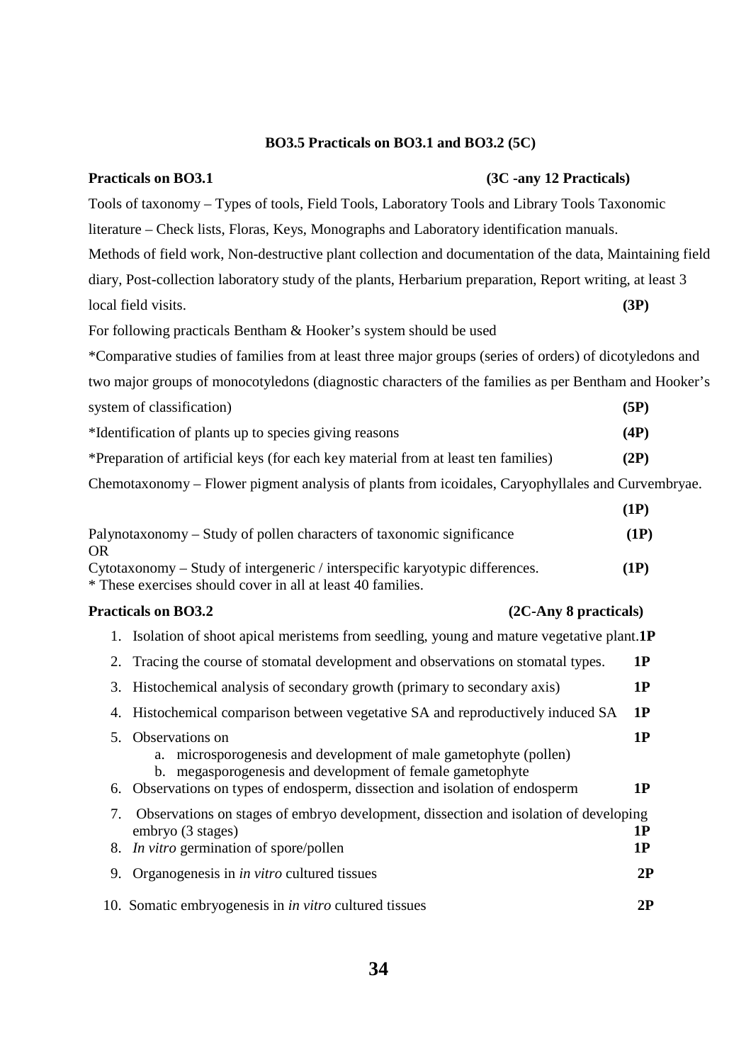## BO3.5 Practicals on BO3.1 and BO3.2 (5C)

**Practicals on BO3.1** **(3C -any 12 Practicals)**

Tools of taxonomy – Types of tools, Field Tools, Laboratory Tools and Library Tools Taxonomic literature – Check lists, Floras, Keys, Monographs and Laboratory identification manuals.

Methods of field work, Non-destructive plant collection and documentation of the data, Maintaining field diary, Post-collection laboratory study of the plants, Herbarium preparation, Report writing, at least 3 local field visits. **(3P)**

For following practicals Bentham & Hooker's system should be used

*Comparative studies of families from at least three major groups (series of orders) of dicotyledons and two major groups of monocotyledons (diagnostic characters of the families as per Bentham and Hooker's system of classification) **(5P)**

*Identification of plants up to species giving reasons **(4P)**

*Preparation of artificial keys (for each key material from at least ten families) **(2P)**

Chemotaxonomy – Flower pigment analysis of plants from icoidales, Caryophyllales and Curvembryae. **(1P)**

Palynotaxonomy – Study of pollen characters of taxonomic significance **(1P)**
OR
Cytotaxonomy – Study of intergeneric / interspecific karyotypic differences. **(1P)**
* These exercises should cover in all at least 40 families.

**Practicals on BO3.2** **(2C-Any 8 practicals)**

1. Isolation of shoot apical meristems from seedling, young and mature vegetative plant. **1P**
2. Tracing the course of stomatal development and observations on stomatal types. **1P**
3. Histochemical analysis of secondary growth (primary to secondary axis) **1P**
4. Histochemical comparison between vegetative SA and reproductively induced SA **1P**
5. Observations on **1P**
   a. microsporogenesis and development of male gametophyte (pollen)
   b. megasporogenesis and development of female gametophyte
6. Observations on types of endosperm, dissection and isolation of endosperm **1P**
7. Observations on stages of embryo development, dissection and isolation of developing embryo (3 stages) **1P**
8. *In vitro* germination of spore/pollen **1P**
9. Organogenesis in *in vitro* cultured tissues **2P**
10. Somatic embryogenesis in *in vitro* cultured tissues **2P**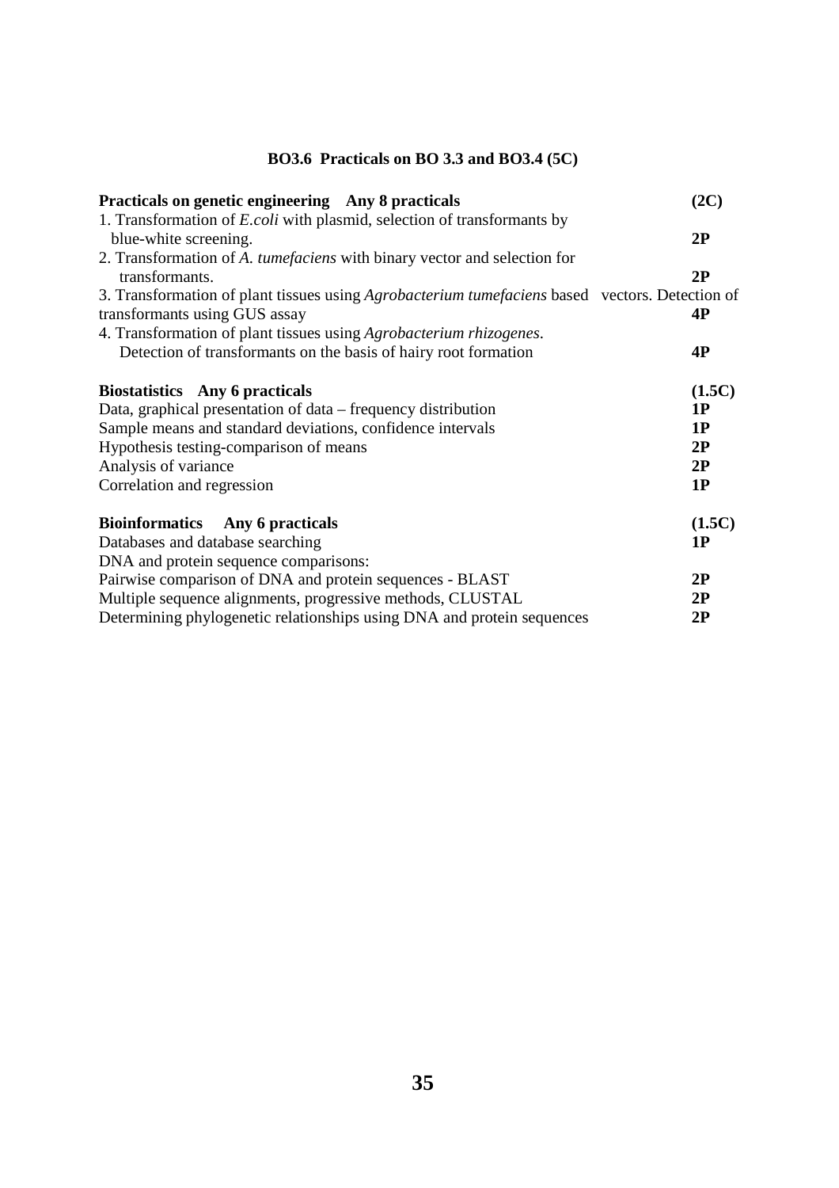## BO3.6 Practicals on BO 3.3 and BO3.4 (5C)

| **Practicals on genetic engineering Any 8 practicals** | **(2C)** |
|---|---|
| 1. Transformation of *E.coli* with plasmid, selection of transformants by blue-white screening. | **2P** |
| 2. Transformation of *A. tumefaciens* with binary vector and selection for transformants. | **2P** |
| 3. Transformation of plant tissues using *Agrobacterium tumefaciens* based vectors. Detection of transformants using GUS assay | **4P** |
| 4. Transformation of plant tissues using *Agrobacterium rhizogenes*. Detection of transformants on the basis of hairy root formation | **4P** |

| **Biostatistics Any 6 practicals** | **(1.5C)** |
|---|---|
| Data, graphical presentation of data – frequency distribution | **1P** |
| Sample means and standard deviations, confidence intervals | **1P** |
| Hypothesis testing-comparison of means | **2P** |
| Analysis of variance | **2P** |
| Correlation and regression | **1P** |

| **Bioinformatics Any 6 practicals** | **(1.5C)** |
|---|---|
| Databases and database searching | **1P** |
| DNA and protein sequence comparisons: | |
| Pairwise comparison of DNA and protein sequences - BLAST | **2P** |
| Multiple sequence alignments, progressive methods, CLUSTAL | **2P** |
| Determining phylogenetic relationships using DNA and protein sequences | **2P** |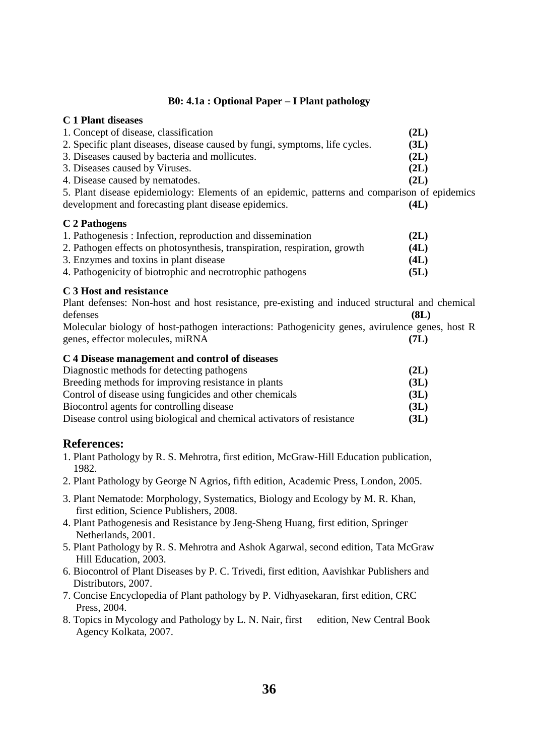### B0: 4.1a : Optional Paper – I Plant pathology

**C 1 Plant diseases**

1. Concept of disease, classification **(2L)**
2. Specific plant diseases, disease caused by fungi, symptoms, life cycles. **(3L)**
3. Diseases caused by bacteria and mollicutes. **(2L)**
3. Diseases caused by Viruses. **(2L)**
4. Disease caused by nematodes. **(2L)**
5. Plant disease epidemiology: Elements of an epidemic, patterns and comparison of epidemics development and forecasting plant disease epidemics. **(4L)**

**C 2 Pathogens**

1. Pathogenesis : Infection, reproduction and dissemination **(2L)**
2. Pathogen effects on photosynthesis, transpiration, respiration, growth **(4L)**
3. Enzymes and toxins in plant disease **(4L)**
4. Pathogenicity of biotrophic and necrotrophic pathogens **(5L)**

**C 3 Host and resistance**

Plant defenses: Non-host and host resistance, pre-existing and induced structural and chemical defenses **(8L)**

Molecular biology of host-pathogen interactions: Pathogenicity genes, avirulence genes, host R genes, effector molecules, miRNA **(7L)**

**C 4 Disease management and control of diseases**

Diagnostic methods for detecting pathogens **(2L)**

Breeding methods for improving resistance in plants **(3L)**

Control of disease using fungicides and other chemicals **(3L)**

Biocontrol agents for controlling disease **(3L)**

Disease control using biological and chemical activators of resistance **(3L)**

## References:

1. Plant Pathology by R. S. Mehrotra, first edition, McGraw-Hill Education publication, 1982.
2. Plant Pathology by George N Agrios, fifth edition, Academic Press, London, 2005.
3. Plant Nematode: Morphology, Systematics, Biology and Ecology by M. R. Khan, first edition, Science Publishers, 2008.
4. Plant Pathogenesis and Resistance by Jeng-Sheng Huang, first edition, Springer Netherlands, 2001.
5. Plant Pathology by R. S. Mehrotra and Ashok Agarwal, second edition, Tata McGraw Hill Education, 2003.
6. Biocontrol of Plant Diseases by P. C. Trivedi, first edition, Aavishkar Publishers and Distributors, 2007.
7. Concise Encyclopedia of Plant pathology by P. Vidhyasekaran, first edition, CRC Press, 2004.
8. Topics in Mycology and Pathology by L. N. Nair, first edition, New Central Book Agency Kolkata, 2007.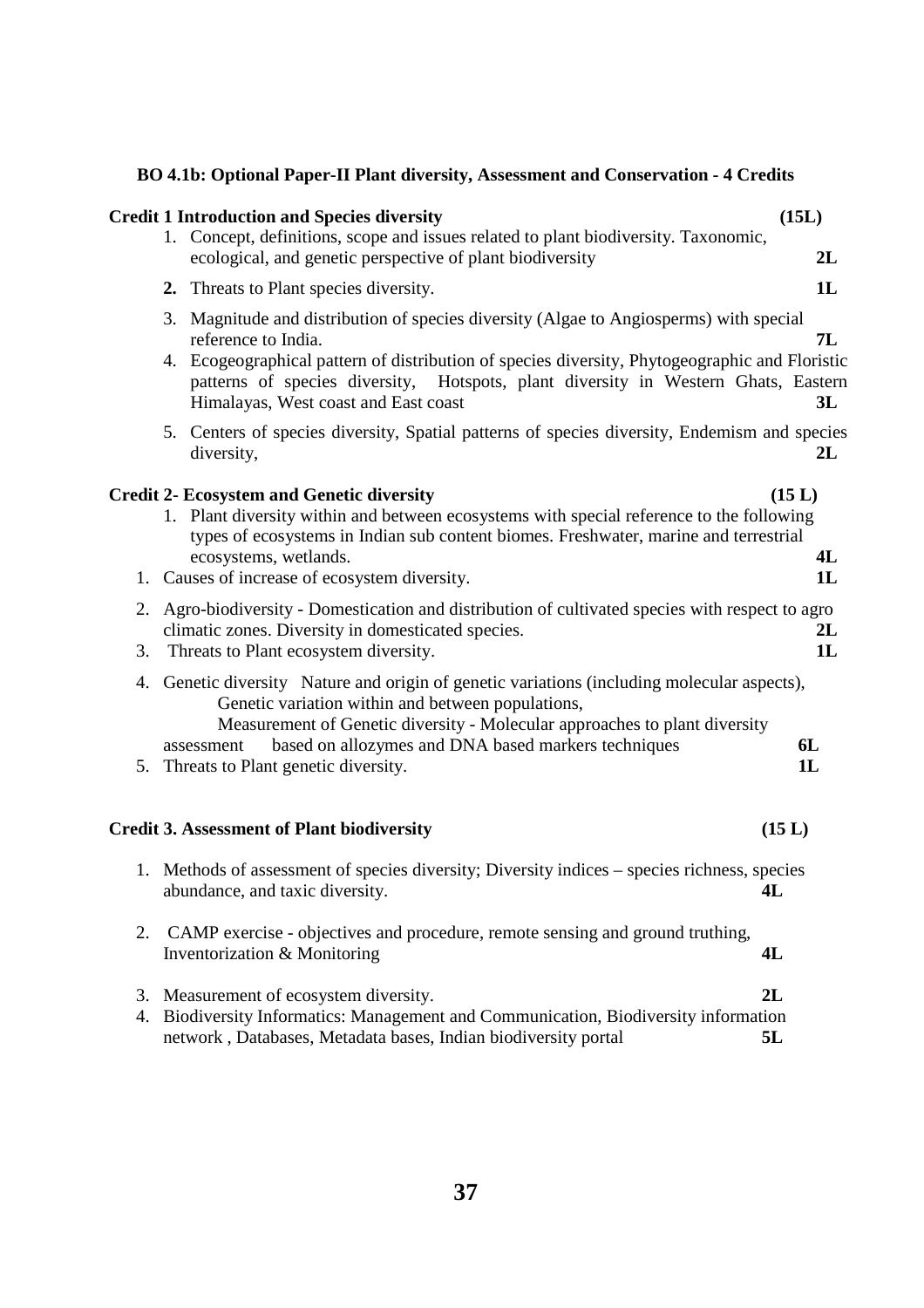**BO 4.1b: Optional Paper-II Plant diversity, Assessment and Conservation - 4 Credits**

**Credit 1 Introduction and Species diversity** **(15L)**

1. Concept, definitions, scope and issues related to plant biodiversity. Taxonomic, ecological, and genetic perspective of plant biodiversity **2L**
2. Threats to Plant species diversity. **1L**
3. Magnitude and distribution of species diversity (Algae to Angiosperms) with special reference to India. **7L**
4. Ecogeographical pattern of distribution of species diversity, Phytogeographic and Floristic patterns of species diversity, Hotspots, plant diversity in Western Ghats, Eastern Himalayas, West coast and East coast **3L**
5. Centers of species diversity, Spatial patterns of species diversity, Endemism and species diversity, **2L**

**Credit 2- Ecosystem and Genetic diversity** **(15 L)**

1. Plant diversity within and between ecosystems with special reference to the following types of ecosystems in Indian sub content biomes. Freshwater, marine and terrestrial ecosystems, wetlands. **4L**
1. Causes of increase of ecosystem diversity. **1L**
2. Agro-biodiversity - Domestication and distribution of cultivated species with respect to agro climatic zones. Diversity in domesticated species. **2L**
3. Threats to Plant ecosystem diversity. **1L**
4. Genetic diversity Nature and origin of genetic variations (including molecular aspects), Genetic variation within and between populations, Measurement of Genetic diversity - Molecular approaches to plant diversity assessment based on allozymes and DNA based markers techniques **6L**
5. Threats to Plant genetic diversity. **1L**

**Credit 3. Assessment of Plant biodiversity** **(15 L)**

1. Methods of assessment of species diversity; Diversity indices – species richness, species abundance, and taxic diversity. **4L**
2. CAMP exercise - objectives and procedure, remote sensing and ground truthing, Inventorization & Monitoring **4L**
3. Measurement of ecosystem diversity. **2L**
4. Biodiversity Informatics: Management and Communication, Biodiversity information network , Databases, Metadata bases, Indian biodiversity portal **5L**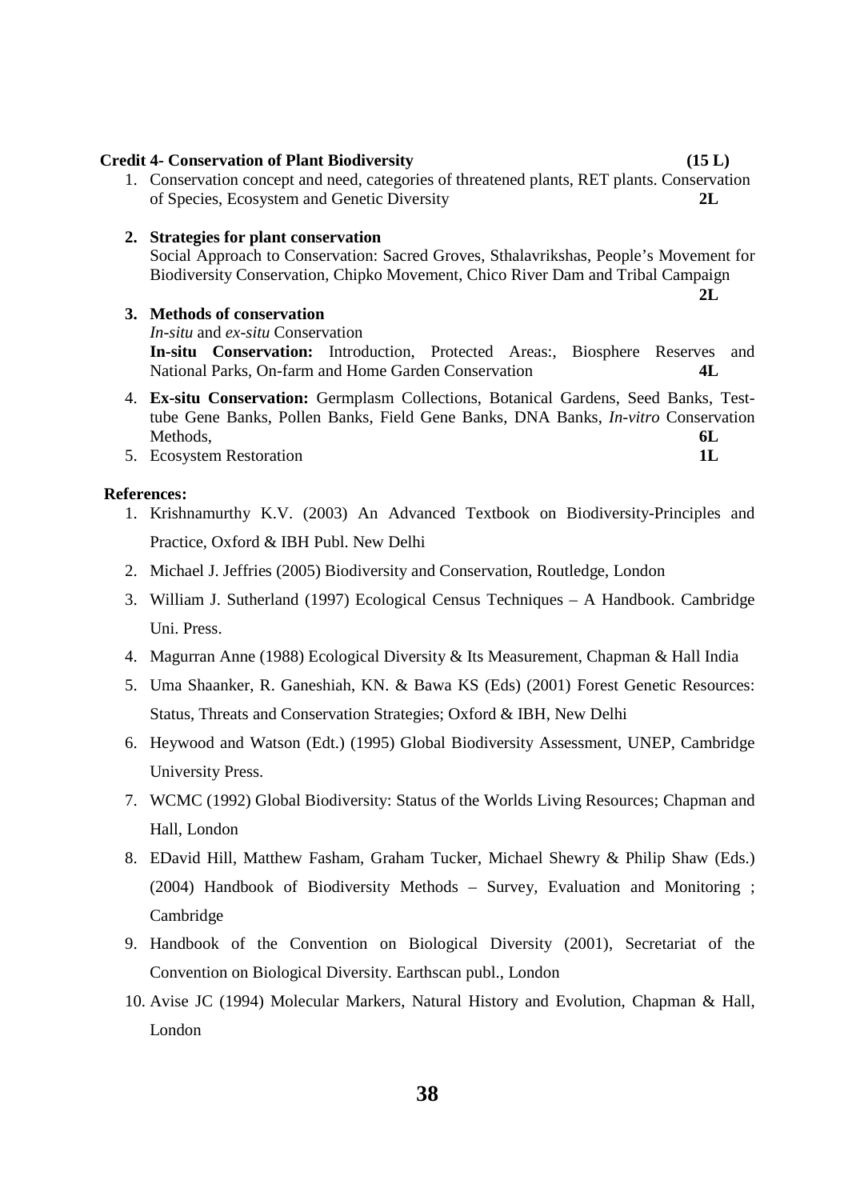**Credit 4- Conservation of Plant Biodiversity (15 L)**

1. Conservation concept and need, categories of threatened plants, RET plants. Conservation of Species, Ecosystem and Genetic Diversity **2L**

2. **Strategies for plant conservation**
   Social Approach to Conservation: Sacred Groves, Sthalavrikshas, People's Movement for Biodiversity Conservation, Chipko Movement, Chico River Dam and Tribal Campaign **2L**

3. **Methods of conservation**
   *In-situ* and *ex-situ* Conservation
   **In-situ Conservation:** Introduction, Protected Areas:, Biosphere Reserves and National Parks, On-farm and Home Garden Conservation **4L**

4. **Ex-situ Conservation:** Germplasm Collections, Botanical Gardens, Seed Banks, Test-tube Gene Banks, Pollen Banks, Field Gene Banks, DNA Banks, *In-vitro* Conservation Methods, **6L**

5. Ecosystem Restoration **1L**

**References:**

1. Krishnamurthy K.V. (2003) An Advanced Textbook on Biodiversity-Principles and Practice, Oxford & IBH Publ. New Delhi
2. Michael J. Jeffries (2005) Biodiversity and Conservation, Routledge, London
3. William J. Sutherland (1997) Ecological Census Techniques – A Handbook. Cambridge Uni. Press.
4. Magurran Anne (1988) Ecological Diversity & Its Measurement, Chapman & Hall India
5. Uma Shaanker, R. Ganeshiah, KN. & Bawa KS (Eds) (2001) Forest Genetic Resources: Status, Threats and Conservation Strategies; Oxford & IBH, New Delhi
6. Heywood and Watson (Edt.) (1995) Global Biodiversity Assessment, UNEP, Cambridge University Press.
7. WCMC (1992) Global Biodiversity: Status of the Worlds Living Resources; Chapman and Hall, London
8. EDavid Hill, Matthew Fasham, Graham Tucker, Michael Shewry & Philip Shaw (Eds.) (2004) Handbook of Biodiversity Methods – Survey, Evaluation and Monitoring ; Cambridge
9. Handbook of the Convention on Biological Diversity (2001), Secretariat of the Convention on Biological Diversity. Earthscan publ., London
10. Avise JC (1994) Molecular Markers, Natural History and Evolution, Chapman & Hall, London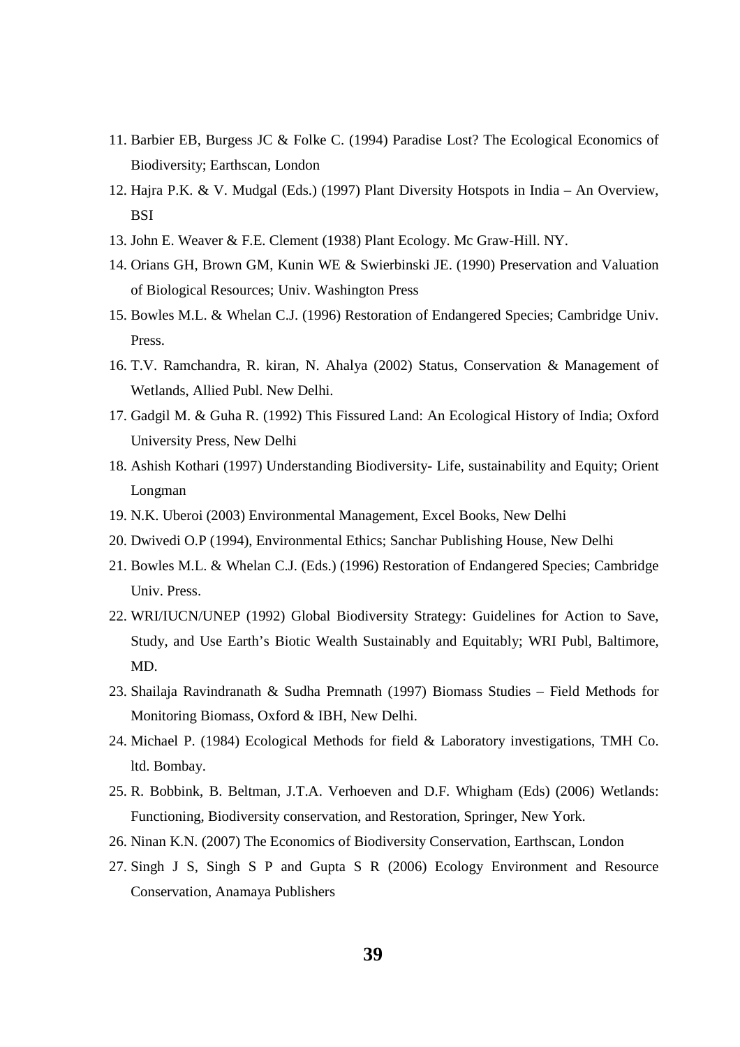11. Barbier EB, Burgess JC & Folke C. (1994) Paradise Lost? The Ecological Economics of Biodiversity; Earthscan, London
12. Hajra P.K. & V. Mudgal (Eds.) (1997) Plant Diversity Hotspots in India – An Overview, BSI
13. John E. Weaver & F.E. Clement (1938) Plant Ecology. Mc Graw-Hill. NY.
14. Orians GH, Brown GM, Kunin WE & Swierbinski JE. (1990) Preservation and Valuation of Biological Resources; Univ. Washington Press
15. Bowles M.L. & Whelan C.J. (1996) Restoration of Endangered Species; Cambridge Univ. Press.
16. T.V. Ramchandra, R. kiran, N. Ahalya (2002) Status, Conservation & Management of Wetlands, Allied Publ. New Delhi.
17. Gadgil M. & Guha R. (1992) This Fissured Land: An Ecological History of India; Oxford University Press, New Delhi
18. Ashish Kothari (1997) Understanding Biodiversity- Life, sustainability and Equity; Orient Longman
19. N.K. Uberoi (2003) Environmental Management, Excel Books, New Delhi
20. Dwivedi O.P (1994), Environmental Ethics; Sanchar Publishing House, New Delhi
21. Bowles M.L. & Whelan C.J. (Eds.) (1996) Restoration of Endangered Species; Cambridge Univ. Press.
22. WRI/IUCN/UNEP (1992) Global Biodiversity Strategy: Guidelines for Action to Save, Study, and Use Earth's Biotic Wealth Sustainably and Equitably; WRI Publ, Baltimore, MD.
23. Shailaja Ravindranath & Sudha Premnath (1997) Biomass Studies – Field Methods for Monitoring Biomass, Oxford & IBH, New Delhi.
24. Michael P. (1984) Ecological Methods for field & Laboratory investigations, TMH Co. ltd. Bombay.
25. R. Bobbink, B. Beltman, J.T.A. Verhoeven and D.F. Whigham (Eds) (2006) Wetlands: Functioning, Biodiversity conservation, and Restoration, Springer, New York.
26. Ninan K.N. (2007) The Economics of Biodiversity Conservation, Earthscan, London
27. Singh J S, Singh S P and Gupta S R (2006) Ecology Environment and Resource Conservation, Anamaya Publishers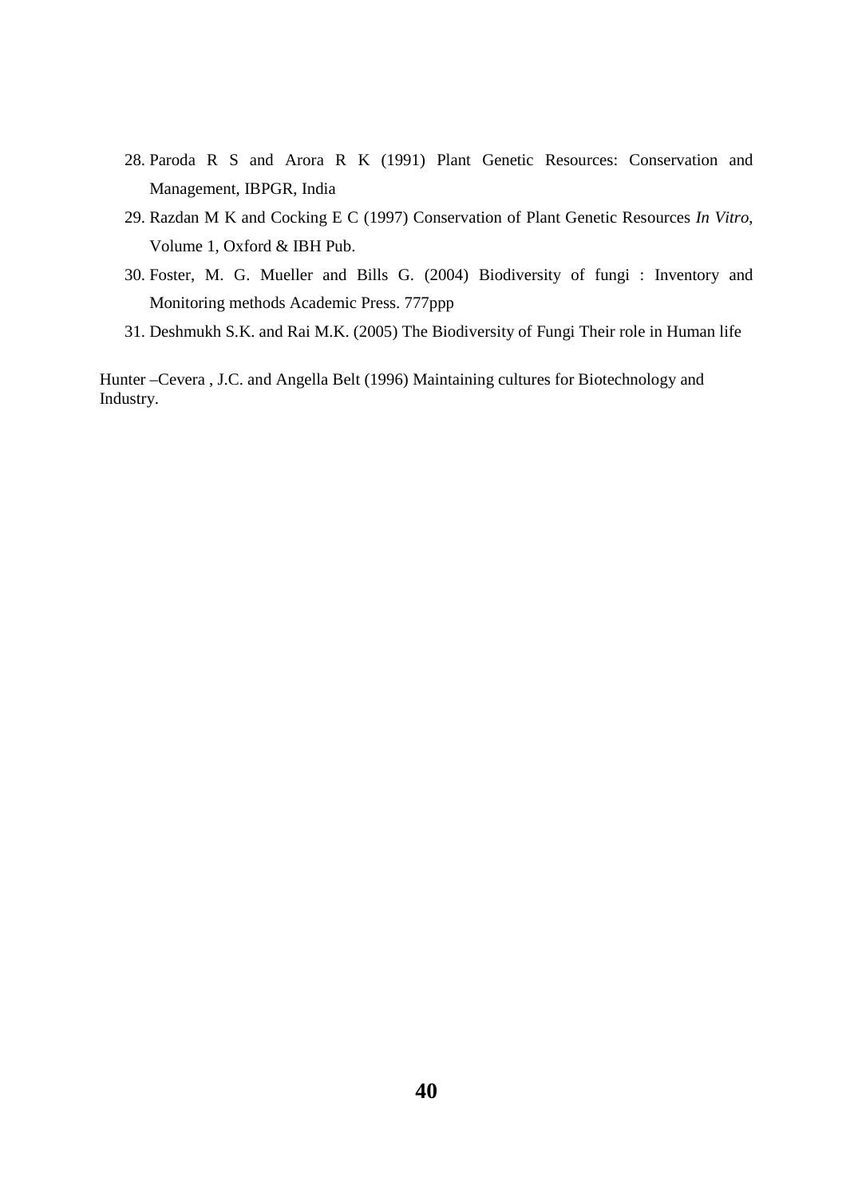28. Paroda R S and Arora R K (1991) Plant Genetic Resources: Conservation and Management, IBPGR, India
29. Razdan M K and Cocking E C (1997) Conservation of Plant Genetic Resources *In Vitro*, Volume 1, Oxford & IBH Pub.
30. Foster, M. G. Mueller and Bills G. (2004) Biodiversity of fungi : Inventory and Monitoring methods Academic Press. 777ppp
31. Deshmukh S.K. and Rai M.K. (2005) The Biodiversity of Fungi Their role in Human life

Hunter –Cevera , J.C. and Angella Belt (1996) Maintaining cultures for Biotechnology and Industry.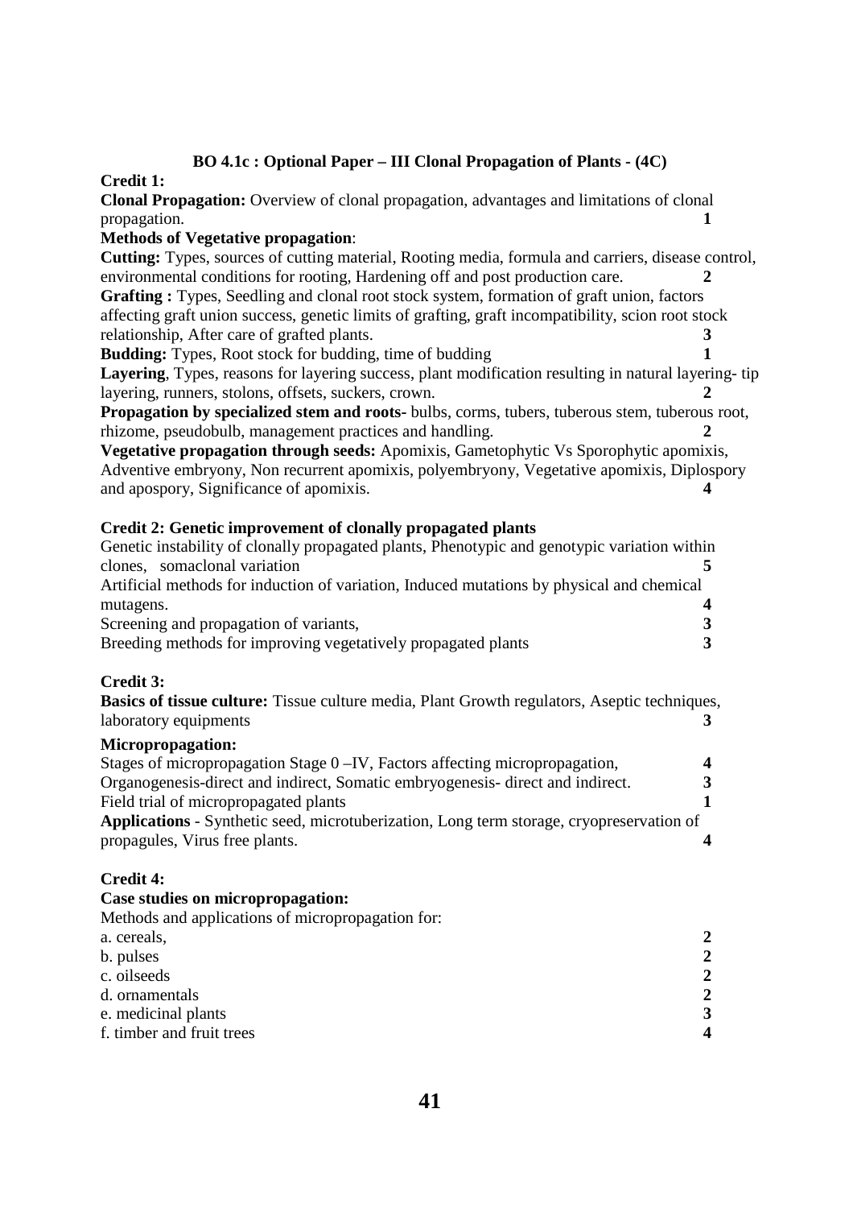## BO 4.1c : Optional Paper – III Clonal Propagation of Plants - (4C)

**Credit 1:**

**Clonal Propagation:** Overview of clonal propagation, advantages and limitations of clonal propagation. **1**

**Methods of Vegetative propagation**:

**Cutting:** Types, sources of cutting material, Rooting media, formula and carriers, disease control, environmental conditions for rooting, Hardening off and post production care. **2**

**Grafting :** Types, Seedling and clonal root stock system, formation of graft union, factors affecting graft union success, genetic limits of grafting, graft incompatibility, scion root stock relationship, After care of grafted plants. **3**

**Budding:** Types, Root stock for budding, time of budding **1**

**Layering**, Types, reasons for layering success, plant modification resulting in natural layering- tip layering, runners, stolons, offsets, suckers, crown. **2**

**Propagation by specialized stem and roots-** bulbs, corms, tubers, tuberous stem, tuberous root, rhizome, pseudobulb, management practices and handling. **2**

**Vegetative propagation through seeds:** Apomixis, Gametophytic Vs Sporophytic apomixis, Adventive embryony, Non recurrent apomixis, polyembryony, Vegetative apomixis, Diplospory and apospory, Significance of apomixis. **4**

**Credit 2: Genetic improvement of clonally propagated plants**

Genetic instability of clonally propagated plants, Phenotypic and genotypic variation within clones, somaclonal variation **5**

Artificial methods for induction of variation, Induced mutations by physical and chemical mutagens. **4**

Screening and propagation of variants, **3**

Breeding methods for improving vegetatively propagated plants **3**

**Credit 3:**

**Basics of tissue culture:** Tissue culture media, Plant Growth regulators, Aseptic techniques, laboratory equipments **3**

**Micropropagation:**

Stages of micropropagation Stage 0 –IV, Factors affecting micropropagation, **4**

Organogenesis-direct and indirect, Somatic embryogenesis- direct and indirect. **3**

Field trial of micropropagated plants **1**

**Applications** - Synthetic seed, microtuberization, Long term storage, cryopreservation of propagules, Virus free plants. **4**

**Credit 4:**

**Case studies on micropropagation:**

Methods and applications of micropropagation for:

a. cereals, **2**

b. pulses **2**

c. oilseeds **2**

d. ornamentals **2**

e. medicinal plants **3**

f. timber and fruit trees **4**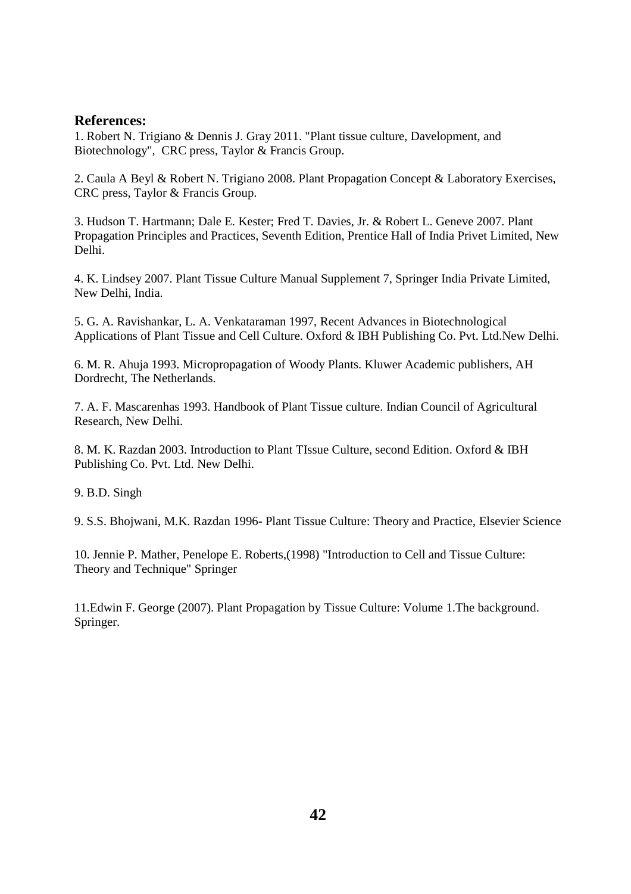**References:**

1. Robert N. Trigiano & Dennis J. Gray 2011. "Plant tissue culture, Davelopment, and Biotechnology", CRC press, Taylor & Francis Group.

2. Caula A Beyl & Robert N. Trigiano 2008. Plant Propagation Concept & Laboratory Exercises, CRC press, Taylor & Francis Group.

3. Hudson T. Hartmann; Dale E. Kester; Fred T. Davies, Jr. & Robert L. Geneve 2007. Plant Propagation Principles and Practices, Seventh Edition, Prentice Hall of India Privet Limited, New Delhi.

4. K. Lindsey 2007. Plant Tissue Culture Manual Supplement 7, Springer India Private Limited, New Delhi, India.

5. G. A. Ravishankar, L. A. Venkataraman 1997, Recent Advances in Biotechnological Applications of Plant Tissue and Cell Culture. Oxford & IBH Publishing Co. Pvt. Ltd.New Delhi.

6. M. R. Ahuja 1993. Micropropagation of Woody Plants. Kluwer Academic publishers, AH Dordrecht, The Netherlands.

7. A. F. Mascarenhas 1993. Handbook of Plant Tissue culture. Indian Council of Agricultural Research, New Delhi.

8. M. K. Razdan 2003. Introduction to Plant TIssue Culture, second Edition. Oxford & IBH Publishing Co. Pvt. Ltd. New Delhi.

9. B.D. Singh

9. S.S. Bhojwani, M.K. Razdan 1996- Plant Tissue Culture: Theory and Practice, Elsevier Science

10. Jennie P. Mather, Penelope E. Roberts,(1998) "Introduction to Cell and Tissue Culture: Theory and Technique" Springer

11.Edwin F. George (2007). Plant Propagation by Tissue Culture: Volume 1.The background. Springer.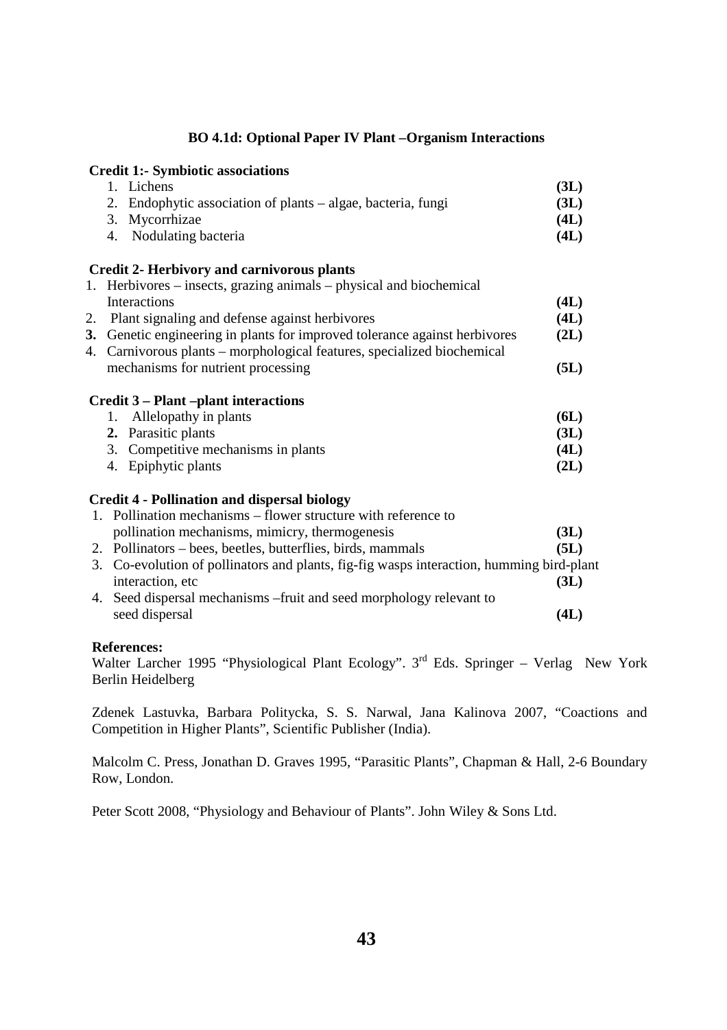## BO 4.1d: Optional Paper IV Plant –Organism Interactions

**Credit 1:- Symbiotic associations**

1. Lichens **(3L)**
2. Endophytic association of plants – algae, bacteria, fungi **(3L)**
3. Mycorrhizae **(4L)**
4. Nodulating bacteria **(4L)**

**Credit 2- Herbivory and carnivorous plants**

1. Herbivores – insects, grazing animals – physical and biochemical Interactions **(4L)**
2. Plant signaling and defense against herbivores **(4L)**
3. Genetic engineering in plants for improved tolerance against herbivores **(2L)**
4. Carnivorous plants – morphological features, specialized biochemical mechanisms for nutrient processing **(5L)**

**Credit 3 – Plant –plant interactions**

1. Allelopathy in plants **(6L)**
2. Parasitic plants **(3L)**
3. Competitive mechanisms in plants **(4L)**
4. Epiphytic plants **(2L)**

**Credit 4 - Pollination and dispersal biology**

1. Pollination mechanisms – flower structure with reference to pollination mechanisms, mimicry, thermogenesis **(3L)**
2. Pollinators – bees, beetles, butterflies, birds, mammals **(5L)**
3. Co-evolution of pollinators and plants, fig-fig wasps interaction, humming bird-plant interaction, etc **(3L)**
4. Seed dispersal mechanisms –fruit and seed morphology relevant to seed dispersal **(4L)**

**References:**

Walter Larcher 1995 "Physiological Plant Ecology". 3rd Eds. Springer – Verlag New York Berlin Heidelberg

Zdenek Lastuvka, Barbara Politycka, S. S. Narwal, Jana Kalinova 2007, "Coactions and Competition in Higher Plants", Scientific Publisher (India).

Malcolm C. Press, Jonathan D. Graves 1995, "Parasitic Plants", Chapman & Hall, 2-6 Boundary Row, London.

Peter Scott 2008, "Physiology and Behaviour of Plants". John Wiley & Sons Ltd.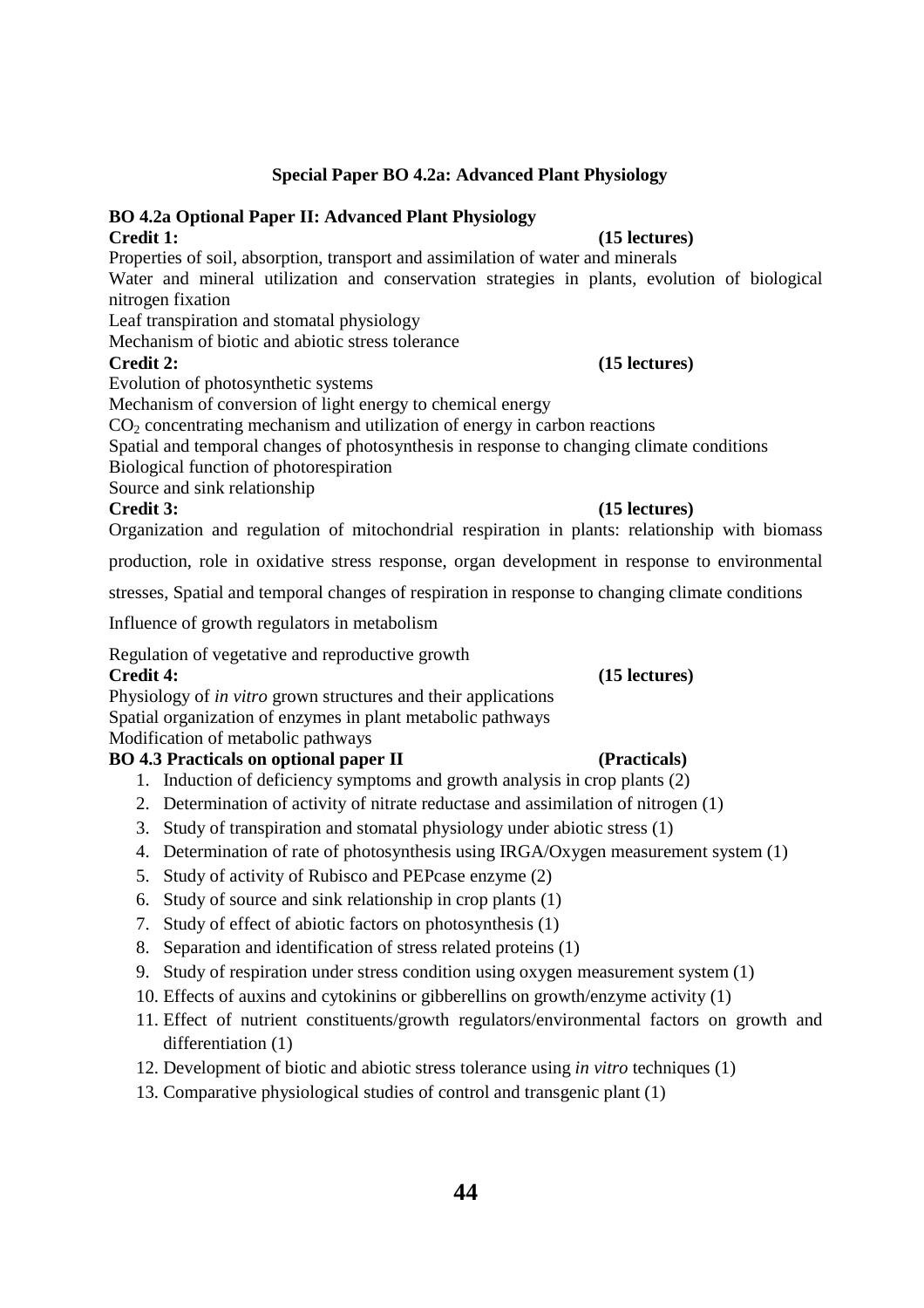## Special Paper BO 4.2a: Advanced Plant Physiology

### BO 4.2a Optional Paper II: Advanced Plant Physiology

**Credit 1:** **(15 lectures)**

Properties of soil, absorption, transport and assimilation of water and minerals

Water and mineral utilization and conservation strategies in plants, evolution of biological nitrogen fixation

Leaf transpiration and stomatal physiology

Mechanism of biotic and abiotic stress tolerance

**Credit 2:** **(15 lectures)**

Evolution of photosynthetic systems

Mechanism of conversion of light energy to chemical energy

$CO_2$ concentrating mechanism and utilization of energy in carbon reactions

Spatial and temporal changes of photosynthesis in response to changing climate conditions

Biological function of photorespiration

Source and sink relationship

**Credit 3:** **(15 lectures)**

Organization and regulation of mitochondrial respiration in plants: relationship with biomass production, role in oxidative stress response, organ development in response to environmental stresses, Spatial and temporal changes of respiration in response to changing climate conditions

Influence of growth regulators in metabolism

Regulation of vegetative and reproductive growth

**Credit 4:** **(15 lectures)**

Physiology of *in vitro* grown structures and their applications

Spatial organization of enzymes in plant metabolic pathways

Modification of metabolic pathways

### BO 4.3 Practicals on optional paper II (Practicals)

1. Induction of deficiency symptoms and growth analysis in crop plants (2)
2. Determination of activity of nitrate reductase and assimilation of nitrogen (1)
3. Study of transpiration and stomatal physiology under abiotic stress (1)
4. Determination of rate of photosynthesis using IRGA/Oxygen measurement system (1)
5. Study of activity of Rubisco and PEPcase enzyme (2)
6. Study of source and sink relationship in crop plants (1)
7. Study of effect of abiotic factors on photosynthesis (1)
8. Separation and identification of stress related proteins (1)
9. Study of respiration under stress condition using oxygen measurement system (1)
10. Effects of auxins and cytokinins or gibberellins on growth/enzyme activity (1)
11. Effect of nutrient constituents/growth regulators/environmental factors on growth and differentiation (1)
12. Development of biotic and abiotic stress tolerance using *in vitro* techniques (1)
13. Comparative physiological studies of control and transgenic plant (1)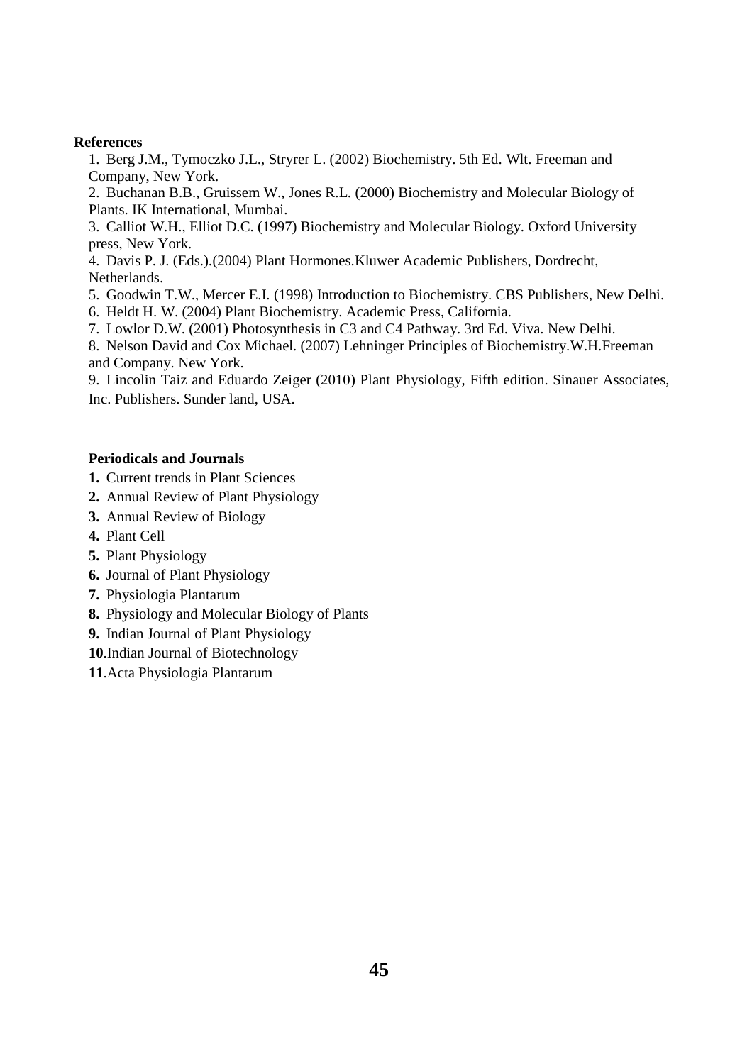**References**

1. Berg J.M., Tymoczko J.L., Stryrer L. (2002) Biochemistry. 5th Ed. Wlt. Freeman and Company, New York.
2. Buchanan B.B., Gruissem W., Jones R.L. (2000) Biochemistry and Molecular Biology of Plants. IK International, Mumbai.
3. Calliot W.H., Elliot D.C. (1997) Biochemistry and Molecular Biology. Oxford University press, New York.
4. Davis P. J. (Eds.).(2004) Plant Hormones.Kluwer Academic Publishers, Dordrecht, Netherlands.
5. Goodwin T.W., Mercer E.I. (1998) Introduction to Biochemistry. CBS Publishers, New Delhi.
6. Heldt H. W. (2004) Plant Biochemistry. Academic Press, California.
7. Lowlor D.W. (2001) Photosynthesis in C3 and C4 Pathway. 3rd Ed. Viva. New Delhi.
8. Nelson David and Cox Michael. (2007) Lehninger Principles of Biochemistry.W.H.Freeman and Company. New York.
9. Lincolin Taiz and Eduardo Zeiger (2010) Plant Physiology, Fifth edition. Sinauer Associates, Inc. Publishers. Sunder land, USA.

**Periodicals and Journals**

**1.** Current trends in Plant Sciences
**2.** Annual Review of Plant Physiology
**3.** Annual Review of Biology
**4.** Plant Cell
**5.** Plant Physiology
**6.** Journal of Plant Physiology
**7.** Physiologia Plantarum
**8.** Physiology and Molecular Biology of Plants
**9.** Indian Journal of Plant Physiology
**10**.Indian Journal of Biotechnology
**11**.Acta Physiologia Plantarum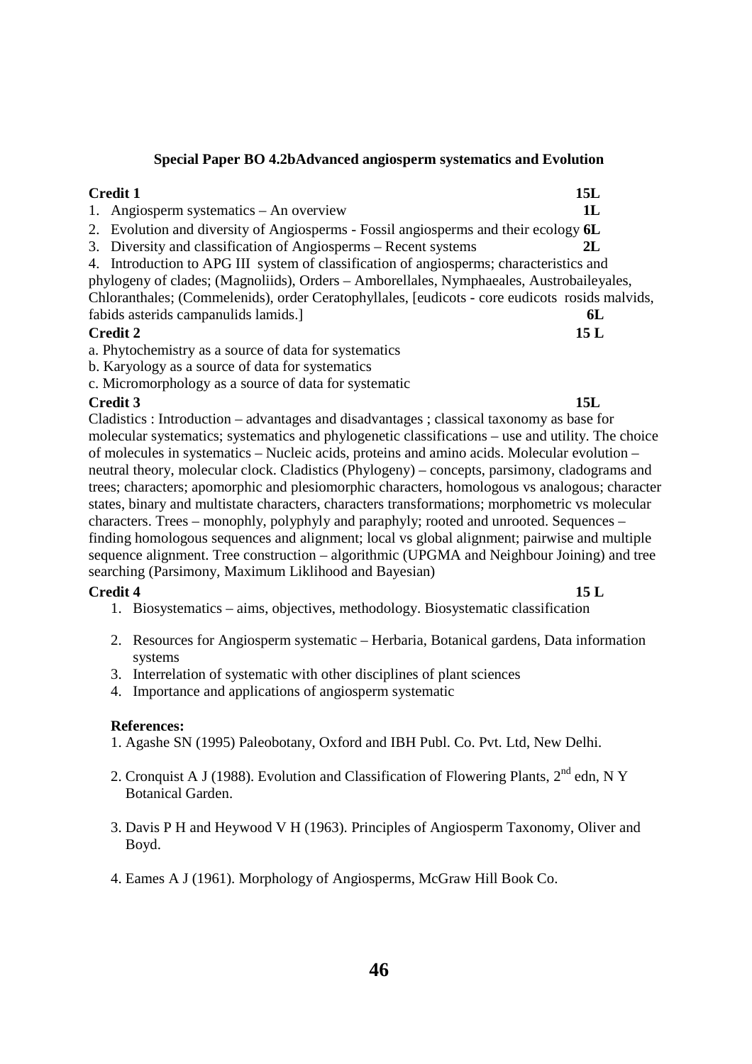**Special Paper BO 4.2bAdvanced angiosperm systematics and Evolution**

**Credit 1** **15L**

1. Angiosperm systematics – An overview **1L**
2. Evolution and diversity of Angiosperms - Fossil angiosperms and their ecology **6L**
3. Diversity and classification of Angiosperms – Recent systems **2L**
4. Introduction to APG III system of classification of angiosperms; characteristics and phylogeny of clades; (Magnoliids), Orders – Amborellales, Nymphaeales, Austrobaileyales, Chloranthales; (Commelenids), order Ceratophyllales, [eudicots - core eudicots rosids malvids, fabids asterids campanulids lamids.] **6L**

**Credit 2** **15 L**

a. Phytochemistry as a source of data for systematics
b. Karyology as a source of data for systematics
c. Micromorphology as a source of data for systematic

**Credit 3** **15L**

Cladistics : Introduction – advantages and disadvantages ; classical taxonomy as base for molecular systematics; systematics and phylogenetic classifications – use and utility. The choice of molecules in systematics – Nucleic acids, proteins and amino acids. Molecular evolution – neutral theory, molecular clock. Cladistics (Phylogeny) – concepts, parsimony, cladograms and trees; characters; apomorphic and plesiomorphic characters, homologous vs analogous; character states, binary and multistate characters, characters transformations; morphometric vs molecular characters. Trees – monophly, polyphyly and paraphyly; rooted and unrooted. Sequences – finding homologous sequences and alignment; local vs global alignment; pairwise and multiple sequence alignment. Tree construction – algorithmic (UPGMA and Neighbour Joining) and tree searching (Parsimony, Maximum Liklihood and Bayesian)

**Credit 4** **15 L**

1. Biosystematics – aims, objectives, methodology. Biosystematic classification
2. Resources for Angiosperm systematic – Herbaria, Botanical gardens, Data information systems
3. Interrelation of systematic with other disciplines of plant sciences
4. Importance and applications of angiosperm systematic

**References:**

1. Agashe SN (1995) Paleobotany, Oxford and IBH Publ. Co. Pvt. Ltd, New Delhi.
2. Cronquist A J (1988). Evolution and Classification of Flowering Plants, 2nd edn, N Y Botanical Garden.
3. Davis P H and Heywood V H (1963). Principles of Angiosperm Taxonomy, Oliver and Boyd.
4. Eames A J (1961). Morphology of Angiosperms, McGraw Hill Book Co.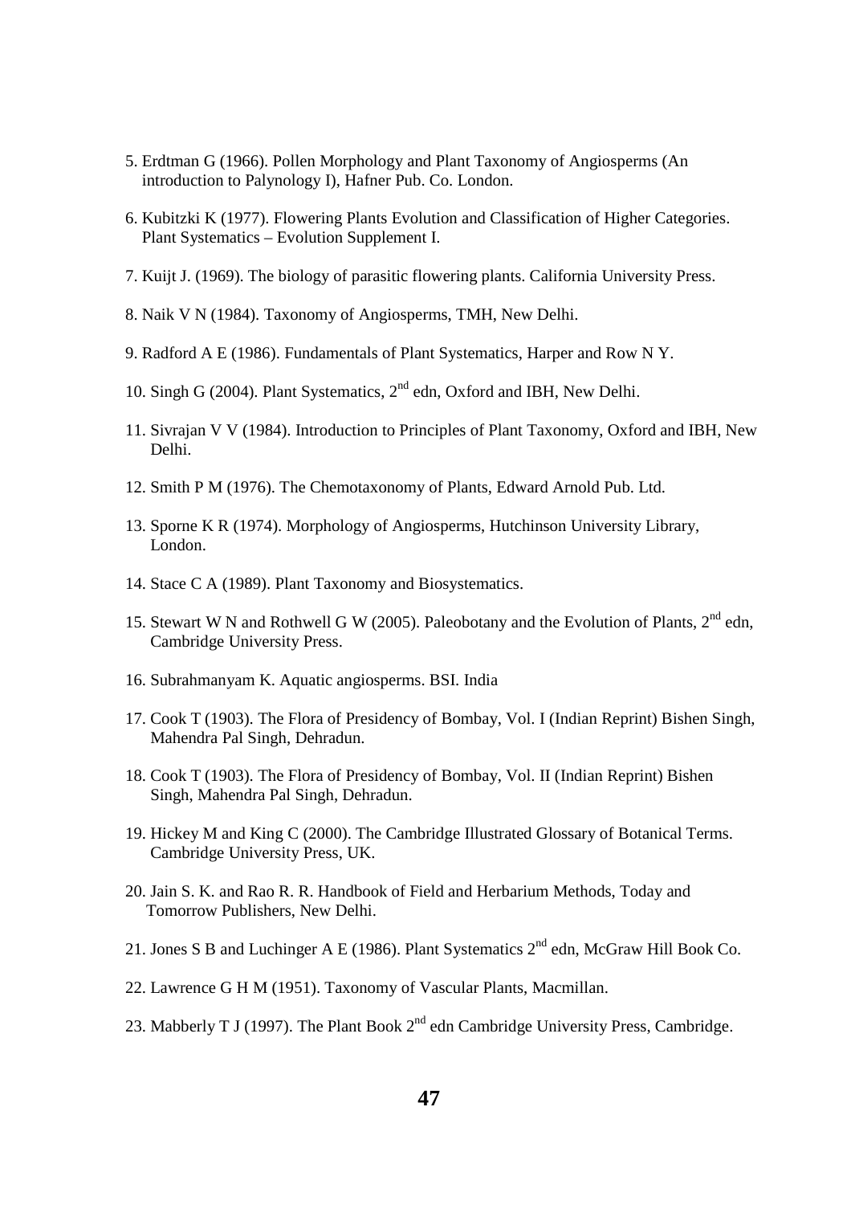5. Erdtman G (1966). Pollen Morphology and Plant Taxonomy of Angiosperms (An introduction to Palynology I), Hafner Pub. Co. London.

6. Kubitzki K (1977). Flowering Plants Evolution and Classification of Higher Categories. Plant Systematics – Evolution Supplement I.

7. Kuijt J. (1969). The biology of parasitic flowering plants. California University Press.

8. Naik V N (1984). Taxonomy of Angiosperms, TMH, New Delhi.

9. Radford A E (1986). Fundamentals of Plant Systematics, Harper and Row N Y.

10. Singh G (2004). Plant Systematics, 2nd edn, Oxford and IBH, New Delhi.

11. Sivrajan V V (1984). Introduction to Principles of Plant Taxonomy, Oxford and IBH, New Delhi.

12. Smith P M (1976). The Chemotaxonomy of Plants, Edward Arnold Pub. Ltd.

13. Sporne K R (1974). Morphology of Angiosperms, Hutchinson University Library, London.

14. Stace C A (1989). Plant Taxonomy and Biosystematics.

15. Stewart W N and Rothwell G W (2005). Paleobotany and the Evolution of Plants, 2nd edn, Cambridge University Press.

16. Subrahmanyam K. Aquatic angiosperms. BSI. India

17. Cook T (1903). The Flora of Presidency of Bombay, Vol. I (Indian Reprint) Bishen Singh, Mahendra Pal Singh, Dehradun.

18. Cook T (1903). The Flora of Presidency of Bombay, Vol. II (Indian Reprint) Bishen Singh, Mahendra Pal Singh, Dehradun.

19. Hickey M and King C (2000). The Cambridge Illustrated Glossary of Botanical Terms. Cambridge University Press, UK.

20. Jain S. K. and Rao R. R. Handbook of Field and Herbarium Methods, Today and Tomorrow Publishers, New Delhi.

21. Jones S B and Luchinger A E (1986). Plant Systematics 2nd edn, McGraw Hill Book Co.

22. Lawrence G H M (1951). Taxonomy of Vascular Plants, Macmillan.

23. Mabberly T J (1997). The Plant Book 2nd edn Cambridge University Press, Cambridge.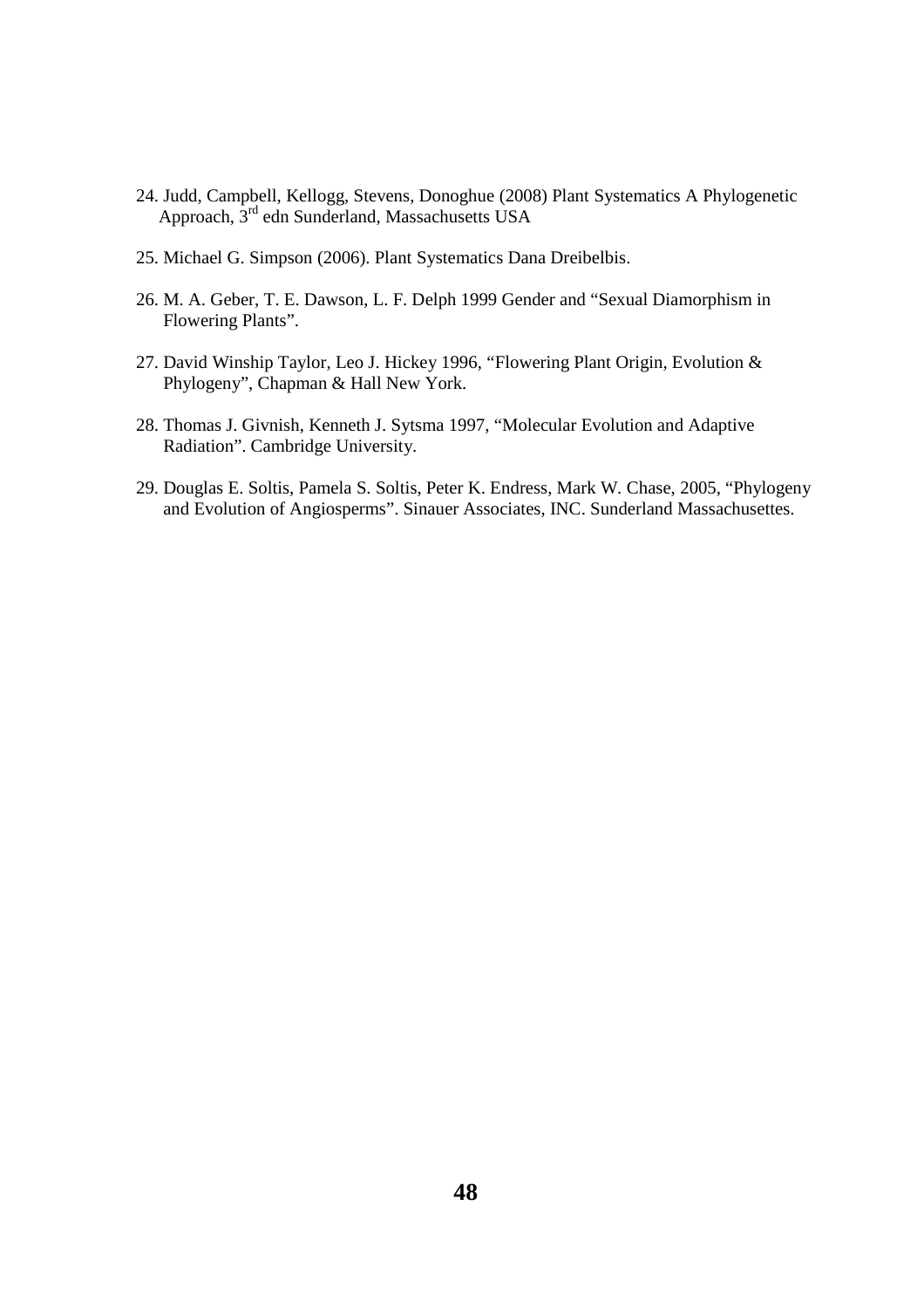24. Judd, Campbell, Kellogg, Stevens, Donoghue (2008) Plant Systematics A Phylogenetic Approach, 3rd edn Sunderland, Massachusetts USA

25. Michael G. Simpson (2006). Plant Systematics Dana Dreibelbis.

26. M. A. Geber, T. E. Dawson, L. F. Delph 1999 Gender and "Sexual Diamorphism in Flowering Plants".

27. David Winship Taylor, Leo J. Hickey 1996, "Flowering Plant Origin, Evolution & Phylogeny", Chapman & Hall New York.

28. Thomas J. Givnish, Kenneth J. Sytsma 1997, "Molecular Evolution and Adaptive Radiation". Cambridge University.

29. Douglas E. Soltis, Pamela S. Soltis, Peter K. Endress, Mark W. Chase, 2005, "Phylogeny and Evolution of Angiosperms". Sinauer Associates, INC. Sunderland Massachusettes.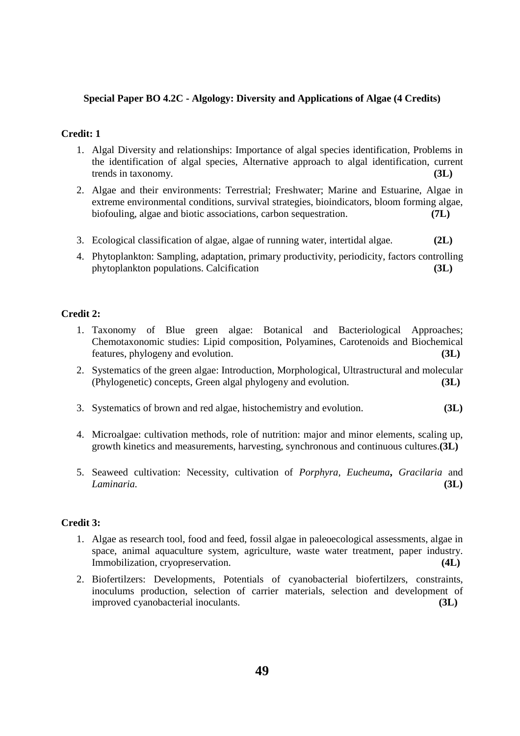### Special Paper BO 4.2C - Algology: Diversity and Applications of Algae (4 Credits)

**Credit: 1**

1. Algal Diversity and relationships: Importance of algal species identification, Problems in the identification of algal species, Alternative approach to algal identification, current trends in taxonomy. **(3L)**
2. Algae and their environments: Terrestrial; Freshwater; Marine and Estuarine, Algae in extreme environmental conditions, survival strategies, bioindicators, bloom forming algae, biofouling, algae and biotic associations, carbon sequestration. **(7L)**
3. Ecological classification of algae, algae of running water, intertidal algae. **(2L)**
4. Phytoplankton: Sampling, adaptation, primary productivity, periodicity, factors controlling phytoplankton populations. Calcification **(3L)**

**Credit 2:**

1. Taxonomy of Blue green algae: Botanical and Bacteriological Approaches; Chemotaxonomic studies: Lipid composition, Polyamines, Carotenoids and Biochemical features, phylogeny and evolution. **(3L)**
2. Systematics of the green algae: Introduction, Morphological, Ultrastructural and molecular (Phylogenetic) concepts, Green algal phylogeny and evolution. **(3L)**
3. Systematics of brown and red algae, histochemistry and evolution. **(3L)**
4. Microalgae: cultivation methods, role of nutrition: major and minor elements, scaling up, growth kinetics and measurements, harvesting, synchronous and continuous cultures. **(3L)**
5. Seaweed cultivation: Necessity, cultivation of *Porphyra*, *Eucheuma***,** *Gracilaria* and *Laminaria.* **(3L)**

**Credit 3:**

1. Algae as research tool, food and feed, fossil algae in paleoecological assessments, algae in space, animal aquaculture system, agriculture, waste water treatment, paper industry. Immobilization, cryopreservation. **(4L)**
2. Biofertilzers: Developments, Potentials of cyanobacterial biofertilzers, constraints, inoculums production, selection of carrier materials, selection and development of improved cyanobacterial inoculants. **(3L)**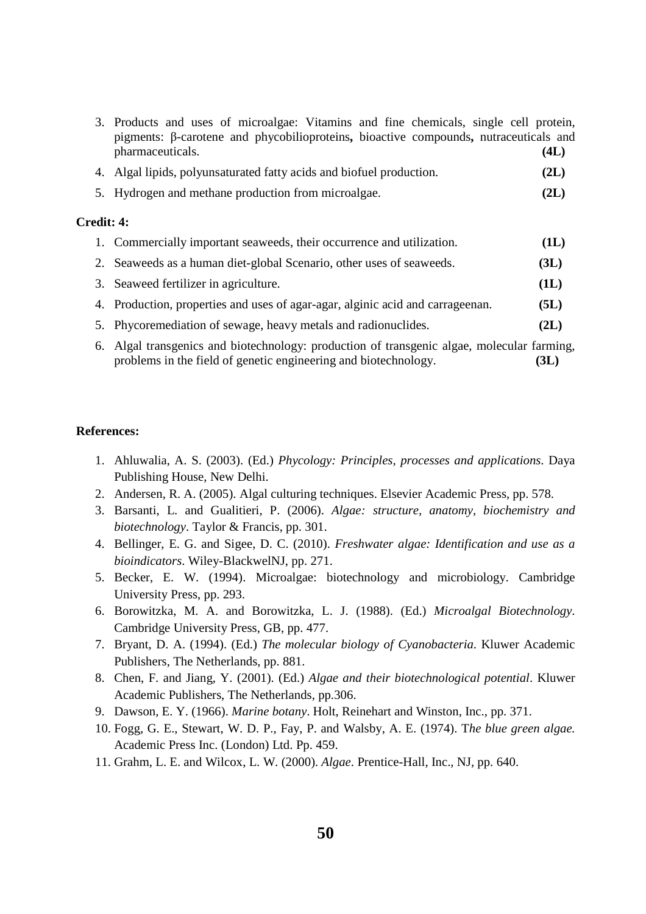3. Products and uses of microalgae: Vitamins and fine chemicals, single cell protein, pigments: β-carotene and phycobilioproteins**,** bioactive compounds**,** nutraceuticals and pharmaceuticals. **(4L)**
4. Algal lipids, polyunsaturated fatty acids and biofuel production. **(2L)**
5. Hydrogen and methane production from microalgae. **(2L)**

**Credit: 4:**

1. Commercially important seaweeds, their occurrence and utilization. **(1L)**
2. Seaweeds as a human diet-global Scenario, other uses of seaweeds. **(3L)**
3. Seaweed fertilizer in agriculture. **(1L)**
4. Production, properties and uses of agar-agar, alginic acid and carrageenan. **(5L)**
5. Phycoremediation of sewage, heavy metals and radionuclides. **(2L)**
6. Algal transgenics and biotechnology: production of transgenic algae, molecular farming, problems in the field of genetic engineering and biotechnology. **(3L)**

**References:**

1. Ahluwalia, A. S. (2003). (Ed.) *Phycology: Principles, processes and applications*. Daya Publishing House, New Delhi.
2. Andersen, R. A. (2005). Algal culturing techniques. Elsevier Academic Press, pp. 578.
3. Barsanti, L. and Gualitieri, P. (2006). *Algae: structure, anatomy, biochemistry and biotechnology*. Taylor & Francis, pp. 301.
4. Bellinger, E. G. and Sigee, D. C. (2010). *Freshwater algae: Identification and use as a bioindicators*. Wiley-BlackwelNJ, pp. 271.
5. Becker, E. W. (1994). Microalgae: biotechnology and microbiology. Cambridge University Press, pp. 293.
6. Borowitzka, M. A. and Borowitzka, L. J. (1988). (Ed.) *Microalgal Biotechnology*. Cambridge University Press, GB, pp. 477.
7. Bryant, D. A. (1994). (Ed.) *The molecular biology of Cyanobacteria*. Kluwer Academic Publishers, The Netherlands, pp. 881.
8. Chen, F. and Jiang, Y. (2001). (Ed.) *Algae and their biotechnological potential*. Kluwer Academic Publishers, The Netherlands, pp.306.
9. Dawson, E. Y. (1966). *Marine botany*. Holt, Reinehart and Winston, Inc., pp. 371.
10. Fogg, G. E., Stewart, W. D. P., Fay, P. and Walsby, A. E. (1974). T*he blue green algae.* Academic Press Inc. (London) Ltd. Pp. 459.
11. Grahm, L. E. and Wilcox, L. W. (2000). *Algae*. Prentice-Hall, Inc., NJ, pp. 640.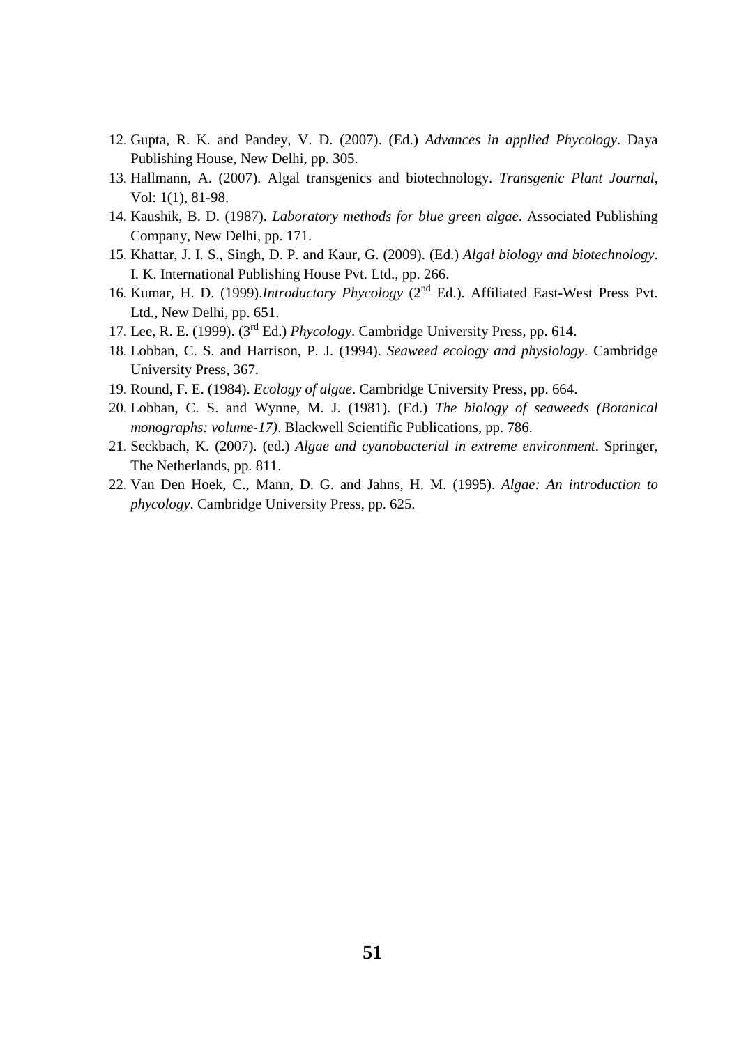12. Gupta, R. K. and Pandey, V. D. (2007). (Ed.) *Advances in applied Phycology*. Daya Publishing House, New Delhi, pp. 305.
13. Hallmann, A. (2007). Algal transgenics and biotechnology. *Transgenic Plant Journal*, Vol: 1(1), 81-98.
14. Kaushik, B. D. (1987). *Laboratory methods for blue green algae*. Associated Publishing Company, New Delhi, pp. 171.
15. Khattar, J. I. S., Singh, D. P. and Kaur, G. (2009). (Ed.) *Algal biology and biotechnology*. I. K. International Publishing House Pvt. Ltd., pp. 266.
16. Kumar, H. D. (1999).*Introductory Phycology* (2nd Ed.). Affiliated East-West Press Pvt. Ltd., New Delhi, pp. 651.
17. Lee, R. E. (1999). (3rd Ed.) *Phycology*. Cambridge University Press, pp. 614.
18. Lobban, C. S. and Harrison, P. J. (1994). *Seaweed ecology and physiology*. Cambridge University Press, 367.
19. Round, F. E. (1984). *Ecology of algae*. Cambridge University Press, pp. 664.
20. Lobban, C. S. and Wynne, M. J. (1981). (Ed.) *The biology of seaweeds (Botanical monographs: volume-17)*. Blackwell Scientific Publications, pp. 786.
21. Seckbach, K. (2007). (ed.) *Algae and cyanobacterial in extreme environment*. Springer, The Netherlands, pp. 811.
22. Van Den Hoek, C., Mann, D. G. and Jahns, H. M. (1995). *Algae: An introduction to phycology*. Cambridge University Press, pp. 625.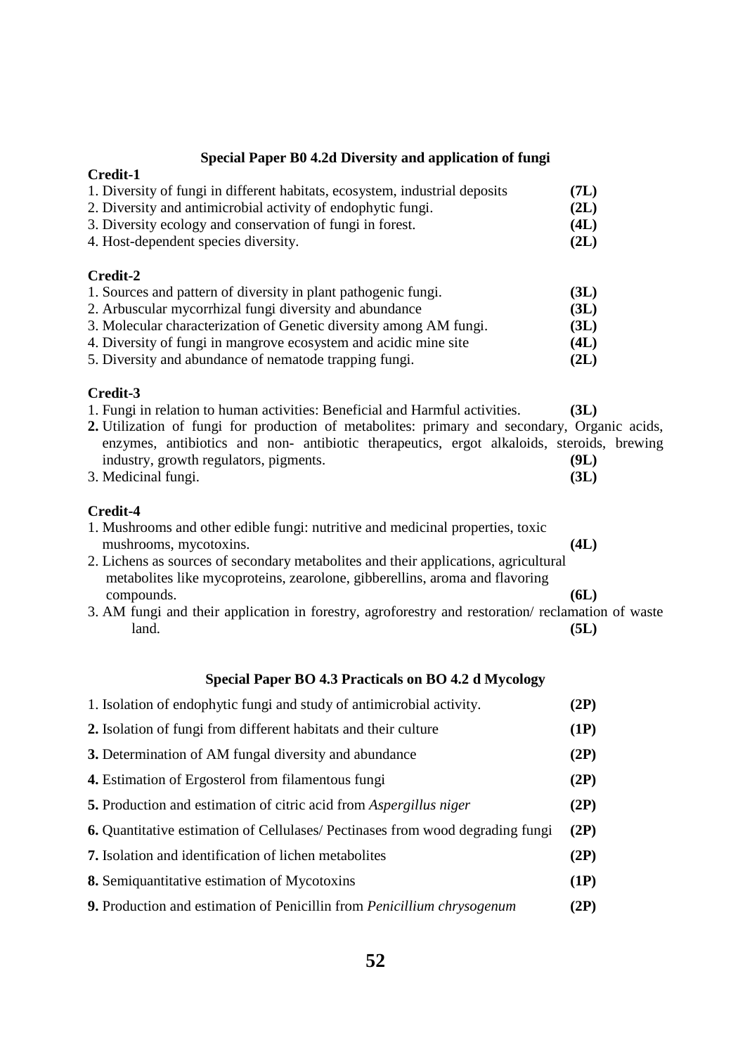## Special Paper B0 4.2d Diversity and application of fungi

**Credit-1**

1. Diversity of fungi in different habitats, ecosystem, industrial deposits **(7L)**
2. Diversity and antimicrobial activity of endophytic fungi. **(2L)**
3. Diversity ecology and conservation of fungi in forest. **(4L)**
4. Host-dependent species diversity. **(2L)**

**Credit-2**

1. Sources and pattern of diversity in plant pathogenic fungi. **(3L)**
2. Arbuscular mycorrhizal fungi diversity and abundance **(3L)**
3. Molecular characterization of Genetic diversity among AM fungi. **(3L)**
4. Diversity of fungi in mangrove ecosystem and acidic mine site **(4L)**
5. Diversity and abundance of nematode trapping fungi. **(2L)**

**Credit-3**

1. Fungi in relation to human activities: Beneficial and Harmful activities. **(3L)**
2. Utilization of fungi for production of metabolites: primary and secondary, Organic acids, enzymes, antibiotics and non- antibiotic therapeutics, ergot alkaloids, steroids, brewing industry, growth regulators, pigments. **(9L)**
3. Medicinal fungi. **(3L)**

**Credit-4**

1. Mushrooms and other edible fungi: nutritive and medicinal properties, toxic mushrooms, mycotoxins. **(4L)**
2. Lichens as sources of secondary metabolites and their applications, agricultural metabolites like mycoproteins, zearolone, gibberellins, aroma and flavoring compounds. **(6L)**
3. AM fungi and their application in forestry, agroforestry and restoration/ reclamation of waste land. **(5L)**

## Special Paper BO 4.3 Practicals on BO 4.2 d Mycology

1. Isolation of endophytic fungi and study of antimicrobial activity. **(2P)**
2. Isolation of fungi from different habitats and their culture **(1P)**
3. Determination of AM fungal diversity and abundance **(2P)**
4. Estimation of Ergosterol from filamentous fungi **(2P)**
5. Production and estimation of citric acid from *Aspergillus niger* **(2P)**
6. Quantitative estimation of Cellulases/ Pectinases from wood degrading fungi **(2P)**
7. Isolation and identification of lichen metabolites **(2P)**
8. Semiquantitative estimation of Mycotoxins **(1P)**
9. Production and estimation of Penicillin from *Penicillium chrysogenum* **(2P)**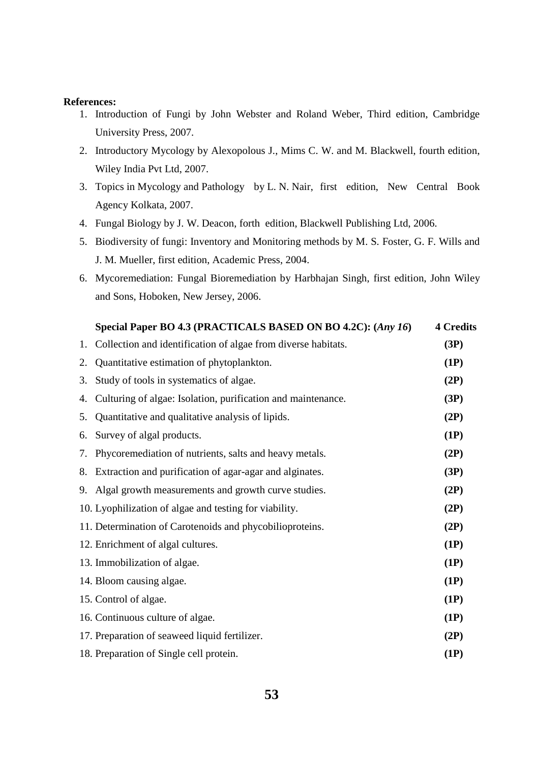**References:**

1. Introduction of Fungi by John Webster and Roland Weber, Third edition, Cambridge University Press, 2007.
2. Introductory Mycology by Alexopolous J., Mims C. W. and M. Blackwell, fourth edition, Wiley India Pvt Ltd, 2007.
3. Topics in Mycology and Pathology by L. N. Nair, first edition, New Central Book Agency Kolkata, 2007.
4. Fungal Biology by J. W. Deacon, forth edition, Blackwell Publishing Ltd, 2006.
5. Biodiversity of fungi: Inventory and Monitoring methods by M. S. Foster, G. F. Wills and J. M. Mueller, first edition, Academic Press, 2004.
6. Mycoremediation: Fungal Bioremediation by Harbhajan Singh, first edition, John Wiley and Sons, Hoboken, New Jersey, 2006.

**Special Paper BO 4.3 (PRACTICALS BASED ON BO 4.2C): (*Any 16*)** **4 Credits**

1. Collection and identification of algae from diverse habitats. **(3P)**
2. Quantitative estimation of phytoplankton. **(1P)**
3. Study of tools in systematics of algae. **(2P)**
4. Culturing of algae: Isolation, purification and maintenance. **(3P)**
5. Quantitative and qualitative analysis of lipids. **(2P)**
6. Survey of algal products. **(1P)**
7. Phycoremediation of nutrients, salts and heavy metals. **(2P)**
8. Extraction and purification of agar-agar and alginates. **(3P)**
9. Algal growth measurements and growth curve studies. **(2P)**
10. Lyophilization of algae and testing for viability. **(2P)**
11. Determination of Carotenoids and phycobilioproteins. **(2P)**
12. Enrichment of algal cultures. **(1P)**
13. Immobilization of algae. **(1P)**
14. Bloom causing algae. **(1P)**
15. Control of algae. **(1P)**
16. Continuous culture of algae. **(1P)**
17. Preparation of seaweed liquid fertilizer. **(2P)**
18. Preparation of Single cell protein. **(1P)**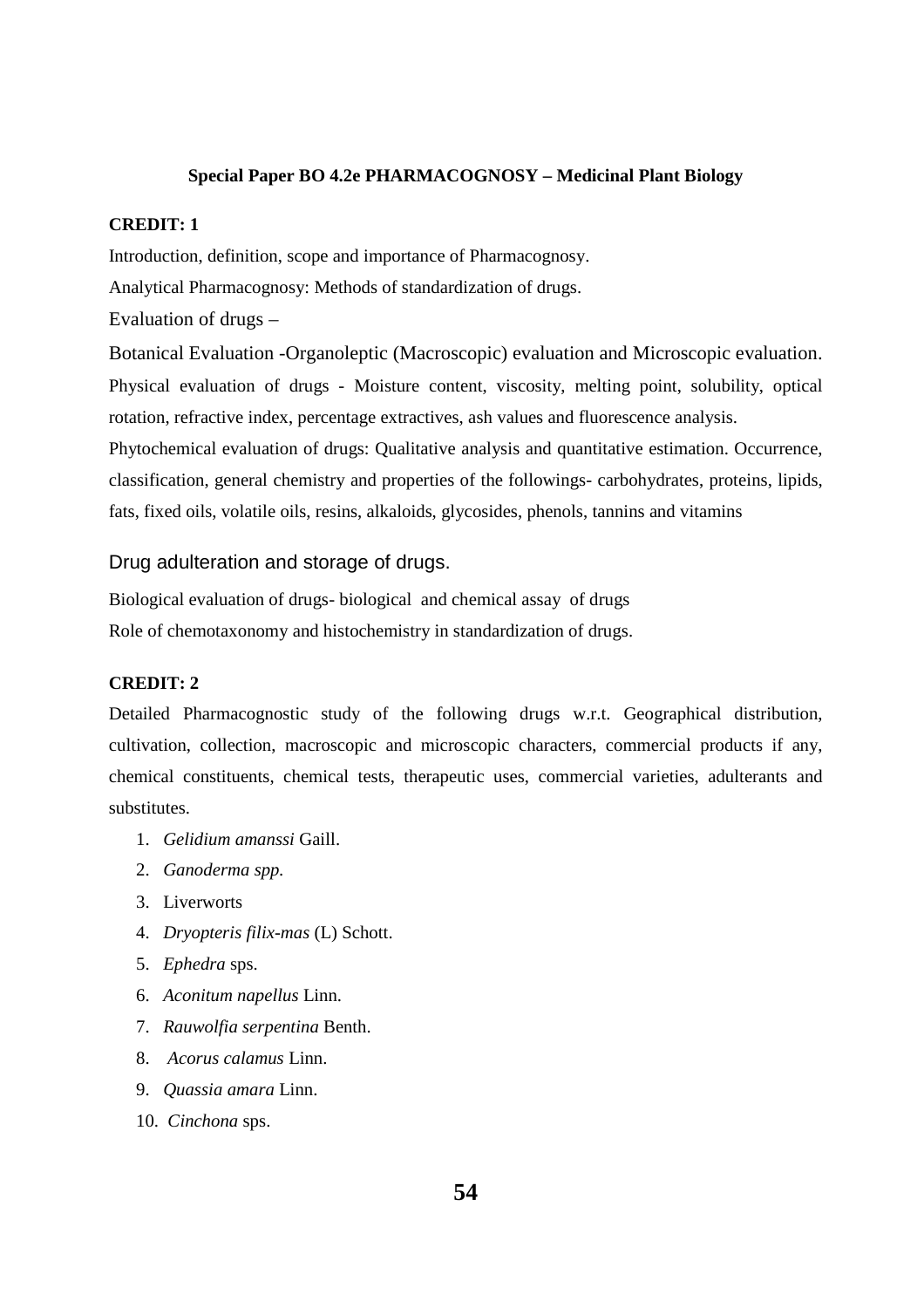## Special Paper BO 4.2e PHARMACOGNOSY – Medicinal Plant Biology

**CREDIT: 1**

Introduction, definition, scope and importance of Pharmacognosy.

Analytical Pharmacognosy: Methods of standardization of drugs.

Evaluation of drugs –

Botanical Evaluation -Organoleptic (Macroscopic) evaluation and Microscopic evaluation.

Physical evaluation of drugs - Moisture content, viscosity, melting point, solubility, optical rotation, refractive index, percentage extractives, ash values and fluorescence analysis.

Phytochemical evaluation of drugs: Qualitative analysis and quantitative estimation. Occurrence, classification, general chemistry and properties of the followings- carbohydrates, proteins, lipids, fats, fixed oils, volatile oils, resins, alkaloids, glycosides, phenols, tannins and vitamins

Drug adulteration and storage of drugs.

Biological evaluation of drugs- biological and chemical assay of drugs

Role of chemotaxonomy and histochemistry in standardization of drugs.

**CREDIT: 2**

Detailed Pharmacognostic study of the following drugs w.r.t. Geographical distribution, cultivation, collection, macroscopic and microscopic characters, commercial products if any, chemical constituents, chemical tests, therapeutic uses, commercial varieties, adulterants and substitutes.

1. *Gelidium amanssi* Gaill.
2. *Ganoderma spp.*
3. Liverworts
4. *Dryopteris filix-mas* (L) Schott.
5. *Ephedra* sps.
6. *Aconitum napellus* Linn.
7. *Rauwolfia serpentina* Benth.
8. *Acorus calamus* Linn.
9. *Quassia amara* Linn.
10. *Cinchona* sps.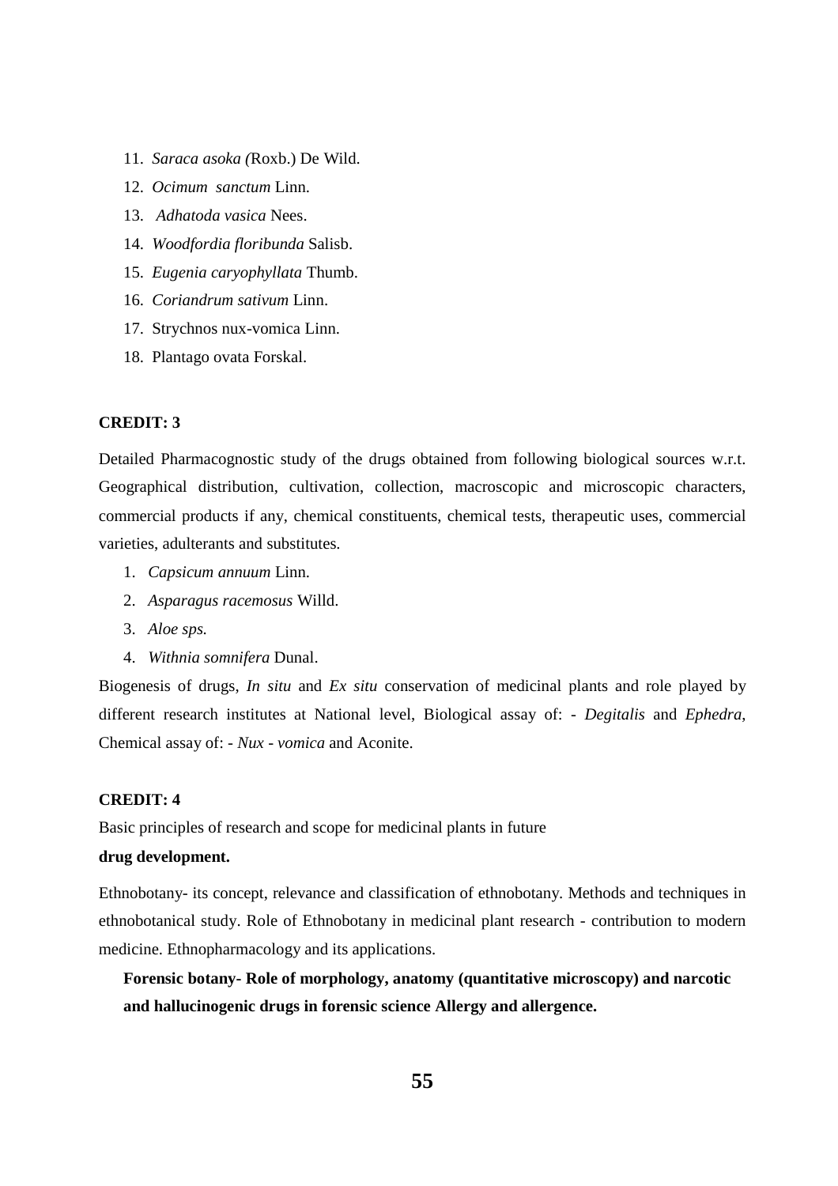11. *Saraca asoka (*Roxb.) De Wild.
12. *Ocimum sanctum* Linn.
13. *Adhatoda vasica* Nees.
14. *Woodfordia floribunda* Salisb.
15. *Eugenia caryophyllata* Thumb.
16. *Coriandrum sativum* Linn.
17. Strychnos nux-vomica Linn.
18. Plantago ovata Forskal.

**CREDIT: 3**

Detailed Pharmacognostic study of the drugs obtained from following biological sources w.r.t. Geographical distribution, cultivation, collection, macroscopic and microscopic characters, commercial products if any, chemical constituents, chemical tests, therapeutic uses, commercial varieties, adulterants and substitutes.

1. *Capsicum annuum* Linn.
2. *Asparagus racemosus* Willd.
3. *Aloe sps.*
4. *Withnia somnifera* Dunal.

Biogenesis of drugs, *In situ* and *Ex situ* conservation of medicinal plants and role played by different research institutes at National level, Biological assay of: - *Degitalis* and *Ephedra*, Chemical assay of: - *Nux - vomica* and Aconite.

**CREDIT: 4**

Basic principles of research and scope for medicinal plants in future

**drug development.**

Ethnobotany- its concept, relevance and classification of ethnobotany. Methods and techniques in ethnobotanical study. Role of Ethnobotany in medicinal plant research - contribution to modern medicine. Ethnopharmacology and its applications.

**Forensic botany- Role of morphology, anatomy (quantitative microscopy) and narcotic and hallucinogenic drugs in forensic science Allergy and allergence.**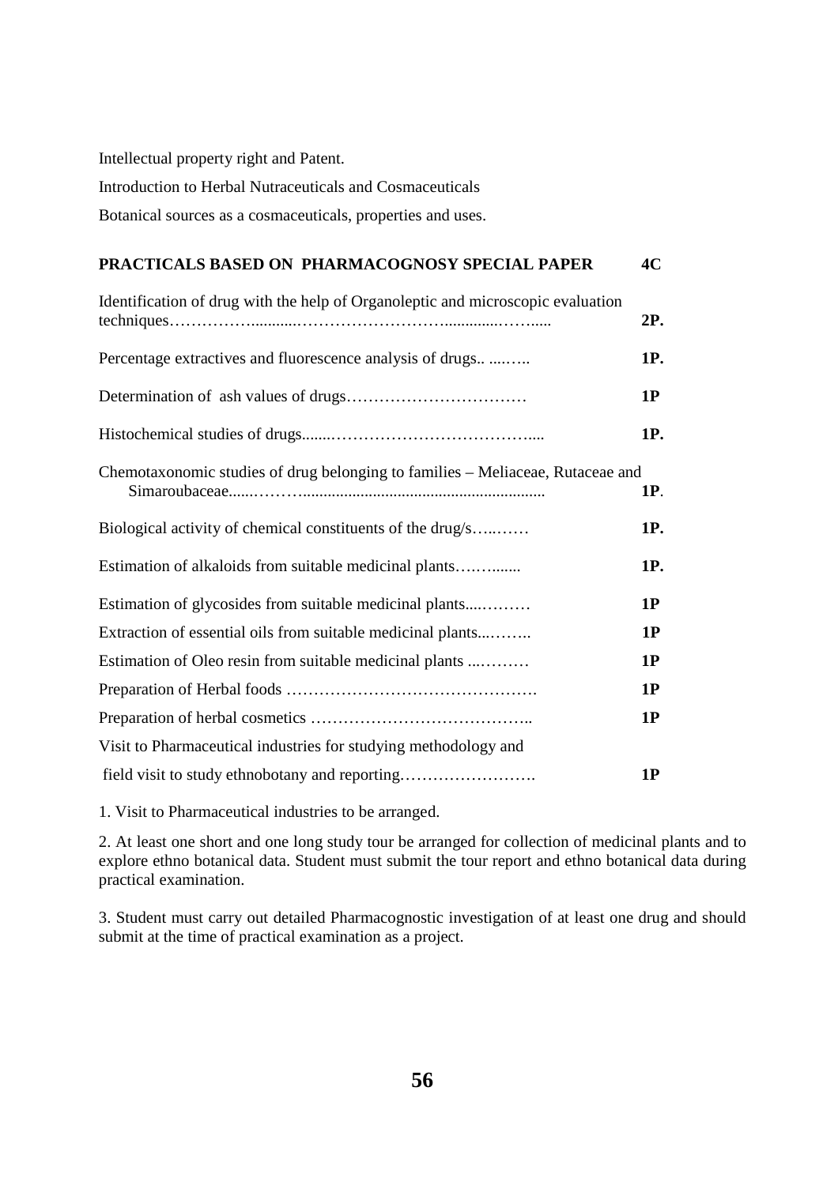Intellectual property right and Patent.

Introduction to Herbal Nutraceuticals and Cosmaceuticals

Botanical sources as a cosmaceuticals, properties and uses.

## PRACTICALS BASED ON PHARMACOGNOSY SPECIAL PAPER 4C

| Practical | |
|---|---|
| Identification of drug with the help of Organoleptic and microscopic evaluation techniques……………..........………………………............……..... | **2P.** |
| Percentage extractives and fluorescence analysis of drugs.. ....….. | **1P.** |
| Determination of ash values of drugs…………………………… | **1P** |
| Histochemical studies of drugs.......……………………………….... | **1P.** |
| Chemotaxonomic studies of drug belonging to families – Meliaceae, Rutaceae and Simaroubaceae......………......................................................... | **1P**. |
| Biological activity of chemical constituents of the drug/s…...…… | **1P.** |
| Estimation of alkaloids from suitable medicinal plants…….…..... | **1P.** |
| Estimation of glycosides from suitable medicinal plants....……… | **1P** |
| Extraction of essential oils from suitable medicinal plants...…….. | **1P** |
| Estimation of Oleo resin from suitable medicinal plants ...……… | **1P** |
| Preparation of Herbal foods ………………………………………. | **1P** |
| Preparation of herbal cosmetics ………………………………….. | **1P** |
| Visit to Pharmaceutical industries for studying methodology and field visit to study ethnobotany and reporting……………………. | **1P** |

1. Visit to Pharmaceutical industries to be arranged.

2. At least one short and one long study tour be arranged for collection of medicinal plants and to explore ethno botanical data. Student must submit the tour report and ethno botanical data during practical examination.

3. Student must carry out detailed Pharmacognostic investigation of at least one drug and should submit at the time of practical examination as a project.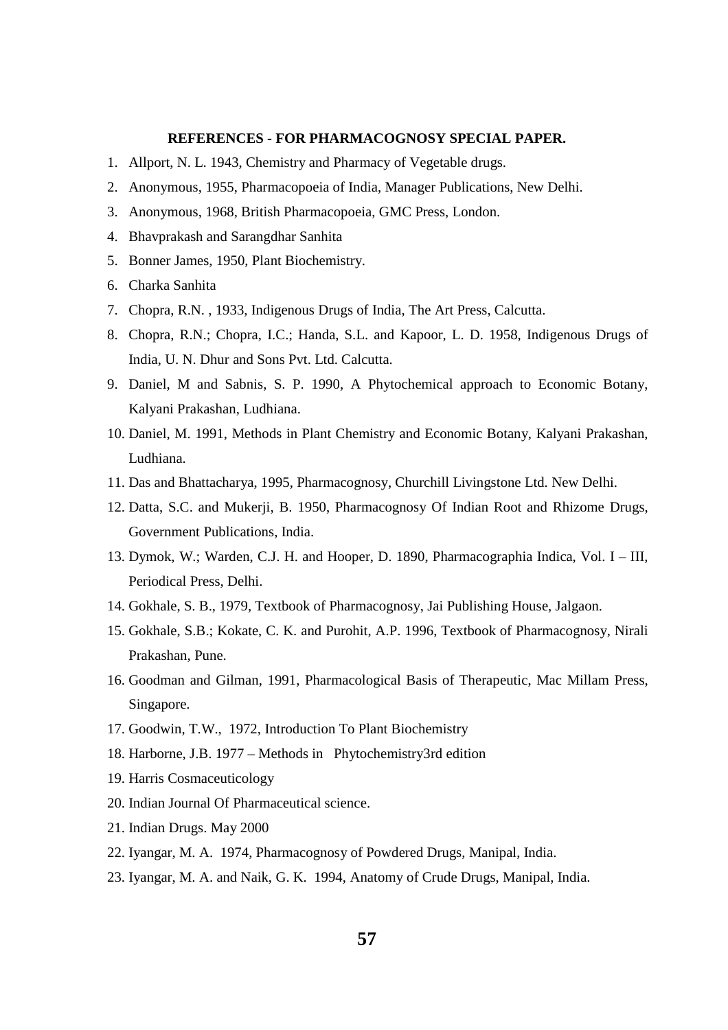**REFERENCES - FOR PHARMACOGNOSY SPECIAL PAPER.**

1. Allport, N. L. 1943, Chemistry and Pharmacy of Vegetable drugs.
2. Anonymous, 1955, Pharmacopoeia of India, Manager Publications, New Delhi.
3. Anonymous, 1968, British Pharmacopoeia, GMC Press, London.
4. Bhavprakash and Sarangdhar Sanhita
5. Bonner James, 1950, Plant Biochemistry.
6. Charka Sanhita
7. Chopra, R.N. , 1933, Indigenous Drugs of India, The Art Press, Calcutta.
8. Chopra, R.N.; Chopra, I.C.; Handa, S.L. and Kapoor, L. D. 1958, Indigenous Drugs of India, U. N. Dhur and Sons Pvt. Ltd. Calcutta.
9. Daniel, M and Sabnis, S. P. 1990, A Phytochemical approach to Economic Botany, Kalyani Prakashan, Ludhiana.
10. Daniel, M. 1991, Methods in Plant Chemistry and Economic Botany, Kalyani Prakashan, Ludhiana.
11. Das and Bhattacharya, 1995, Pharmacognosy, Churchill Livingstone Ltd. New Delhi.
12. Datta, S.C. and Mukerji, B. 1950, Pharmacognosy Of Indian Root and Rhizome Drugs, Government Publications, India.
13. Dymok, W.; Warden, C.J. H. and Hooper, D. 1890, Pharmacographia Indica, Vol. I – III, Periodical Press, Delhi.
14. Gokhale, S. B., 1979, Textbook of Pharmacognosy, Jai Publishing House, Jalgaon.
15. Gokhale, S.B.; Kokate, C. K. and Purohit, A.P. 1996, Textbook of Pharmacognosy, Nirali Prakashan, Pune.
16. Goodman and Gilman, 1991, Pharmacological Basis of Therapeutic, Mac Millam Press, Singapore.
17. Goodwin, T.W., 1972, Introduction To Plant Biochemistry
18. Harborne, J.B. 1977 – Methods in Phytochemistry3rd edition
19. Harris Cosmaceuticology
20. Indian Journal Of Pharmaceutical science.
21. Indian Drugs. May 2000
22. Iyangar, M. A. 1974, Pharmacognosy of Powdered Drugs, Manipal, India.
23. Iyangar, M. A. and Naik, G. K. 1994, Anatomy of Crude Drugs, Manipal, India.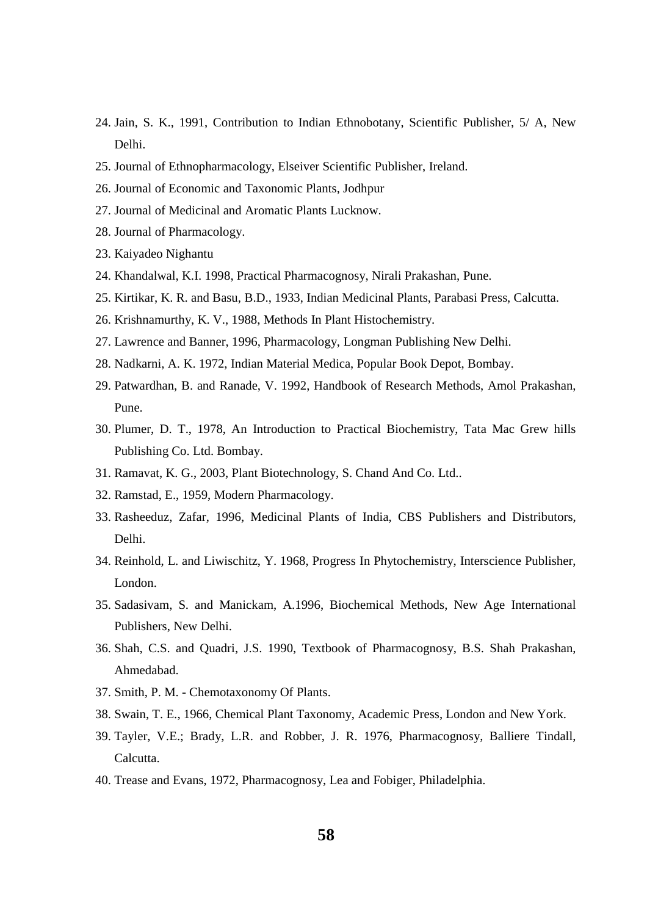24. Jain, S. K., 1991, Contribution to Indian Ethnobotany, Scientific Publisher, 5/ A, New Delhi.
25. Journal of Ethnopharmacology, Elseiver Scientific Publisher, Ireland.
26. Journal of Economic and Taxonomic Plants, Jodhpur
27. Journal of Medicinal and Aromatic Plants Lucknow.
28. Journal of Pharmacology.
23. Kaiyadeo Nighantu
24. Khandalwal, K.I. 1998, Practical Pharmacognosy, Nirali Prakashan, Pune.
25. Kirtikar, K. R. and Basu, B.D., 1933, Indian Medicinal Plants, Parabasi Press, Calcutta.
26. Krishnamurthy, K. V., 1988, Methods In Plant Histochemistry.
27. Lawrence and Banner, 1996, Pharmacology, Longman Publishing New Delhi.
28. Nadkarni, A. K. 1972, Indian Material Medica, Popular Book Depot, Bombay.
29. Patwardhan, B. and Ranade, V. 1992, Handbook of Research Methods, Amol Prakashan, Pune.
30. Plumer, D. T., 1978, An Introduction to Practical Biochemistry, Tata Mac Grew hills Publishing Co. Ltd. Bombay.
31. Ramavat, K. G., 2003, Plant Biotechnology, S. Chand And Co. Ltd..
32. Ramstad, E., 1959, Modern Pharmacology.
33. Rasheeduz, Zafar, 1996, Medicinal Plants of India, CBS Publishers and Distributors, Delhi.
34. Reinhold, L. and Liwischitz, Y. 1968, Progress In Phytochemistry, Interscience Publisher, London.
35. Sadasivam, S. and Manickam, A.1996, Biochemical Methods, New Age International Publishers, New Delhi.
36. Shah, C.S. and Quadri, J.S. 1990, Textbook of Pharmacognosy, B.S. Shah Prakashan, Ahmedabad.
37. Smith, P. M. - Chemotaxonomy Of Plants.
38. Swain, T. E., 1966, Chemical Plant Taxonomy, Academic Press, London and New York.
39. Tayler, V.E.; Brady, L.R. and Robber, J. R. 1976, Pharmacognosy, Balliere Tindall, Calcutta.
40. Trease and Evans, 1972, Pharmacognosy, Lea and Fobiger, Philadelphia.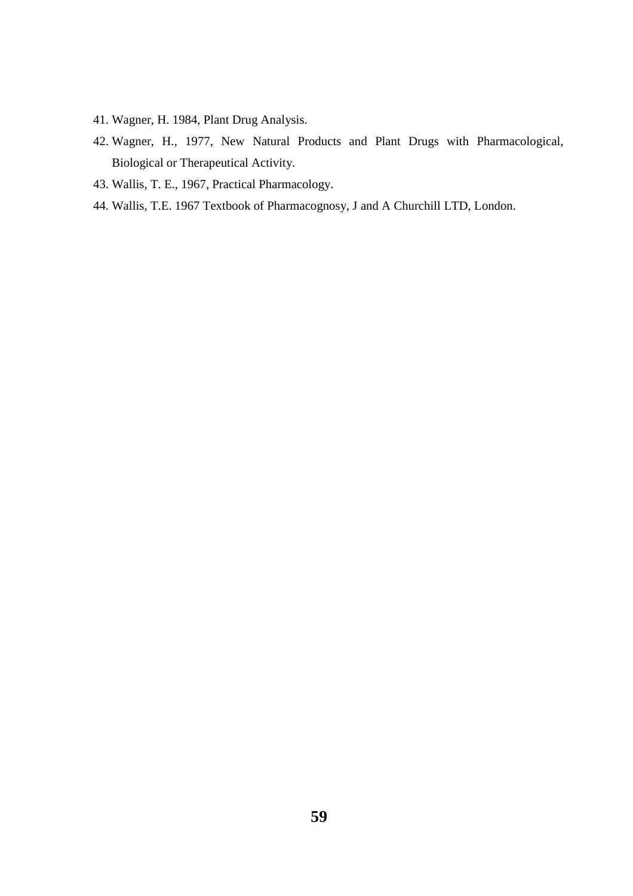41. Wagner, H. 1984, Plant Drug Analysis.
42. Wagner, H., 1977, New Natural Products and Plant Drugs with Pharmacological, Biological or Therapeutical Activity.
43. Wallis, T. E., 1967, Practical Pharmacology.
44. Wallis, T.E. 1967 Textbook of Pharmacognosy, J and A Churchill LTD, London.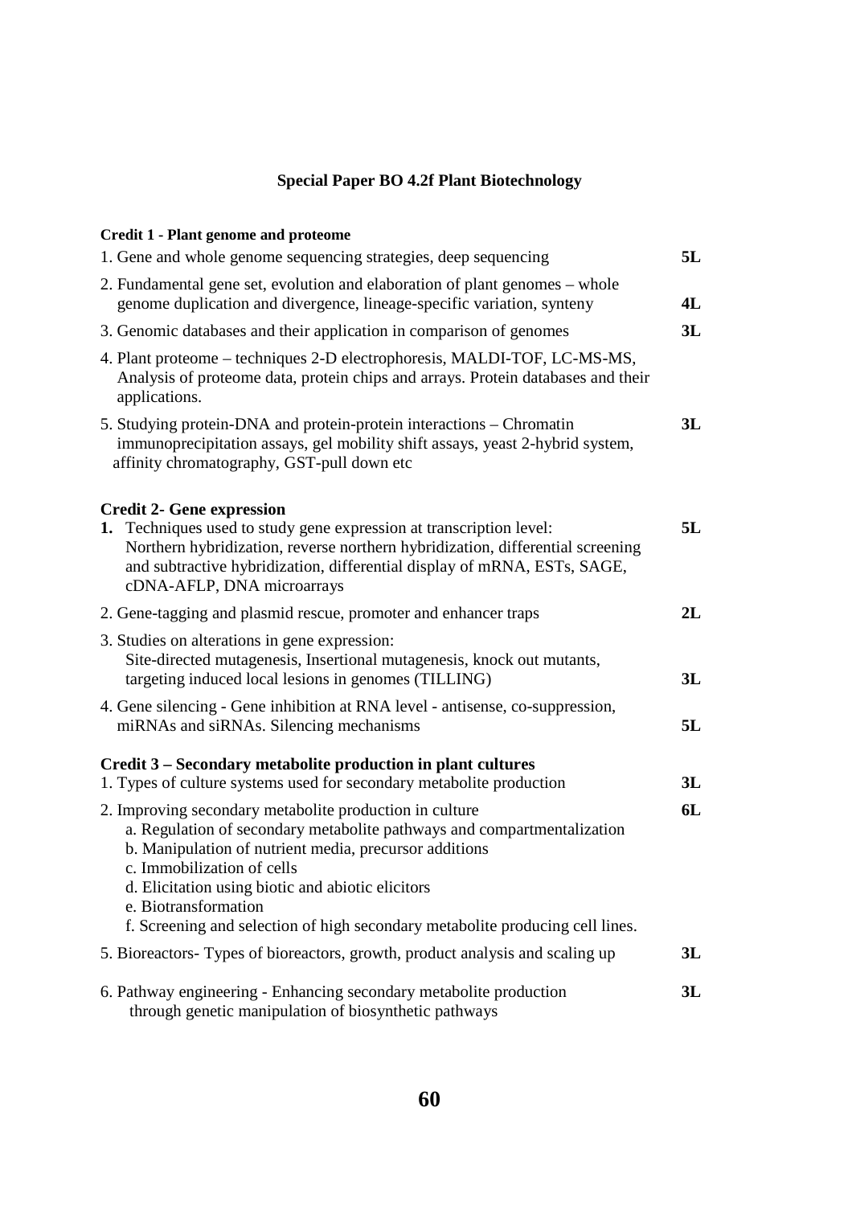## Special Paper BO 4.2f Plant Biotechnology

**Credit 1 - Plant genome and proteome**

1. Gene and whole genome sequencing strategies, deep sequencing **5L**
2. Fundamental gene set, evolution and elaboration of plant genomes – whole genome duplication and divergence, lineage-specific variation, synteny **4L**
3. Genomic databases and their application in comparison of genomes **3L**
4. Plant proteome – techniques 2-D electrophoresis, MALDI-TOF, LC-MS-MS, Analysis of proteome data, protein chips and arrays. Protein databases and their applications.
5. Studying protein-DNA and protein-protein interactions – Chromatin immunoprecipitation assays, gel mobility shift assays, yeast 2-hybrid system, affinity chromatography, GST-pull down etc **3L**

**Credit 2- Gene expression**

1. Techniques used to study gene expression at transcription level: Northern hybridization, reverse northern hybridization, differential screening and subtractive hybridization, differential display of mRNA, ESTs, SAGE, cDNA-AFLP, DNA microarrays **5L**
2. Gene-tagging and plasmid rescue, promoter and enhancer traps **2L**
3. Studies on alterations in gene expression: Site-directed mutagenesis, Insertional mutagenesis, knock out mutants, targeting induced local lesions in genomes (TILLING) **3L**
4. Gene silencing - Gene inhibition at RNA level - antisense, co-suppression, miRNAs and siRNAs. Silencing mechanisms **5L**

**Credit 3 – Secondary metabolite production in plant cultures**

1. Types of culture systems used for secondary metabolite production **3L**
2. Improving secondary metabolite production in culture **6L**
   a. Regulation of secondary metabolite pathways and compartmentalization
   b. Manipulation of nutrient media, precursor additions
   c. Immobilization of cells
   d. Elicitation using biotic and abiotic elicitors
   e. Biotransformation
   f. Screening and selection of high secondary metabolite producing cell lines.

5. Bioreactors- Types of bioreactors, growth, product analysis and scaling up **3L**

6. Pathway engineering - Enhancing secondary metabolite production through genetic manipulation of biosynthetic pathways **3L**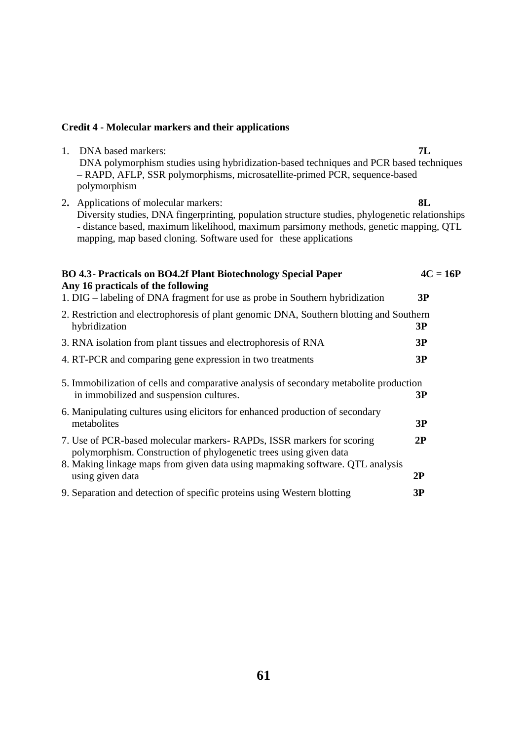**Credit 4 - Molecular markers and their applications**

1. DNA based markers: **7L**
   DNA polymorphism studies using hybridization-based techniques and PCR based techniques – RAPD, AFLP, SSR polymorphisms, microsatellite-primed PCR, sequence-based polymorphism

2. Applications of molecular markers: **8L**
   Diversity studies, DNA fingerprinting, population structure studies, phylogenetic relationships - distance based, maximum likelihood, maximum parsimony methods, genetic mapping, QTL mapping, map based cloning. Software used for these applications

**BO 4.3- Practicals on BO4.2f Plant Biotechnology Special Paper** **4C = 16P**

**Any 16 practicals of the following**

1. DIG – labeling of DNA fragment for use as probe in Southern hybridization **3P**
2. Restriction and electrophoresis of plant genomic DNA, Southern blotting and Southern hybridization **3P**
3. RNA isolation from plant tissues and electrophoresis of RNA **3P**
4. RT-PCR and comparing gene expression in two treatments **3P**
5. Immobilization of cells and comparative analysis of secondary metabolite production in immobilized and suspension cultures. **3P**
6. Manipulating cultures using elicitors for enhanced production of secondary metabolites **3P**
7. Use of PCR-based molecular markers- RAPDs, ISSR markers for scoring polymorphism. Construction of phylogenetic trees using given data **2P**
8. Making linkage maps from given data using mapmaking software. QTL analysis using given data **2P**
9. Separation and detection of specific proteins using Western blotting **3P**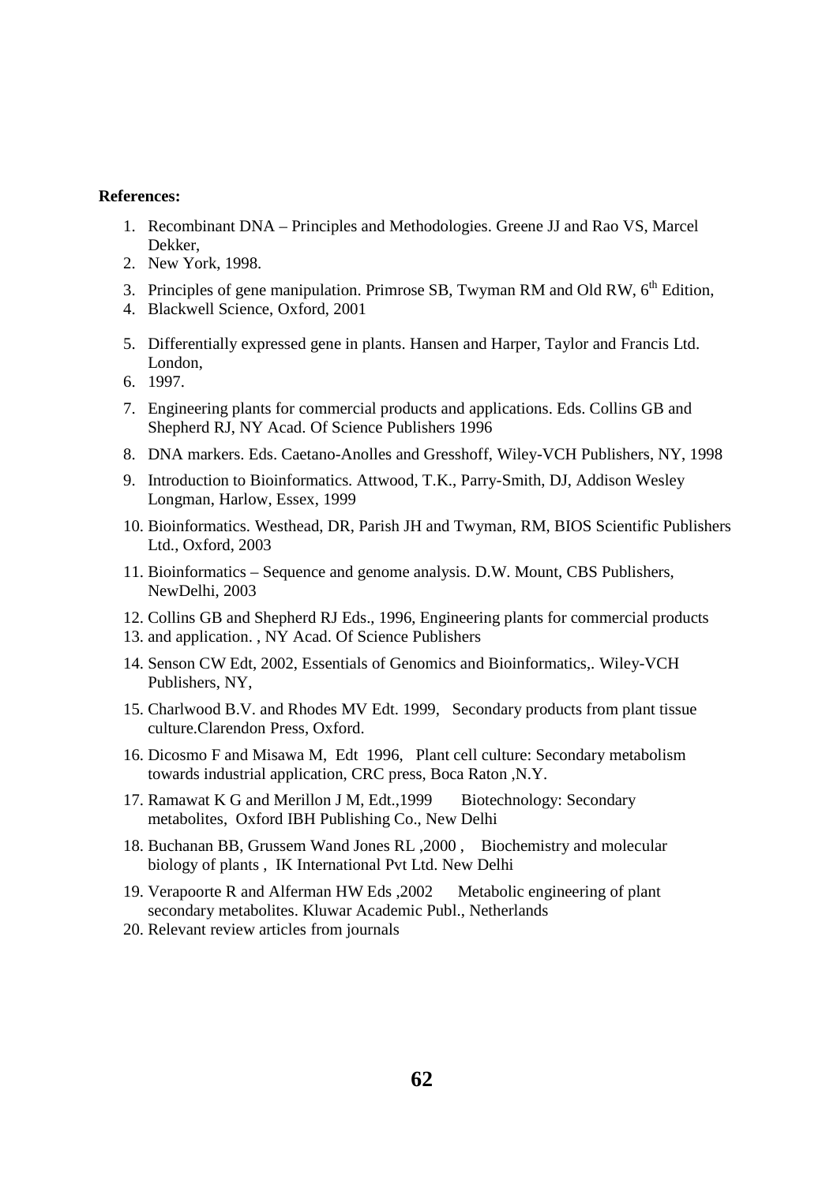**References:**

1. Recombinant DNA – Principles and Methodologies. Greene JJ and Rao VS, Marcel Dekker,
2. New York, 1998.
3. Principles of gene manipulation. Primrose SB, Twyman RM and Old RW, 6th Edition,
4. Blackwell Science, Oxford, 2001
5. Differentially expressed gene in plants. Hansen and Harper, Taylor and Francis Ltd. London,
6. 1997.
7. Engineering plants for commercial products and applications. Eds. Collins GB and Shepherd RJ, NY Acad. Of Science Publishers 1996
8. DNA markers. Eds. Caetano-Anolles and Gresshoff, Wiley-VCH Publishers, NY, 1998
9. Introduction to Bioinformatics. Attwood, T.K., Parry-Smith, DJ, Addison Wesley Longman, Harlow, Essex, 1999
10. Bioinformatics. Westhead, DR, Parish JH and Twyman, RM, BIOS Scientific Publishers Ltd., Oxford, 2003
11. Bioinformatics – Sequence and genome analysis. D.W. Mount, CBS Publishers, NewDelhi, 2003
12. Collins GB and Shepherd RJ Eds., 1996, Engineering plants for commercial products
13. and application. , NY Acad. Of Science Publishers
14. Senson CW Edt, 2002, Essentials of Genomics and Bioinformatics,. Wiley-VCH Publishers, NY,
15. Charlwood B.V. and Rhodes MV Edt. 1999, Secondary products from plant tissue culture.Clarendon Press, Oxford.
16. Dicosmo F and Misawa M, Edt 1996, Plant cell culture: Secondary metabolism towards industrial application, CRC press, Boca Raton ,N.Y.
17. Ramawat K G and Merillon J M, Edt.,1999 Biotechnology: Secondary metabolites, Oxford IBH Publishing Co., New Delhi
18. Buchanan BB, Grussem Wand Jones RL ,2000 , Biochemistry and molecular biology of plants , IK International Pvt Ltd. New Delhi
19. Verapoorte R and Alferman HW Eds ,2002 Metabolic engineering of plant secondary metabolites. Kluwar Academic Publ., Netherlands
20. Relevant review articles from journals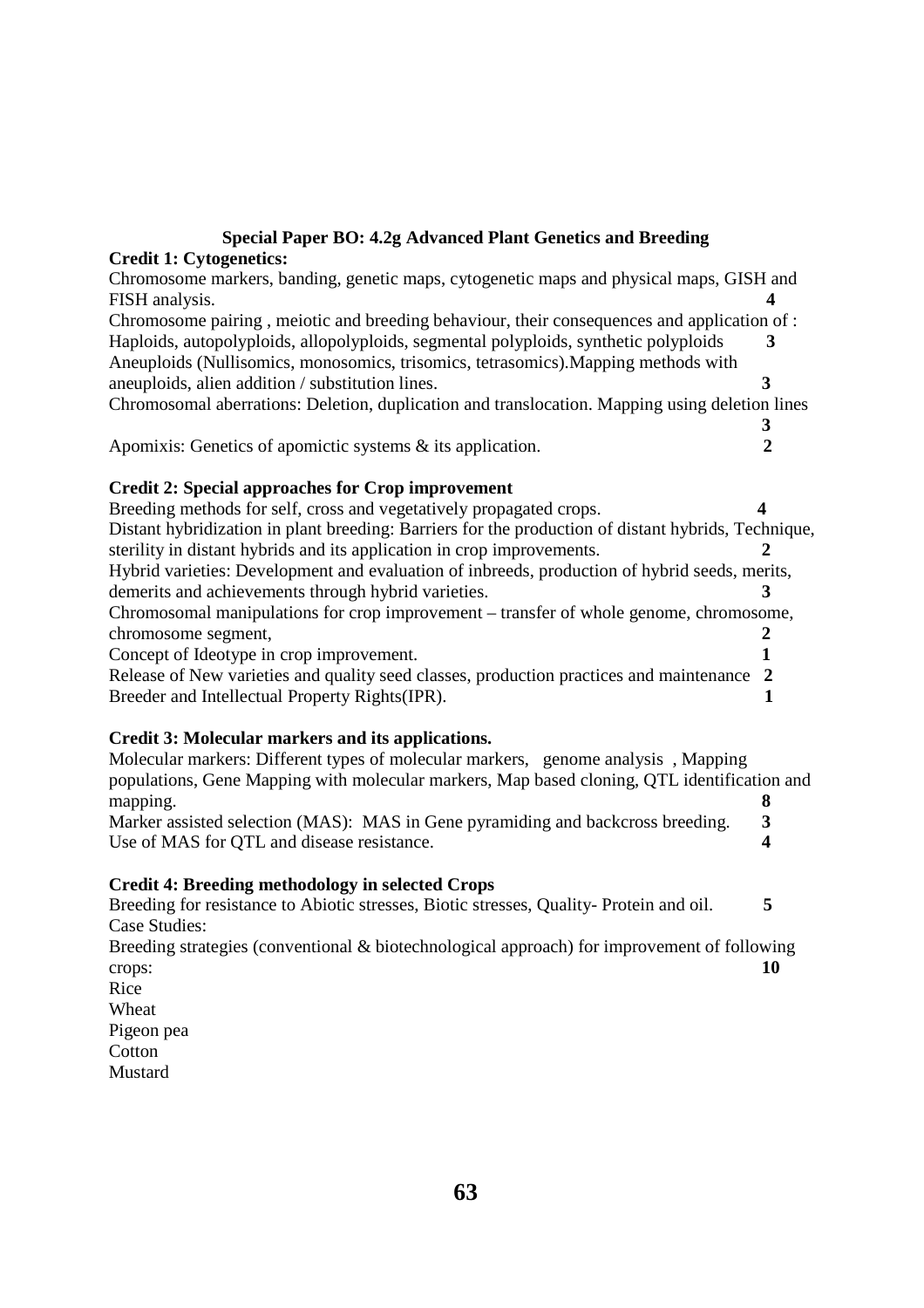### Special Paper BO: 4.2g Advanced Plant Genetics and Breeding

**Credit 1: Cytogenetics:**

Chromosome markers, banding, genetic maps, cytogenetic maps and physical maps, GISH and FISH analysis. **4**

Chromosome pairing , meiotic and breeding behaviour, their consequences and application of : Haploids, autopolyploids, allopolyploids, segmental polyploids, synthetic polyploids **3**

Aneuploids (Nullisomics, monosomics, trisomics, tetrasomics).Mapping methods with aneuploids, alien addition / substitution lines. **3**

Chromosomal aberrations: Deletion, duplication and translocation. Mapping using deletion lines **3**

Apomixis: Genetics of apomictic systems & its application. **2**

**Credit 2: Special approaches for Crop improvement**

Breeding methods for self, cross and vegetatively propagated crops. **4**

Distant hybridization in plant breeding: Barriers for the production of distant hybrids, Technique, sterility in distant hybrids and its application in crop improvements. **2**

Hybrid varieties: Development and evaluation of inbreeds, production of hybrid seeds, merits, demerits and achievements through hybrid varieties. **3**

Chromosomal manipulations for crop improvement – transfer of whole genome, chromosome, chromosome segment, **2**

Concept of Ideotype in crop improvement. **1**

Release of New varieties and quality seed classes, production practices and maintenance **2**

Breeder and Intellectual Property Rights(IPR). **1**

**Credit 3: Molecular markers and its applications.**

Molecular markers: Different types of molecular markers, genome analysis , Mapping populations, Gene Mapping with molecular markers, Map based cloning, QTL identification and mapping. **8**

Marker assisted selection (MAS): MAS in Gene pyramiding and backcross breeding. **3**

Use of MAS for QTL and disease resistance. **4**

**Credit 4: Breeding methodology in selected Crops**

Breeding for resistance to Abiotic stresses, Biotic stresses, Quality- Protein and oil. **5**

Case Studies:

Breeding strategies (conventional & biotechnological approach) for improvement of following crops: **10**

Rice
Wheat
Pigeon pea
Cotton
Mustard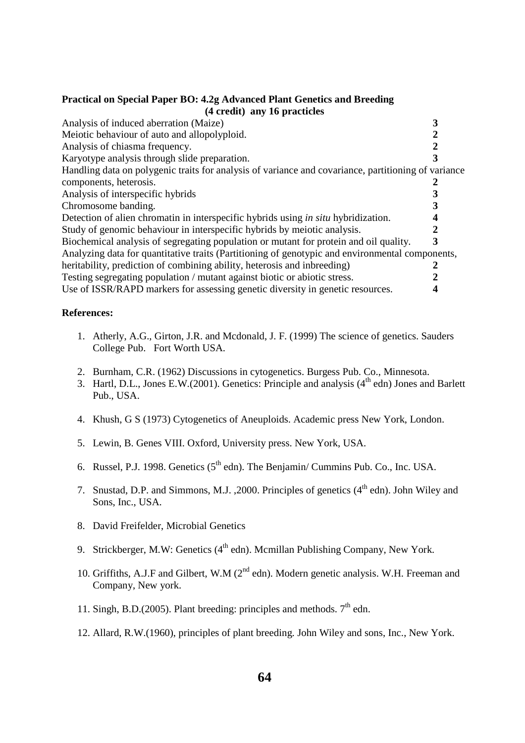**Practical on Special Paper BO: 4.2g Advanced Plant Genetics and Breeding**
**(4 credit) any 16 practicles**

| Practical | |
|---|---|
| Analysis of induced aberration (Maize) | **3** |
| Meiotic behaviour of auto and allopolyploid. | **2** |
| Analysis of chiasma frequency. | **2** |
| Karyotype analysis through slide preparation. | **3** |
| Handling data on polygenic traits for analysis of variance and covariance, partitioning of variance components, heterosis. | **2** |
| Analysis of interspecific hybrids | **3** |
| Chromosome banding. | **3** |
| Detection of alien chromatin in interspecific hybrids using *in situ* hybridization. | **4** |
| Study of genomic behaviour in interspecific hybrids by meiotic analysis. | **2** |
| Biochemical analysis of segregating population or mutant for protein and oil quality. | **3** |
| Analyzing data for quantitative traits (Partitioning of genotypic and environmental components, heritability, prediction of combining ability, heterosis and inbreeding) | **2** |
| Testing segregating population / mutant against biotic or abiotic stress. | **2** |
| Use of ISSR/RAPD markers for assessing genetic diversity in genetic resources. | **4** |

**References:**

1. Atherly, A.G., Girton, J.R. and Mcdonald, J. F. (1999) The science of genetics. Sauders College Pub. Fort Worth USA.
2. Burnham, C.R. (1962) Discussions in cytogenetics. Burgess Pub. Co., Minnesota.
3. Hartl, D.L., Jones E.W.(2001). Genetics: Principle and analysis (4th edn) Jones and Barlett Pub., USA.
4. Khush, G S (1973) Cytogenetics of Aneuploids. Academic press New York, London.
5. Lewin, B. Genes VIII. Oxford, University press. New York, USA.
6. Russel, P.J. 1998. Genetics (5th edn). The Benjamin/ Cummins Pub. Co., Inc. USA.
7. Snustad, D.P. and Simmons, M.J. ,2000. Principles of genetics (4th edn). John Wiley and Sons, Inc., USA.
8. David Freifelder, Microbial Genetics
9. Strickberger, M.W: Genetics (4th edn). Mcmillan Publishing Company, New York.
10. Griffiths, A.J.F and Gilbert, W.M (2nd edn). Modern genetic analysis. W.H. Freeman and Company, New york.
11. Singh, B.D.(2005). Plant breeding: principles and methods. 7th edn.
12. Allard, R.W.(1960), principles of plant breeding. John Wiley and sons, Inc., New York.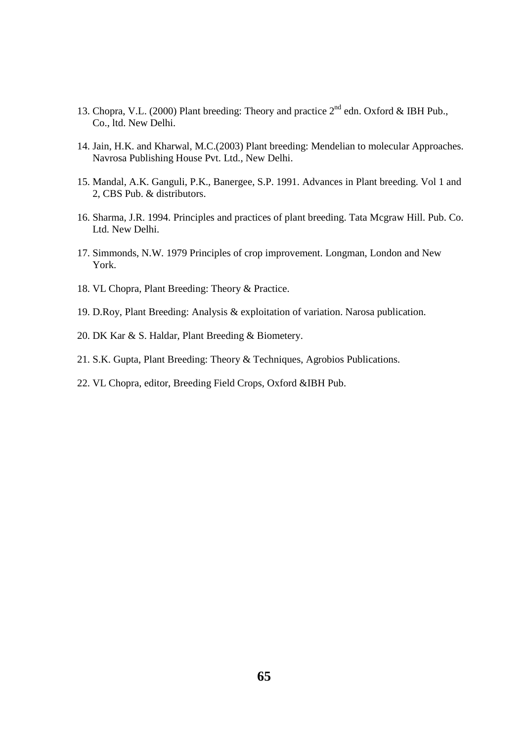13. Chopra, V.L. (2000) Plant breeding: Theory and practice $2^{nd}$ edn. Oxford & IBH Pub., Co., ltd. New Delhi.

14. Jain, H.K. and Kharwal, M.C.(2003) Plant breeding: Mendelian to molecular Approaches. Navrosa Publishing House Pvt. Ltd., New Delhi.

15. Mandal, A.K. Ganguli, P.K., Banergee, S.P. 1991. Advances in Plant breeding. Vol 1 and 2, CBS Pub. & distributors.

16. Sharma, J.R. 1994. Principles and practices of plant breeding. Tata Mcgraw Hill. Pub. Co. Ltd. New Delhi.

17. Simmonds, N.W. 1979 Principles of crop improvement. Longman, London and New York.

18. VL Chopra, Plant Breeding: Theory & Practice.

19. D.Roy, Plant Breeding: Analysis & exploitation of variation. Narosa publication.

20. DK Kar & S. Haldar, Plant Breeding & Biometery.

21. S.K. Gupta, Plant Breeding: Theory & Techniques, Agrobios Publications.

22. VL Chopra, editor, Breeding Field Crops, Oxford &IBH Pub.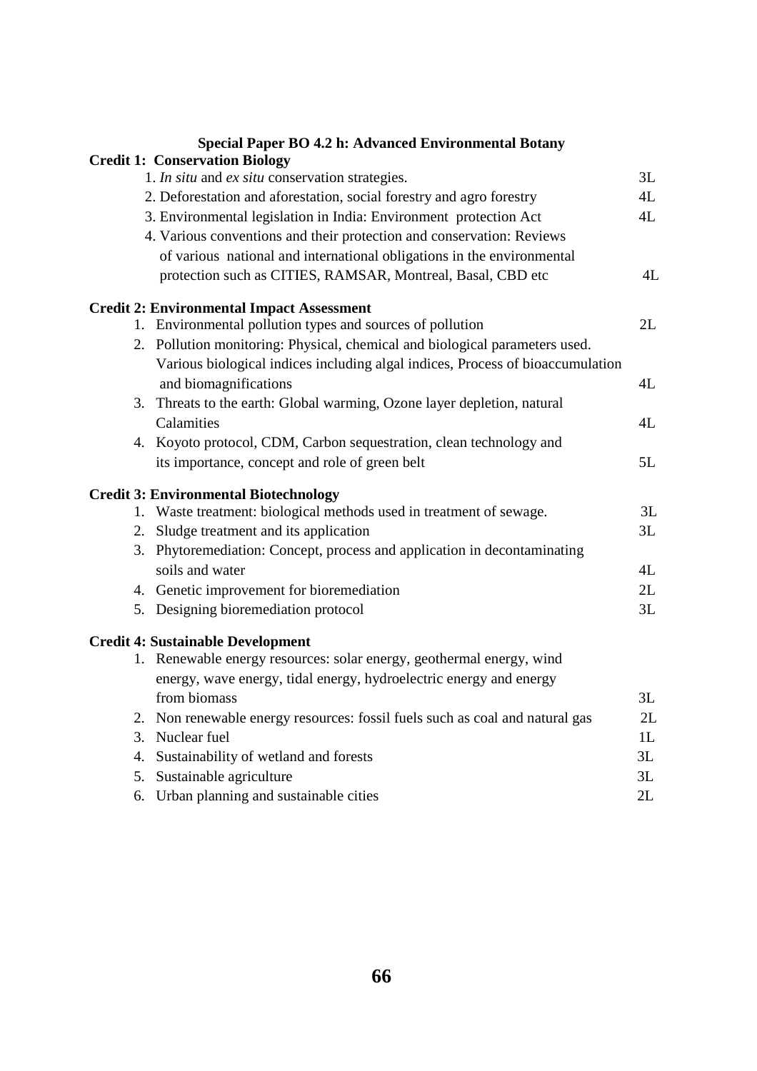## Special Paper BO 4.2 h: Advanced Environmental Botany

**Credit 1: Conservation Biology**

1. *In situ* and *ex situ* conservation strategies. 3L
2. Deforestation and aforestation, social forestry and agro forestry 4L
3. Environmental legislation in India: Environment protection Act 4L
4. Various conventions and their protection and conservation: Reviews of various national and international obligations in the environmental protection such as CITIES, RAMSAR, Montreal, Basal, CBD etc 4L

**Credit 2: Environmental Impact Assessment**

1. Environmental pollution types and sources of pollution 2L
2. Pollution monitoring: Physical, chemical and biological parameters used. Various biological indices including algal indices, Process of bioaccumulation and biomagnifications 4L
3. Threats to the earth: Global warming, Ozone layer depletion, natural Calamities 4L
4. Koyoto protocol, CDM, Carbon sequestration, clean technology and its importance, concept and role of green belt 5L

**Credit 3: Environmental Biotechnology**

1. Waste treatment: biological methods used in treatment of sewage. 3L
2. Sludge treatment and its application 3L
3. Phytoremediation: Concept, process and application in decontaminating soils and water 4L
4. Genetic improvement for bioremediation 2L
5. Designing bioremediation protocol 3L

**Credit 4: Sustainable Development**

1. Renewable energy resources: solar energy, geothermal energy, wind energy, wave energy, tidal energy, hydroelectric energy and energy from biomass 3L
2. Non renewable energy resources: fossil fuels such as coal and natural gas 2L
3. Nuclear fuel 1L
4. Sustainability of wetland and forests 3L
5. Sustainable agriculture 3L
6. Urban planning and sustainable cities 2L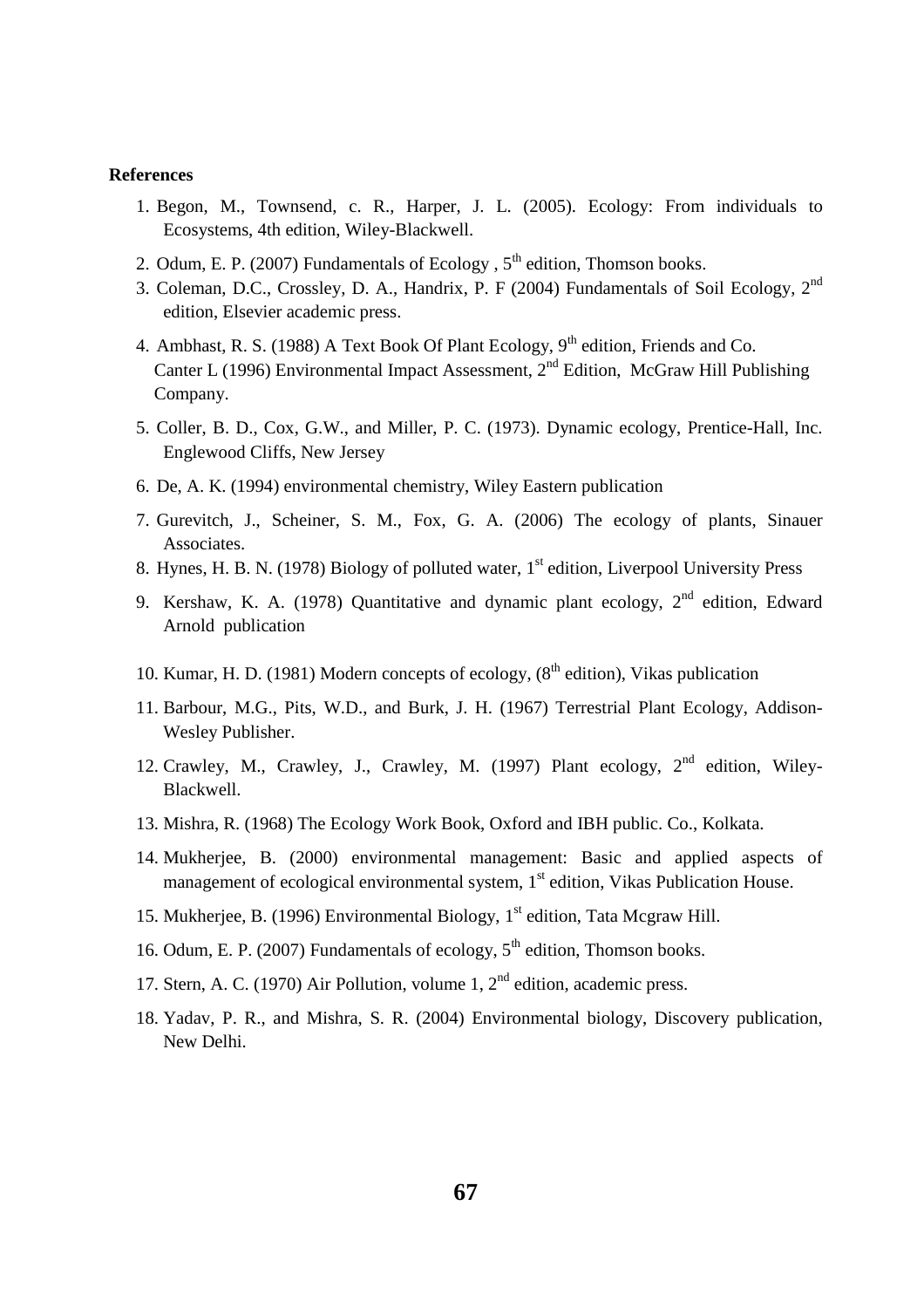**References**

1. Begon, M., Townsend, c. R., Harper, J. L. (2005). Ecology: From individuals to Ecosystems, 4th edition, Wiley-Blackwell.
2. Odum, E. P. (2007) Fundamentals of Ecology , 5th edition, Thomson books.
3. Coleman, D.C., Crossley, D. A., Handrix, P. F (2004) Fundamentals of Soil Ecology, 2nd edition, Elsevier academic press.
4. Ambhast, R. S. (1988) A Text Book Of Plant Ecology, 9th edition, Friends and Co.
   Canter L (1996) Environmental Impact Assessment, 2nd Edition, McGraw Hill Publishing Company.
5. Coller, B. D., Cox, G.W., and Miller, P. C. (1973). Dynamic ecology, Prentice-Hall, Inc. Englewood Cliffs, New Jersey
6. De, A. K. (1994) environmental chemistry, Wiley Eastern publication
7. Gurevitch, J., Scheiner, S. M., Fox, G. A. (2006) The ecology of plants, Sinauer Associates.
8. Hynes, H. B. N. (1978) Biology of polluted water, 1st edition, Liverpool University Press
9. Kershaw, K. A. (1978) Quantitative and dynamic plant ecology, 2nd edition, Edward Arnold publication
10. Kumar, H. D. (1981) Modern concepts of ecology, (8th edition), Vikas publication
11. Barbour, M.G., Pits, W.D., and Burk, J. H. (1967) Terrestrial Plant Ecology, Addison-Wesley Publisher.
12. Crawley, M., Crawley, J., Crawley, M. (1997) Plant ecology, 2nd edition, Wiley-Blackwell.
13. Mishra, R. (1968) The Ecology Work Book, Oxford and IBH public. Co., Kolkata.
14. Mukherjee, B. (2000) environmental management: Basic and applied aspects of management of ecological environmental system, 1st edition, Vikas Publication House.
15. Mukherjee, B. (1996) Environmental Biology, 1st edition, Tata Mcgraw Hill.
16. Odum, E. P. (2007) Fundamentals of ecology, 5th edition, Thomson books.
17. Stern, A. C. (1970) Air Pollution, volume 1, 2nd edition, academic press.
18. Yadav, P. R., and Mishra, S. R. (2004) Environmental biology, Discovery publication, New Delhi.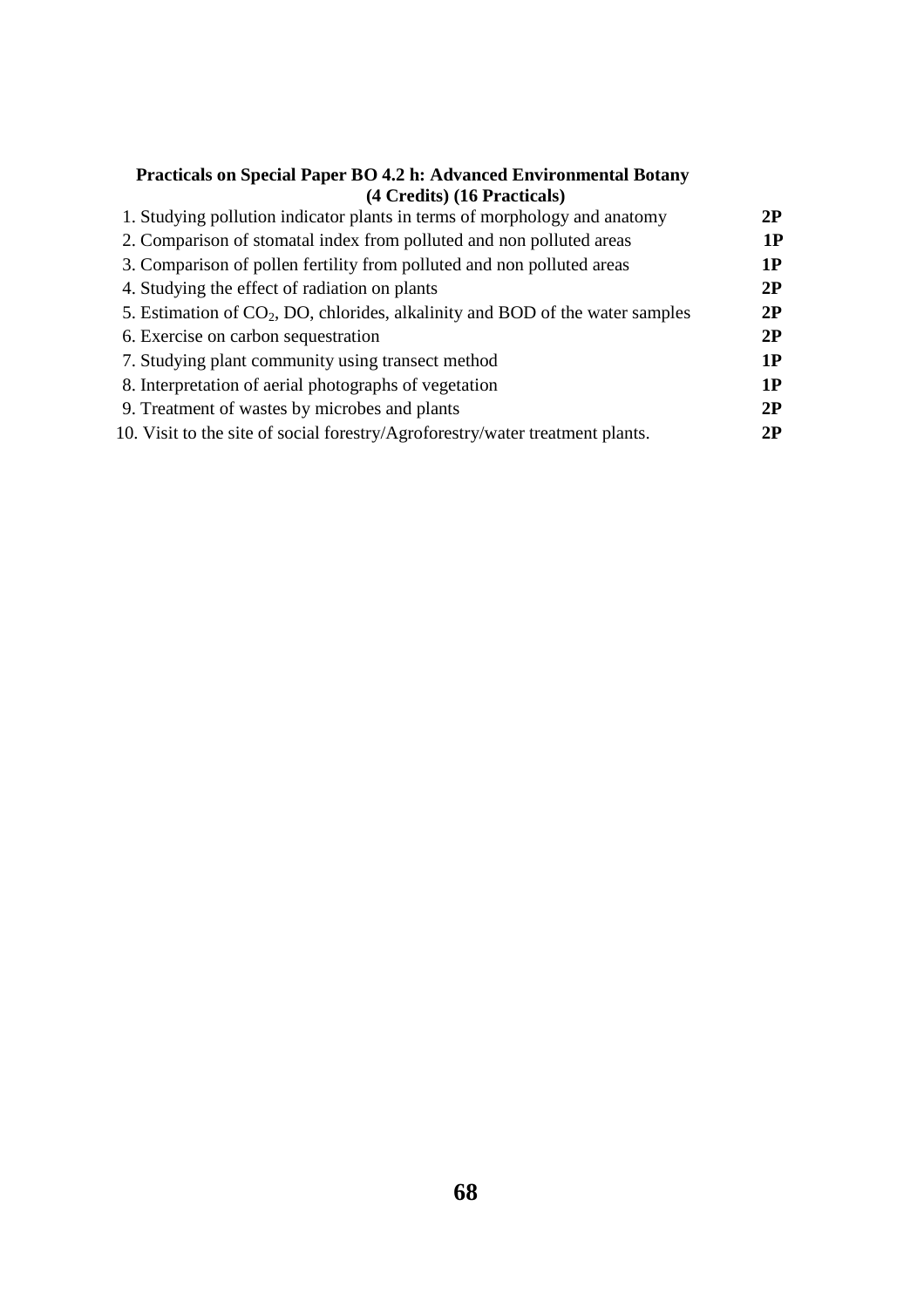**Practicals on Special Paper BO 4.2 h: Advanced Environmental Botany**
**(4 Credits) (16 Practicals)**

1. Studying pollution indicator plants in terms of morphology and anatomy **2P**
2. Comparison of stomatal index from polluted and non polluted areas **1P**
3. Comparison of pollen fertility from polluted and non polluted areas **1P**
4. Studying the effect of radiation on plants **2P**
5. Estimation of $CO_2$, DO, chlorides, alkalinity and BOD of the water samples **2P**
6. Exercise on carbon sequestration **2P**
7. Studying plant community using transect method **1P**
8. Interpretation of aerial photographs of vegetation **1P**
9. Treatment of wastes by microbes and plants **2P**
10. Visit to the site of social forestry/Agroforestry/water treatment plants. **2P**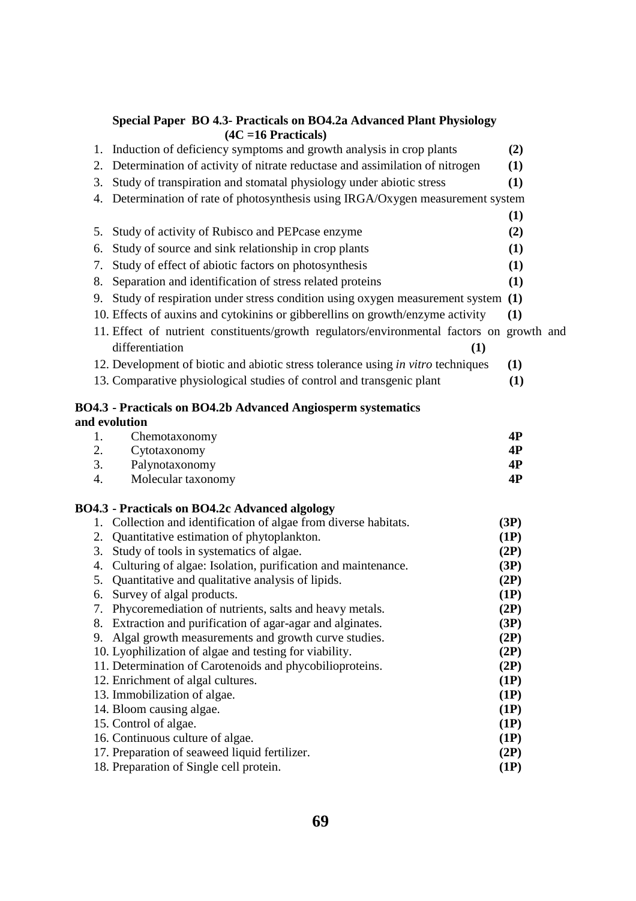### Special Paper BO 4.3- Practicals on BO4.2a Advanced Plant Physiology (4C =16 Practicals)

1. Induction of deficiency symptoms and growth analysis in crop plants **(2)**
2. Determination of activity of nitrate reductase and assimilation of nitrogen **(1)**
3. Study of transpiration and stomatal physiology under abiotic stress **(1)**
4. Determination of rate of photosynthesis using IRGA/Oxygen measurement system **(1)**
5. Study of activity of Rubisco and PEPcase enzyme **(2)**
6. Study of source and sink relationship in crop plants **(1)**
7. Study of effect of abiotic factors on photosynthesis **(1)**
8. Separation and identification of stress related proteins **(1)**
9. Study of respiration under stress condition using oxygen measurement system **(1)**
10. Effects of auxins and cytokinins or gibberellins on growth/enzyme activity **(1)**
11. Effect of nutrient constituents/growth regulators/environmental factors on growth and differentiation **(1)**
12. Development of biotic and abiotic stress tolerance using *in vitro* techniques **(1)**
13. Comparative physiological studies of control and transgenic plant **(1)**

### BO4.3 - Practicals on BO4.2b Advanced Angiosperm systematics and evolution

1. Chemotaxonomy **4P**
2. Cytotaxonomy **4P**
3. Palynotaxonomy **4P**
4. Molecular taxonomy **4P**

### BO4.3 - Practicals on BO4.2c Advanced algology

1. Collection and identification of algae from diverse habitats. **(3P)**
2. Quantitative estimation of phytoplankton. **(1P)**
3. Study of tools in systematics of algae. **(2P)**
4. Culturing of algae: Isolation, purification and maintenance. **(3P)**
5. Quantitative and qualitative analysis of lipids. **(2P)**
6. Survey of algal products. **(1P)**
7. Phycoremediation of nutrients, salts and heavy metals. **(2P)**
8. Extraction and purification of agar-agar and alginates. **(3P)**
9. Algal growth measurements and growth curve studies. **(2P)**
10. Lyophilization of algae and testing for viability. **(2P)**
11. Determination of Carotenoids and phycobilioproteins. **(2P)**
12. Enrichment of algal cultures. **(1P)**
13. Immobilization of algae. **(1P)**
14. Bloom causing algae. **(1P)**
15. Control of algae. **(1P)**
16. Continuous culture of algae. **(1P)**
17. Preparation of seaweed liquid fertilizer. **(2P)**
18. Preparation of Single cell protein. **(1P)**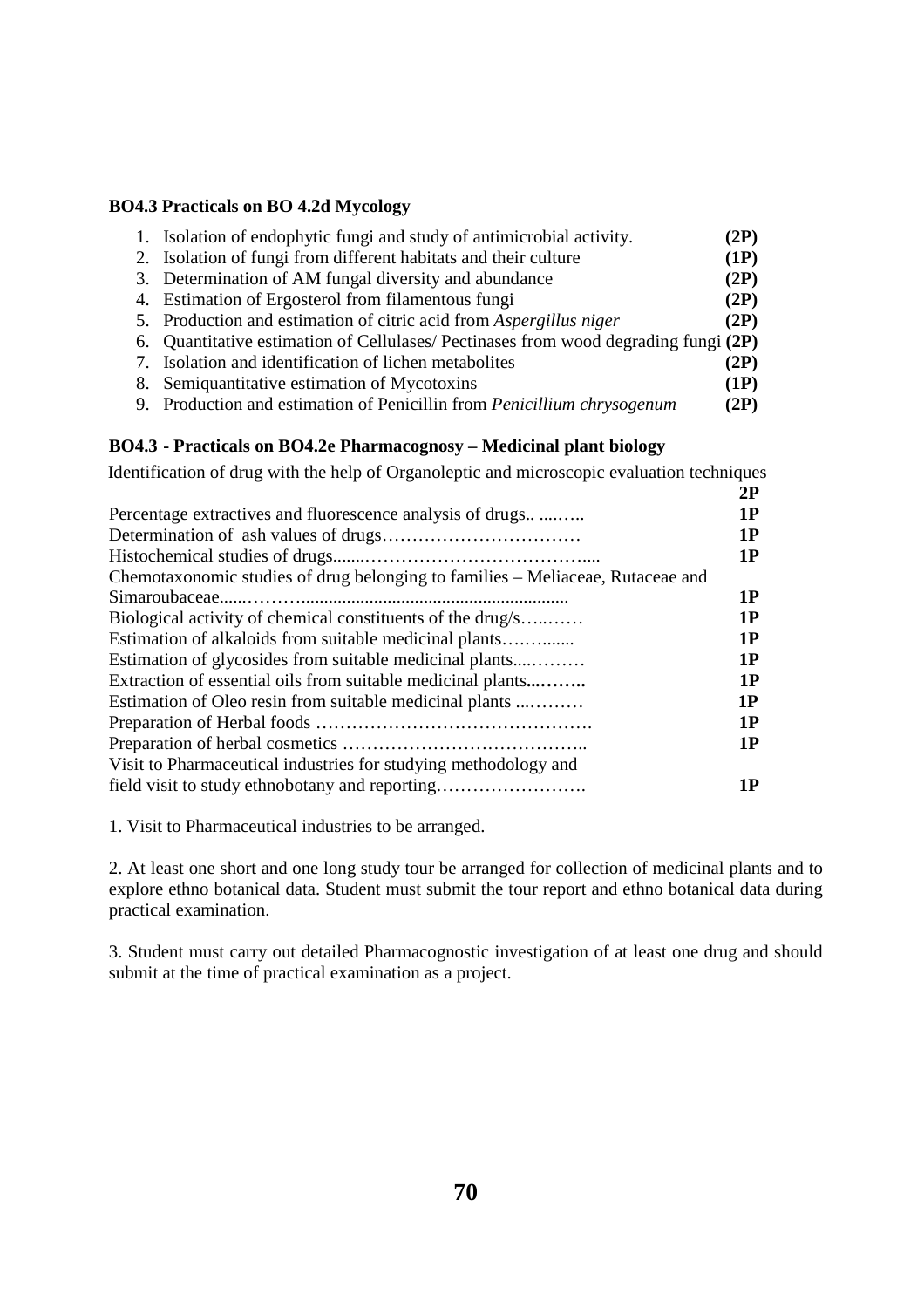**BO4.3 Practicals on BO 4.2d Mycology**

1. Isolation of endophytic fungi and study of antimicrobial activity. **(2P)**
2. Isolation of fungi from different habitats and their culture **(1P)**
3. Determination of AM fungal diversity and abundance **(2P)**
4. Estimation of Ergosterol from filamentous fungi **(2P)**
5. Production and estimation of citric acid from *Aspergillus niger* **(2P)**
6. Quantitative estimation of Cellulases/ Pectinases from wood degrading fungi **(2P)**
7. Isolation and identification of lichen metabolites **(2P)**
8. Semiquantitative estimation of Mycotoxins **(1P)**
9. Production and estimation of Penicillin from *Penicillium chrysogenum* **(2P)**

**BO4.3 - Practicals on BO4.2e Pharmacognosy – Medicinal plant biology**

Identification of drug with the help of Organoleptic and microscopic evaluation techniques **2P**

Percentage extractives and fluorescence analysis of drugs.. ....….. **1P**

Determination of ash values of drugs…………………………… **1P**

Histochemical studies of drugs.......……………………………….... **1P**

Chemotaxonomic studies of drug belonging to families – Meliaceae, Rutaceae and Simaroubaceae......………........................................................... **1P**

Biological activity of chemical constituents of the drug/s…..…… **1P**

Estimation of alkaloids from suitable medicinal plants…….…..... **1P**

Estimation of glycosides from suitable medicinal plants....……… **1P**

Extraction of essential oils from suitable medicinal plants**...……..** **1P**

Estimation of Oleo resin from suitable medicinal plants ...……… **1P**

Preparation of Herbal foods ………………………………………. **1P**

Preparation of herbal cosmetics ………………………………….. **1P**

Visit to Pharmaceutical industries for studying methodology and field visit to study ethnobotany and reporting……………………. **1P**

1. Visit to Pharmaceutical industries to be arranged.

2. At least one short and one long study tour be arranged for collection of medicinal plants and to explore ethno botanical data. Student must submit the tour report and ethno botanical data during practical examination.

3. Student must carry out detailed Pharmacognostic investigation of at least one drug and should submit at the time of practical examination as a project.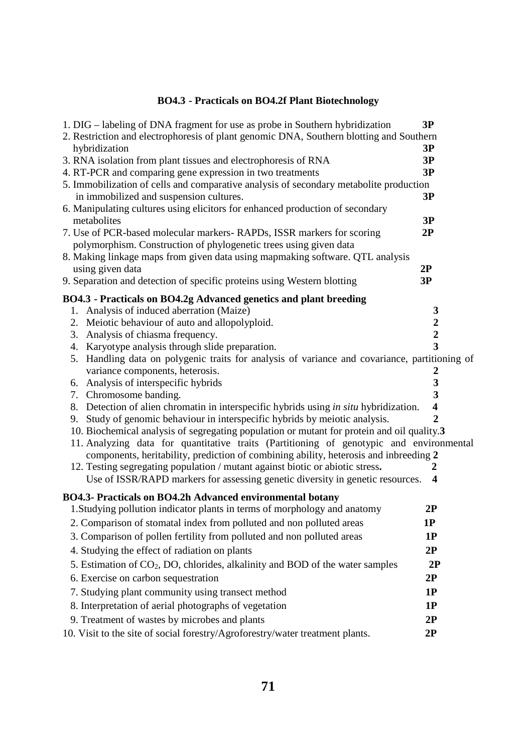### BO4.3 - Practicals on BO4.2f Plant Biotechnology

1. DIG – labeling of DNA fragment for use as probe in Southern hybridization **3P**
2. Restriction and electrophoresis of plant genomic DNA, Southern blotting and Southern hybridization **3P**
3. RNA isolation from plant tissues and electrophoresis of RNA **3P**
4. RT-PCR and comparing gene expression in two treatments **3P**
5. Immobilization of cells and comparative analysis of secondary metabolite production in immobilized and suspension cultures. **3P**
6. Manipulating cultures using elicitors for enhanced production of secondary metabolites **3P**
7. Use of PCR-based molecular markers- RAPDs, ISSR markers for scoring polymorphism. Construction of phylogenetic trees using given data **2P**
8. Making linkage maps from given data using mapmaking software. QTL analysis using given data **2P**
9. Separation and detection of specific proteins using Western blotting **3P**

### BO4.3 - Practicals on BO4.2g Advanced genetics and plant breeding

1. Analysis of induced aberration (Maize) **3**
2. Meiotic behaviour of auto and allopolyploid. **2**
3. Analysis of chiasma frequency. **2**
4. Karyotype analysis through slide preparation. **3**
5. Handling data on polygenic traits for analysis of variance and covariance, partitioning of variance components, heterosis. **2**
6. Analysis of interspecific hybrids **3**
7. Chromosome banding. **3**
8. Detection of alien chromatin in interspecific hybrids using *in situ* hybridization. **4**
9. Study of genomic behaviour in interspecific hybrids by meiotic analysis. **2**
10. Biochemical analysis of segregating population or mutant for protein and oil quality. **3**
11. Analyzing data for quantitative traits (Partitioning of genotypic and environmental components, heritability, prediction of combining ability, heterosis and inbreeding **2**
12. Testing segregating population / mutant against biotic or abiotic stress. **2**
    Use of ISSR/RAPD markers for assessing genetic diversity in genetic resources. **4**

### BO4.3- Practicals on BO4.2h Advanced environmental botany

1. Studying pollution indicator plants in terms of morphology and anatomy **2P**
2. Comparison of stomatal index from polluted and non polluted areas **1P**
3. Comparison of pollen fertility from polluted and non polluted areas **1P**
4. Studying the effect of radiation on plants **2P**
5. Estimation of $CO_2$, DO, chlorides, alkalinity and BOD of the water samples **2P**
6. Exercise on carbon sequestration **2P**
7. Studying plant community using transect method **1P**
8. Interpretation of aerial photographs of vegetation **1P**
9. Treatment of wastes by microbes and plants **2P**
10. Visit to the site of social forestry/Agroforestry/water treatment plants. **2P**